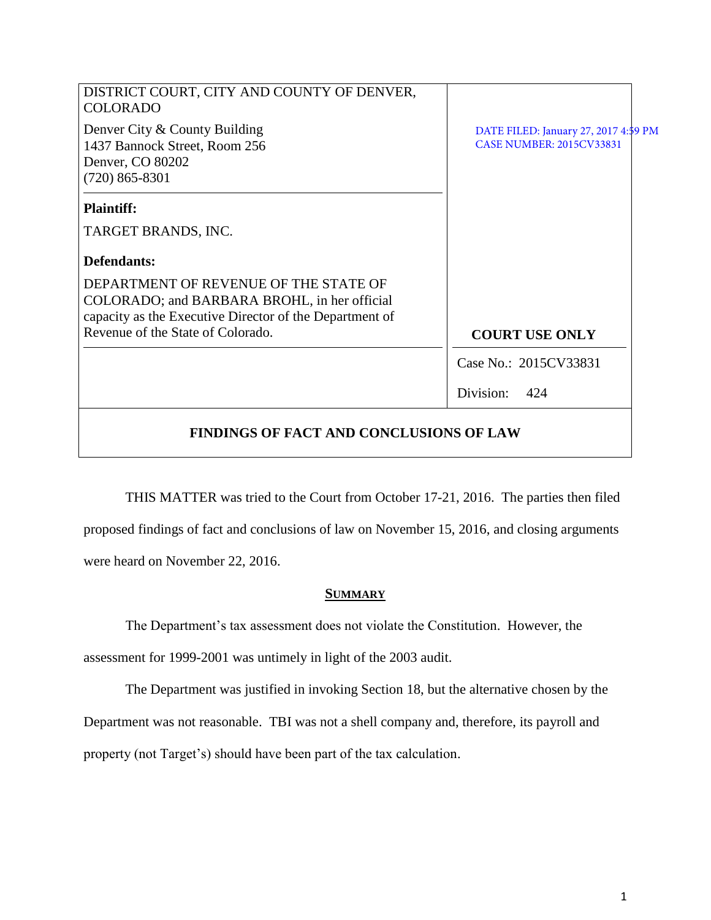| DISTRICT COURT, CITY AND COUNTY OF DENVER, COLORADO<br><br>Denver City & County Building<br>1437 Bannock Street, Room 256<br>Denver, CO 80202<br>(720) 865-8301 | DATE FILED: January 27, 2017 4:59 PM<br>CASE NUMBER: 2015CV33831 |
|---|---|
| **Plaintiff:**<br><br>TARGET BRANDS, INC.<br><br>**Defendants:**<br><br>DEPARTMENT OF REVENUE OF THE STATE OF COLORADO; and BARBARA BROHL, in her official capacity as the Executive Director of the Department of Revenue of the State of Colorado. | **COURT USE ONLY** |
| | Case No.: 2015CV33831<br><br>Division: 424 |

**FINDINGS OF FACT AND CONCLUSIONS OF LAW**

THIS MATTER was tried to the Court from October 17-21, 2016. The parties then filed proposed findings of fact and conclusions of law on November 15, 2016, and closing arguments were heard on November 22, 2016.

## SUMMARY

The Department's tax assessment does not violate the Constitution. However, the assessment for 1999-2001 was untimely in light of the 2003 audit.

The Department was justified in invoking Section 18, but the alternative chosen by the Department was not reasonable. TBI was not a shell company and, therefore, its payroll and property (not Target's) should have been part of the tax calculation.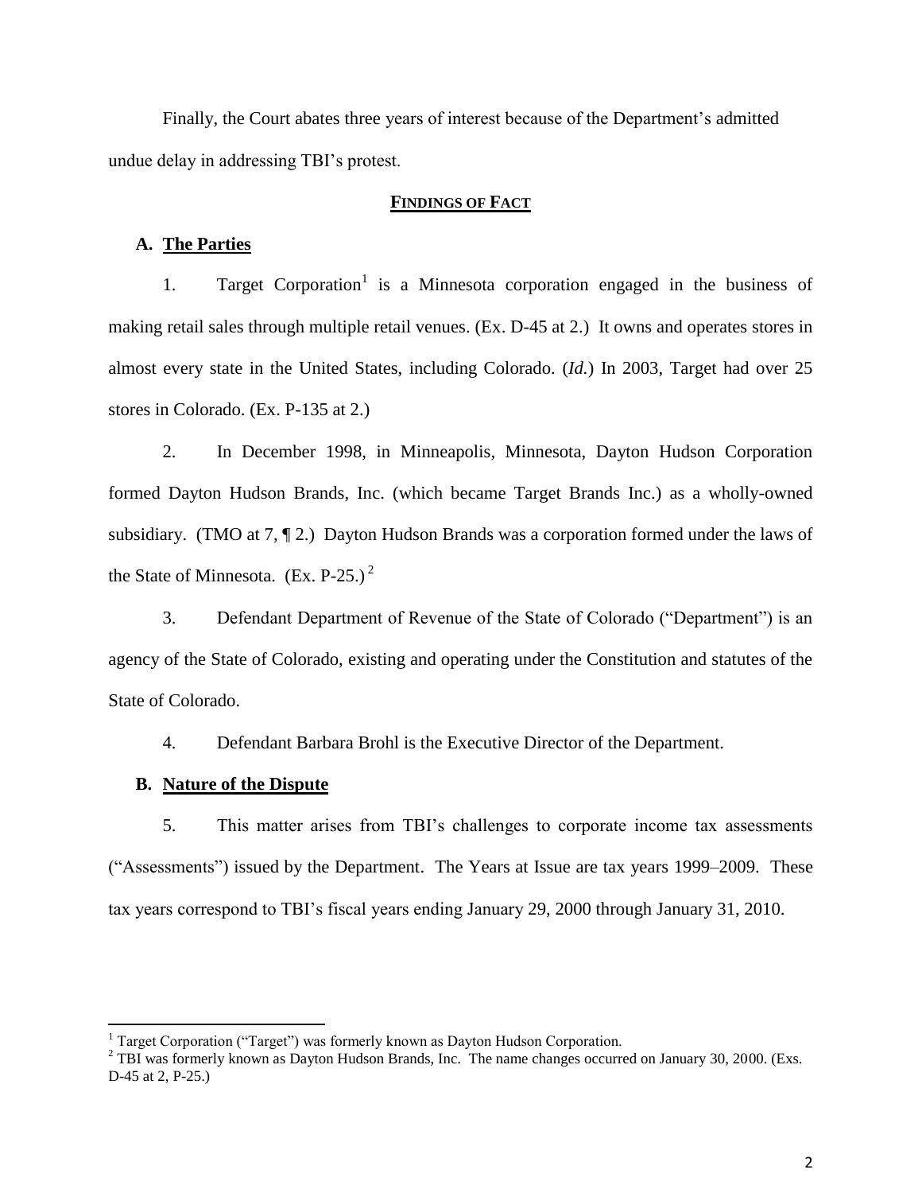Finally, the Court abates three years of interest because of the Department's admitted undue delay in addressing TBI's protest.

## **FINDINGS OF FACT**

### **A. The Parties**

1. Target Corporation[1] is a Minnesota corporation engaged in the business of making retail sales through multiple retail venues. (Ex. D-45 at 2.) It owns and operates stores in almost every state in the United States, including Colorado. (*Id.*) In 2003, Target had over 25 stores in Colorado. (Ex. P-135 at 2.)

2. In December 1998, in Minneapolis, Minnesota, Dayton Hudson Corporation formed Dayton Hudson Brands, Inc. (which became Target Brands Inc.) as a wholly-owned subsidiary. (TMO at 7, ¶ 2.) Dayton Hudson Brands was a corporation formed under the laws of the State of Minnesota. (Ex. P-25.)[2]

3. Defendant Department of Revenue of the State of Colorado ("Department") is an agency of the State of Colorado, existing and operating under the Constitution and statutes of the State of Colorado.

4. Defendant Barbara Brohl is the Executive Director of the Department.

### **B. Nature of the Dispute**

5. This matter arises from TBI's challenges to corporate income tax assessments ("Assessments") issued by the Department. The Years at Issue are tax years 1999–2009. These tax years correspond to TBI's fiscal years ending January 29, 2000 through January 31, 2010.

---

[1] Target Corporation ("Target") was formerly known as Dayton Hudson Corporation.

[2] TBI was formerly known as Dayton Hudson Brands, Inc. The name changes occurred on January 30, 2000. (Exs. D-45 at 2, P-25.)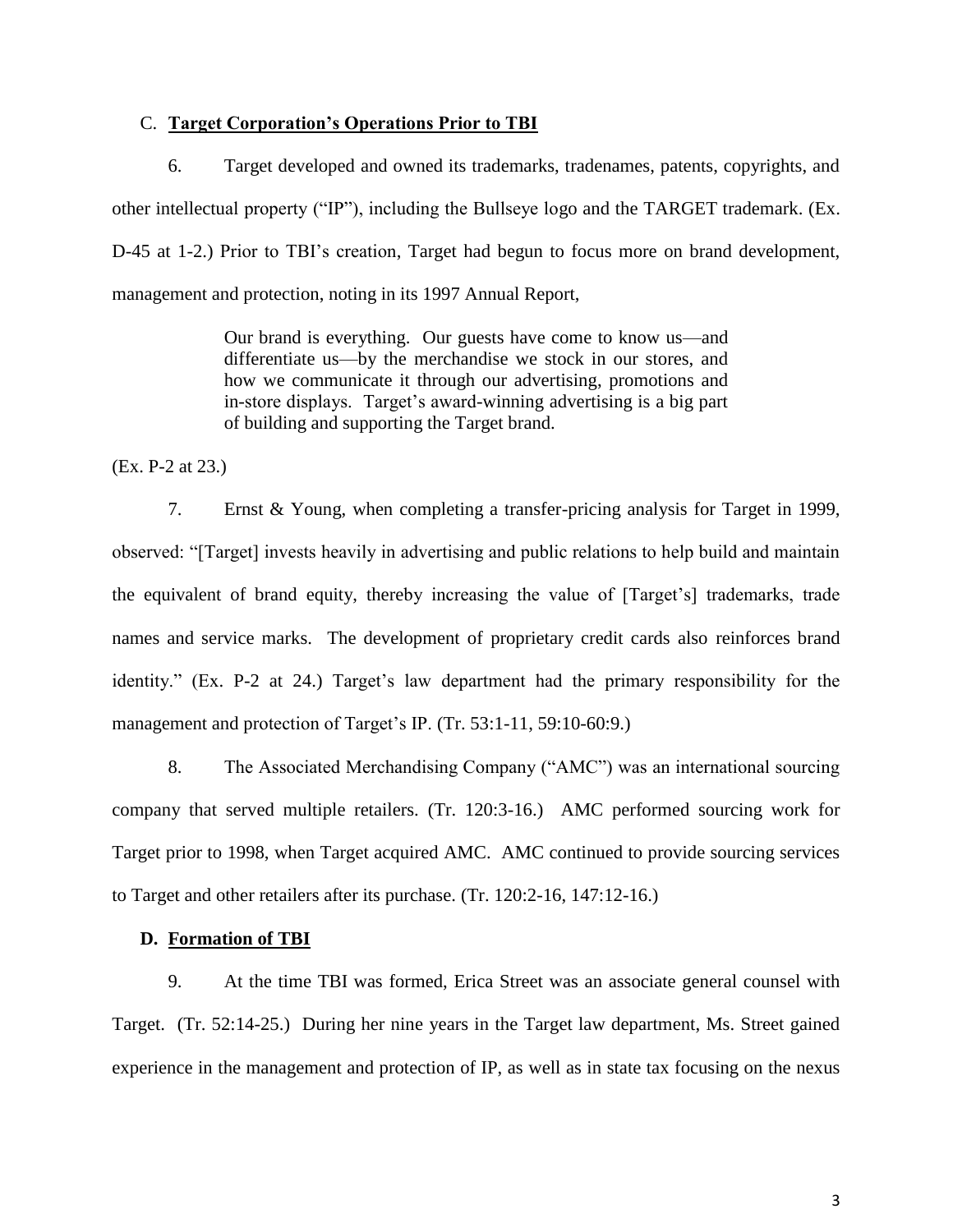### C. **Target Corporation's Operations Prior to TBI**

6. Target developed and owned its trademarks, tradenames, patents, copyrights, and other intellectual property ("IP"), including the Bullseye logo and the TARGET trademark. (Ex. D-45 at 1-2.) Prior to TBI's creation, Target had begun to focus more on brand development, management and protection, noting in its 1997 Annual Report,

> Our brand is everything. Our guests have come to know us—and differentiate us—by the merchandise we stock in our stores, and how we communicate it through our advertising, promotions and in-store displays. Target's award-winning advertising is a big part of building and supporting the Target brand.

(Ex. P-2 at 23.)

7. Ernst & Young, when completing a transfer-pricing analysis for Target in 1999, observed: "[Target] invests heavily in advertising and public relations to help build and maintain the equivalent of brand equity, thereby increasing the value of [Target's] trademarks, trade names and service marks. The development of proprietary credit cards also reinforces brand identity." (Ex. P-2 at 24.) Target's law department had the primary responsibility for the management and protection of Target's IP. (Tr. 53:1-11, 59:10-60:9.)

8. The Associated Merchandising Company ("AMC") was an international sourcing company that served multiple retailers. (Tr. 120:3-16.) AMC performed sourcing work for Target prior to 1998, when Target acquired AMC. AMC continued to provide sourcing services to Target and other retailers after its purchase. (Tr. 120:2-16, 147:12-16.)

### D. **Formation of TBI**

9. At the time TBI was formed, Erica Street was an associate general counsel with Target. (Tr. 52:14-25.) During her nine years in the Target law department, Ms. Street gained experience in the management and protection of IP, as well as in state tax focusing on the nexus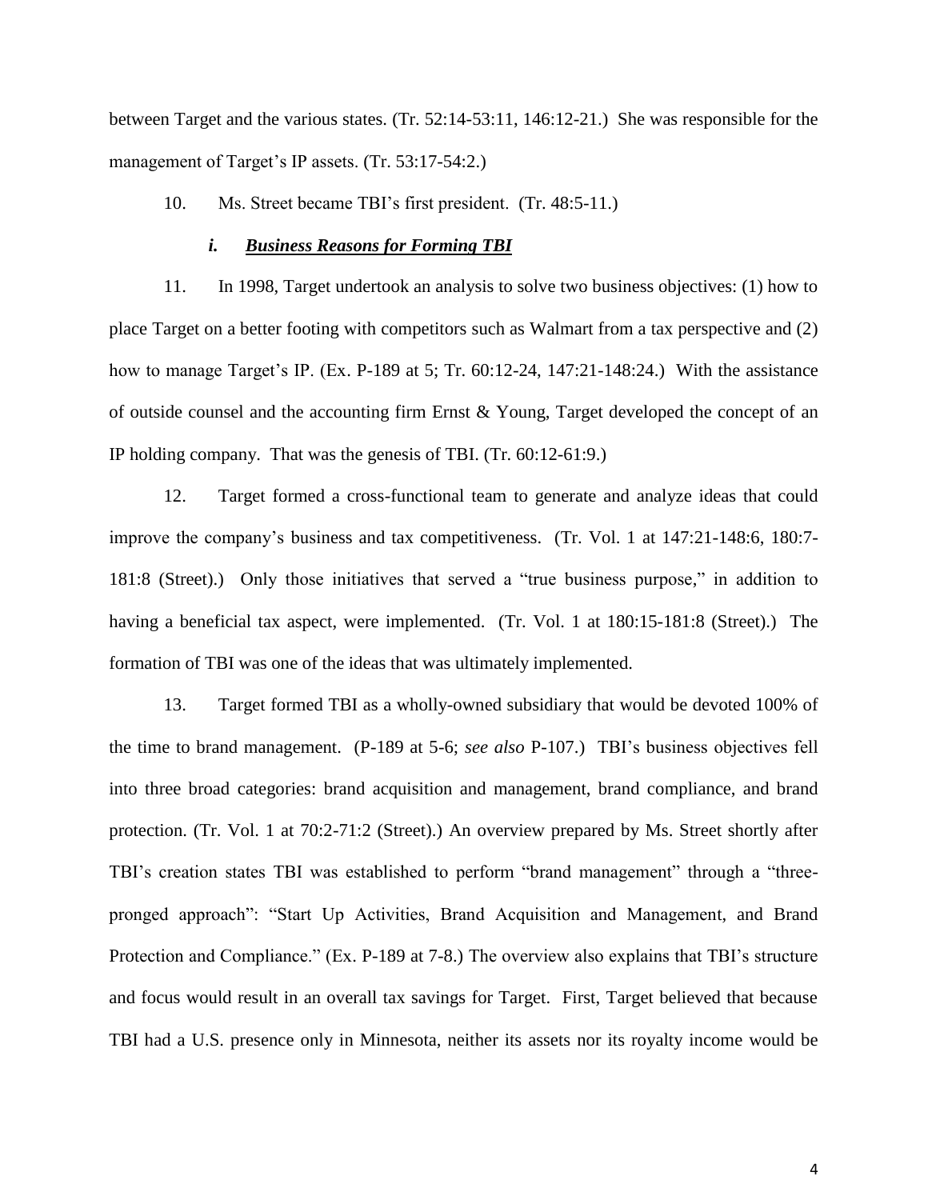between Target and the various states. (Tr. 52:14-53:11, 146:12-21.) She was responsible for the management of Target's IP assets. (Tr. 53:17-54:2.)

10. Ms. Street became TBI's first president. (Tr. 48:5-11.)

### *i. Business Reasons for Forming TBI*

11. In 1998, Target undertook an analysis to solve two business objectives: (1) how to place Target on a better footing with competitors such as Walmart from a tax perspective and (2) how to manage Target's IP. (Ex. P-189 at 5; Tr. 60:12-24, 147:21-148:24.) With the assistance of outside counsel and the accounting firm Ernst & Young, Target developed the concept of an IP holding company. That was the genesis of TBI. (Tr. 60:12-61:9.)

12. Target formed a cross-functional team to generate and analyze ideas that could improve the company's business and tax competitiveness. (Tr. Vol. 1 at 147:21-148:6, 180:7-181:8 (Street).) Only those initiatives that served a "true business purpose," in addition to having a beneficial tax aspect, were implemented. (Tr. Vol. 1 at 180:15-181:8 (Street).) The formation of TBI was one of the ideas that was ultimately implemented.

13. Target formed TBI as a wholly-owned subsidiary that would be devoted 100% of the time to brand management. (P-189 at 5-6; *see also* P-107.) TBI's business objectives fell into three broad categories: brand acquisition and management, brand compliance, and brand protection. (Tr. Vol. 1 at 70:2-71:2 (Street).) An overview prepared by Ms. Street shortly after TBI's creation states TBI was established to perform "brand management" through a "three-pronged approach": "Start Up Activities, Brand Acquisition and Management, and Brand Protection and Compliance." (Ex. P-189 at 7-8.) The overview also explains that TBI's structure and focus would result in an overall tax savings for Target. First, Target believed that because TBI had a U.S. presence only in Minnesota, neither its assets nor its royalty income would be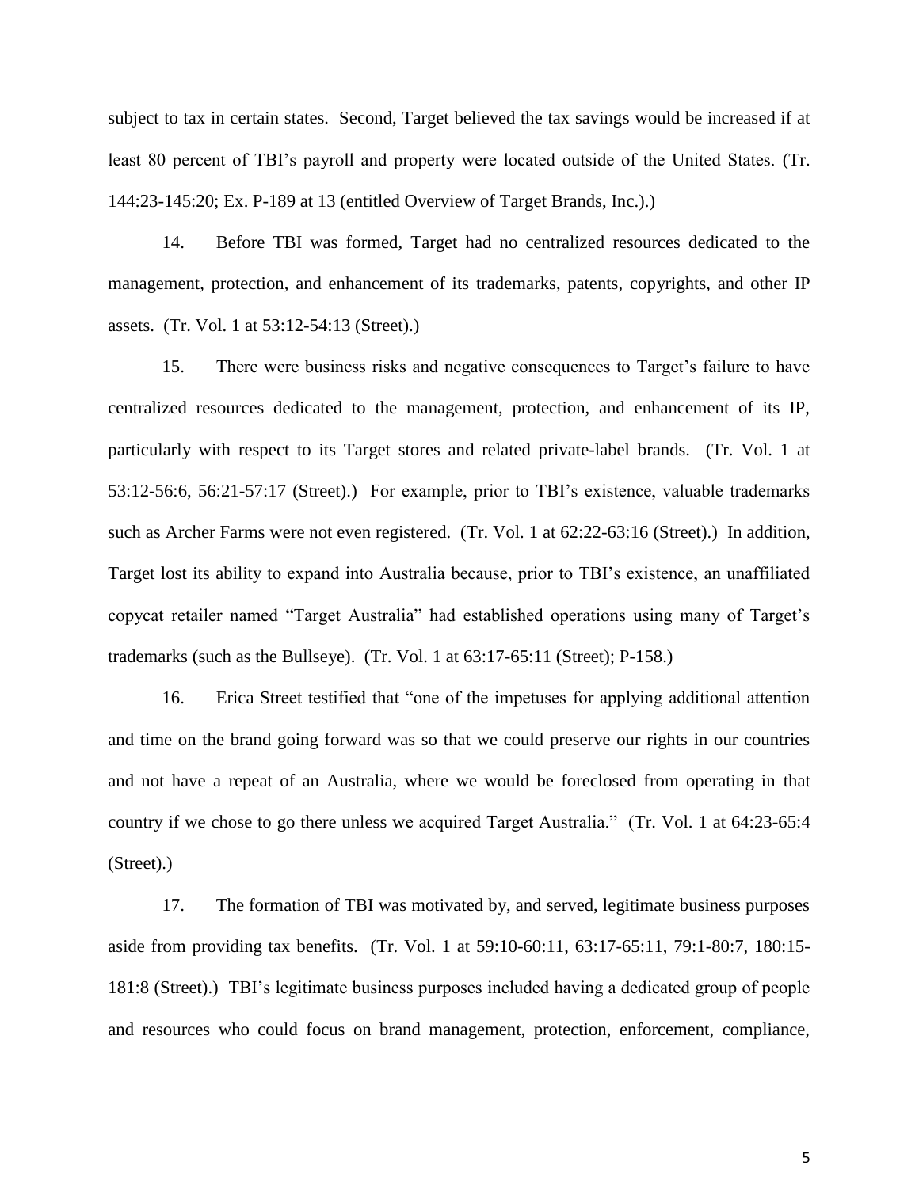subject to tax in certain states. Second, Target believed the tax savings would be increased if at least 80 percent of TBI's payroll and property were located outside of the United States. (Tr. 144:23-145:20; Ex. P-189 at 13 (entitled Overview of Target Brands, Inc.).)

14. Before TBI was formed, Target had no centralized resources dedicated to the management, protection, and enhancement of its trademarks, patents, copyrights, and other IP assets. (Tr. Vol. 1 at 53:12-54:13 (Street).)

15. There were business risks and negative consequences to Target's failure to have centralized resources dedicated to the management, protection, and enhancement of its IP, particularly with respect to its Target stores and related private-label brands. (Tr. Vol. 1 at 53:12-56:6, 56:21-57:17 (Street).) For example, prior to TBI's existence, valuable trademarks such as Archer Farms were not even registered. (Tr. Vol. 1 at 62:22-63:16 (Street).) In addition, Target lost its ability to expand into Australia because, prior to TBI's existence, an unaffiliated copycat retailer named "Target Australia" had established operations using many of Target's trademarks (such as the Bullseye). (Tr. Vol. 1 at 63:17-65:11 (Street); P-158.)

16. Erica Street testified that "one of the impetuses for applying additional attention and time on the brand going forward was so that we could preserve our rights in our countries and not have a repeat of an Australia, where we would be foreclosed from operating in that country if we chose to go there unless we acquired Target Australia." (Tr. Vol. 1 at 64:23-65:4 (Street).)

17. The formation of TBI was motivated by, and served, legitimate business purposes aside from providing tax benefits. (Tr. Vol. 1 at 59:10-60:11, 63:17-65:11, 79:1-80:7, 180:15-181:8 (Street).) TBI's legitimate business purposes included having a dedicated group of people and resources who could focus on brand management, protection, enforcement, compliance,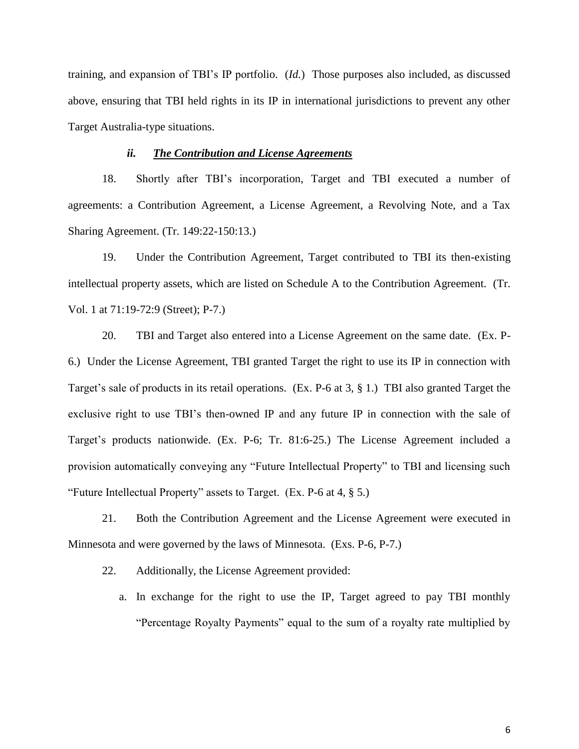training, and expansion of TBI's IP portfolio. (*Id.*) Those purposes also included, as discussed above, ensuring that TBI held rights in its IP in international jurisdictions to prevent any other Target Australia-type situations.

### ***ii. The Contribution and License Agreements***

18. Shortly after TBI's incorporation, Target and TBI executed a number of agreements: a Contribution Agreement, a License Agreement, a Revolving Note, and a Tax Sharing Agreement. (Tr. 149:22-150:13.)

19. Under the Contribution Agreement, Target contributed to TBI its then-existing intellectual property assets, which are listed on Schedule A to the Contribution Agreement. (Tr. Vol. 1 at 71:19-72:9 (Street); P-7.)

20. TBI and Target also entered into a License Agreement on the same date. (Ex. P-6.) Under the License Agreement, TBI granted Target the right to use its IP in connection with Target's sale of products in its retail operations. (Ex. P-6 at 3, § 1.) TBI also granted Target the exclusive right to use TBI's then-owned IP and any future IP in connection with the sale of Target's products nationwide. (Ex. P-6; Tr. 81:6-25.) The License Agreement included a provision automatically conveying any "Future Intellectual Property" to TBI and licensing such "Future Intellectual Property" assets to Target. (Ex. P-6 at 4, § 5.)

21. Both the Contribution Agreement and the License Agreement were executed in Minnesota and were governed by the laws of Minnesota. (Exs. P-6, P-7.)

22. Additionally, the License Agreement provided:

a. In exchange for the right to use the IP, Target agreed to pay TBI monthly "Percentage Royalty Payments" equal to the sum of a royalty rate multiplied by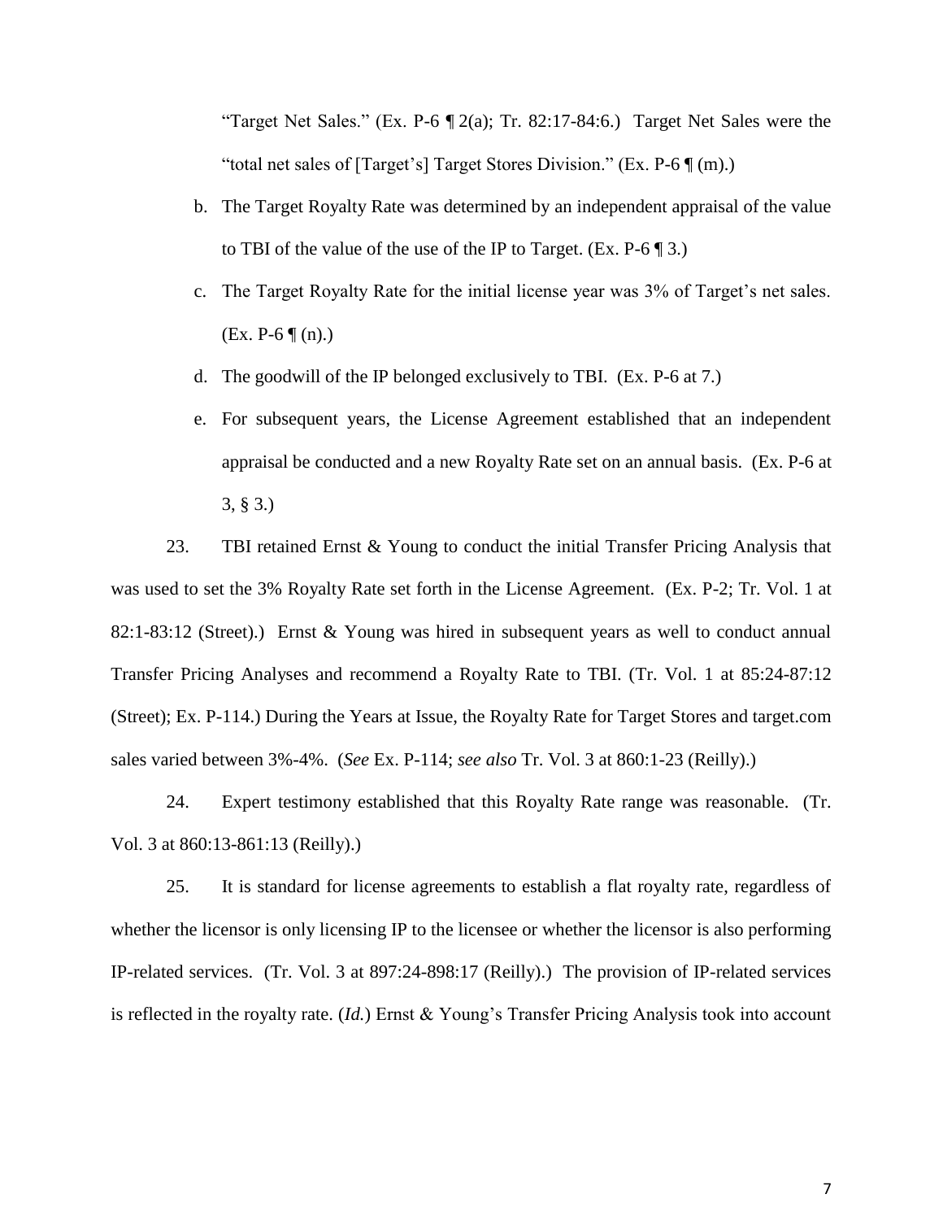"Target Net Sales." (Ex. P-6 ¶ 2(a); Tr. 82:17-84:6.) Target Net Sales were the "total net sales of [Target's] Target Stores Division." (Ex. P-6 ¶ (m).)

b. The Target Royalty Rate was determined by an independent appraisal of the value to TBI of the value of the use of the IP to Target. (Ex. P-6 ¶ 3.)

c. The Target Royalty Rate for the initial license year was 3% of Target's net sales. (Ex. P-6 ¶ (n).)

d. The goodwill of the IP belonged exclusively to TBI. (Ex. P-6 at 7.)

e. For subsequent years, the License Agreement established that an independent appraisal be conducted and a new Royalty Rate set on an annual basis. (Ex. P-6 at 3, § 3.)

23. TBI retained Ernst & Young to conduct the initial Transfer Pricing Analysis that was used to set the 3% Royalty Rate set forth in the License Agreement. (Ex. P-2; Tr. Vol. 1 at 82:1-83:12 (Street).) Ernst & Young was hired in subsequent years as well to conduct annual Transfer Pricing Analyses and recommend a Royalty Rate to TBI. (Tr. Vol. 1 at 85:24-87:12 (Street); Ex. P-114.) During the Years at Issue, the Royalty Rate for Target Stores and target.com sales varied between 3%-4%. (*See* Ex. P-114; *see also* Tr. Vol. 3 at 860:1-23 (Reilly).)

24. Expert testimony established that this Royalty Rate range was reasonable. (Tr. Vol. 3 at 860:13-861:13 (Reilly).)

25. It is standard for license agreements to establish a flat royalty rate, regardless of whether the licensor is only licensing IP to the licensee or whether the licensor is also performing IP-related services. (Tr. Vol. 3 at 897:24-898:17 (Reilly).) The provision of IP-related services is reflected in the royalty rate. (*Id.*) Ernst & Young's Transfer Pricing Analysis took into account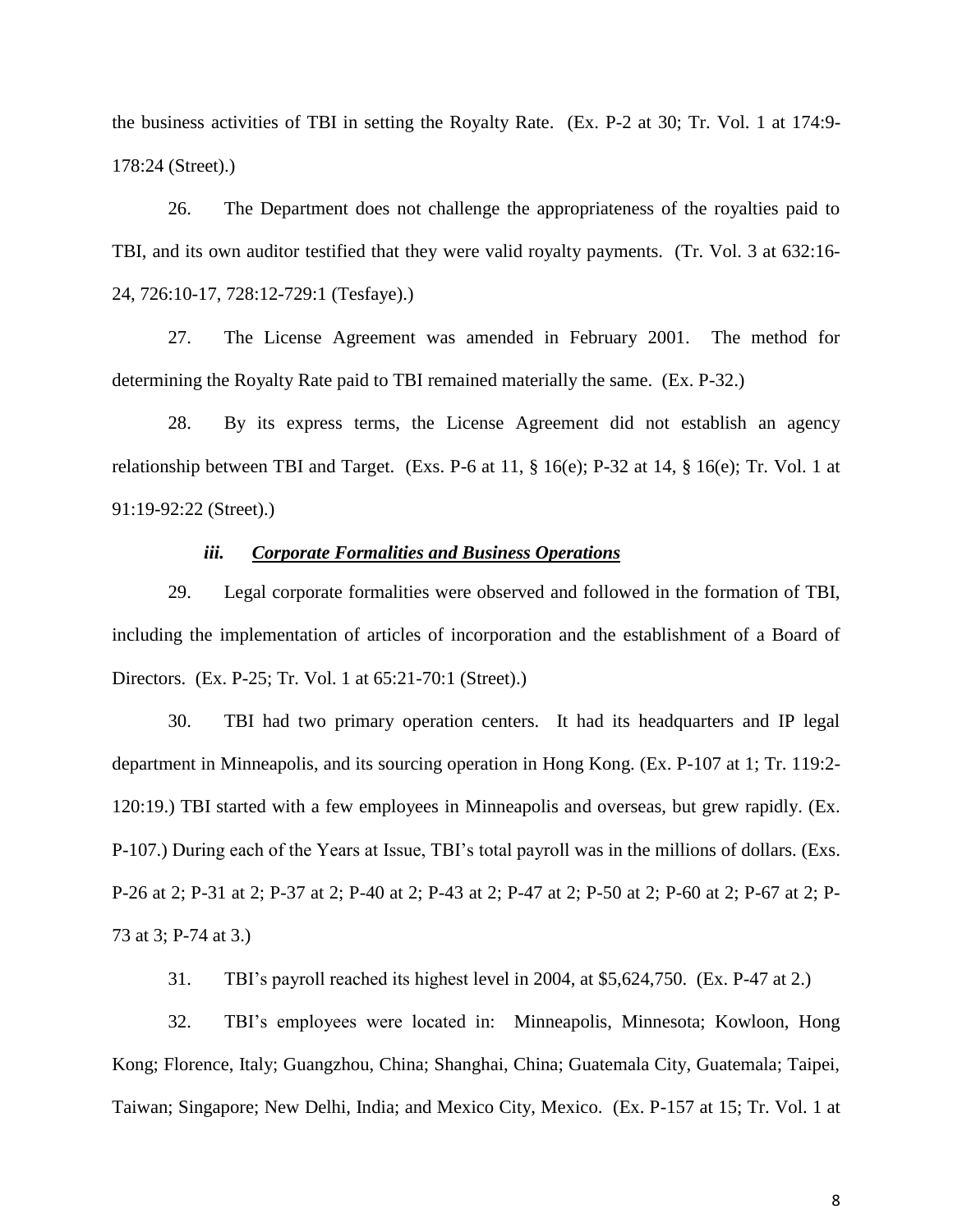the business activities of TBI in setting the Royalty Rate. (Ex. P-2 at 30; Tr. Vol. 1 at 174:9-178:24 (Street).)

26. The Department does not challenge the appropriateness of the royalties paid to TBI, and its own auditor testified that they were valid royalty payments. (Tr. Vol. 3 at 632:16-24, 726:10-17, 728:12-729:1 (Tesfaye).)

27. The License Agreement was amended in February 2001. The method for determining the Royalty Rate paid to TBI remained materially the same. (Ex. P-32.)

28. By its express terms, the License Agreement did not establish an agency relationship between TBI and Target. (Exs. P-6 at 11, § 16(e); P-32 at 14, § 16(e); Tr. Vol. 1 at 91:19-92:22 (Street).)

### ***iii. Corporate Formalities and Business Operations***

29. Legal corporate formalities were observed and followed in the formation of TBI, including the implementation of articles of incorporation and the establishment of a Board of Directors. (Ex. P-25; Tr. Vol. 1 at 65:21-70:1 (Street).)

30. TBI had two primary operation centers. It had its headquarters and IP legal department in Minneapolis, and its sourcing operation in Hong Kong. (Ex. P-107 at 1; Tr. 119:2-120:19.) TBI started with a few employees in Minneapolis and overseas, but grew rapidly. (Ex. P-107.) During each of the Years at Issue, TBI's total payroll was in the millions of dollars. (Exs. P-26 at 2; P-31 at 2; P-37 at 2; P-40 at 2; P-43 at 2; P-47 at 2; P-50 at 2; P-60 at 2; P-67 at 2; P-73 at 3; P-74 at 3.)

31. TBI's payroll reached its highest level in 2004, at $5,624,750. (Ex. P-47 at 2.)

32. TBI's employees were located in: Minneapolis, Minnesota; Kowloon, Hong Kong; Florence, Italy; Guangzhou, China; Shanghai, China; Guatemala City, Guatemala; Taipei, Taiwan; Singapore; New Delhi, India; and Mexico City, Mexico. (Ex. P-157 at 15; Tr. Vol. 1 at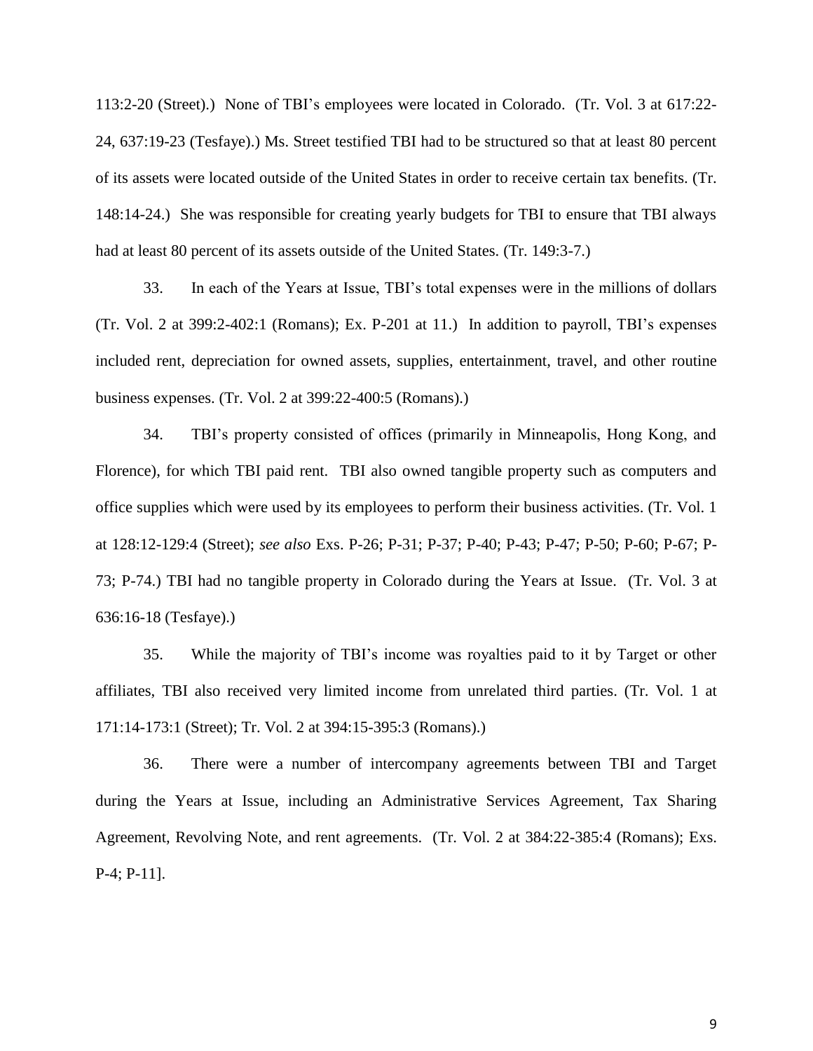113:2-20 (Street).) None of TBI's employees were located in Colorado. (Tr. Vol. 3 at 617:22-24, 637:19-23 (Tesfaye).) Ms. Street testified TBI had to be structured so that at least 80 percent of its assets were located outside of the United States in order to receive certain tax benefits. (Tr. 148:14-24.) She was responsible for creating yearly budgets for TBI to ensure that TBI always had at least 80 percent of its assets outside of the United States. (Tr. 149:3-7.)

33. In each of the Years at Issue, TBI's total expenses were in the millions of dollars (Tr. Vol. 2 at 399:2-402:1 (Romans); Ex. P-201 at 11.) In addition to payroll, TBI's expenses included rent, depreciation for owned assets, supplies, entertainment, travel, and other routine business expenses. (Tr. Vol. 2 at 399:22-400:5 (Romans).)

34. TBI's property consisted of offices (primarily in Minneapolis, Hong Kong, and Florence), for which TBI paid rent. TBI also owned tangible property such as computers and office supplies which were used by its employees to perform their business activities. (Tr. Vol. 1 at 128:12-129:4 (Street); *see also* Exs. P-26; P-31; P-37; P-40; P-43; P-47; P-50; P-60; P-67; P-73; P-74.) TBI had no tangible property in Colorado during the Years at Issue. (Tr. Vol. 3 at 636:16-18 (Tesfaye).)

35. While the majority of TBI's income was royalties paid to it by Target or other affiliates, TBI also received very limited income from unrelated third parties. (Tr. Vol. 1 at 171:14-173:1 (Street); Tr. Vol. 2 at 394:15-395:3 (Romans).)

36. There were a number of intercompany agreements between TBI and Target during the Years at Issue, including an Administrative Services Agreement, Tax Sharing Agreement, Revolving Note, and rent agreements. (Tr. Vol. 2 at 384:22-385:4 (Romans); Exs. P-4; P-11].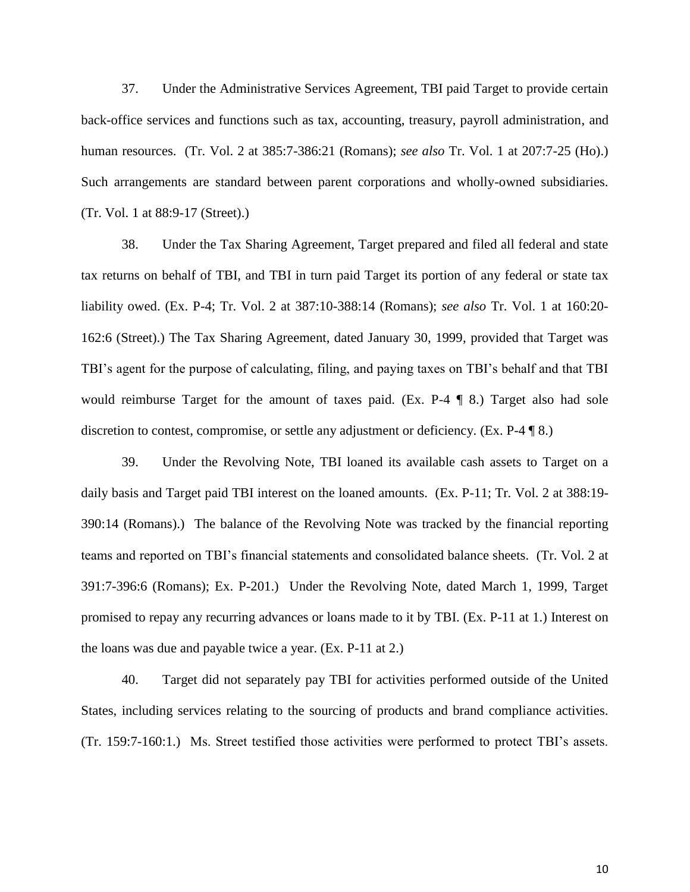37. Under the Administrative Services Agreement, TBI paid Target to provide certain back-office services and functions such as tax, accounting, treasury, payroll administration, and human resources. (Tr. Vol. 2 at 385:7-386:21 (Romans); *see also* Tr. Vol. 1 at 207:7-25 (Ho).) Such arrangements are standard between parent corporations and wholly-owned subsidiaries. (Tr. Vol. 1 at 88:9-17 (Street).)

38. Under the Tax Sharing Agreement, Target prepared and filed all federal and state tax returns on behalf of TBI, and TBI in turn paid Target its portion of any federal or state tax liability owed. (Ex. P-4; Tr. Vol. 2 at 387:10-388:14 (Romans); *see also* Tr. Vol. 1 at 160:20-162:6 (Street).) The Tax Sharing Agreement, dated January 30, 1999, provided that Target was TBI's agent for the purpose of calculating, filing, and paying taxes on TBI's behalf and that TBI would reimburse Target for the amount of taxes paid. (Ex. P-4 ¶ 8.) Target also had sole discretion to contest, compromise, or settle any adjustment or deficiency. (Ex. P-4 ¶ 8.)

39. Under the Revolving Note, TBI loaned its available cash assets to Target on a daily basis and Target paid TBI interest on the loaned amounts. (Ex. P-11; Tr. Vol. 2 at 388:19-390:14 (Romans).) The balance of the Revolving Note was tracked by the financial reporting teams and reported on TBI's financial statements and consolidated balance sheets. (Tr. Vol. 2 at 391:7-396:6 (Romans); Ex. P-201.) Under the Revolving Note, dated March 1, 1999, Target promised to repay any recurring advances or loans made to it by TBI. (Ex. P-11 at 1.) Interest on the loans was due and payable twice a year. (Ex. P-11 at 2.)

40. Target did not separately pay TBI for activities performed outside of the United States, including services relating to the sourcing of products and brand compliance activities. (Tr. 159:7-160:1.) Ms. Street testified those activities were performed to protect TBI's assets.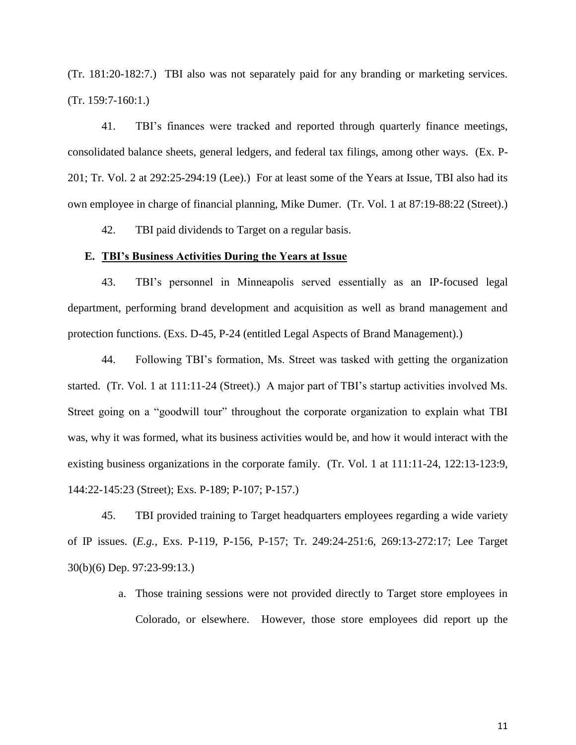(Tr. 181:20-182:7.) TBI also was not separately paid for any branding or marketing services. (Tr. 159:7-160:1.)

41. TBI's finances were tracked and reported through quarterly finance meetings, consolidated balance sheets, general ledgers, and federal tax filings, among other ways. (Ex. P-201; Tr. Vol. 2 at 292:25-294:19 (Lee).) For at least some of the Years at Issue, TBI also had its own employee in charge of financial planning, Mike Dumer. (Tr. Vol. 1 at 87:19-88:22 (Street).)

42. TBI paid dividends to Target on a regular basis.

**E. <u>TBI's Business Activities During the Years at Issue</u>**

43. TBI's personnel in Minneapolis served essentially as an IP-focused legal department, performing brand development and acquisition as well as brand management and protection functions. (Exs. D-45, P-24 (entitled Legal Aspects of Brand Management).)

44. Following TBI's formation, Ms. Street was tasked with getting the organization started. (Tr. Vol. 1 at 111:11-24 (Street).) A major part of TBI's startup activities involved Ms. Street going on a "goodwill tour" throughout the corporate organization to explain what TBI was, why it was formed, what its business activities would be, and how it would interact with the existing business organizations in the corporate family. (Tr. Vol. 1 at 111:11-24, 122:13-123:9, 144:22-145:23 (Street); Exs. P-189; P-107; P-157.)

45. TBI provided training to Target headquarters employees regarding a wide variety of IP issues. (*E.g.*, Exs. P-119, P-156, P-157; Tr. 249:24-251:6, 269:13-272:17; Lee Target 30(b)(6) Dep. 97:23-99:13.)

a. Those training sessions were not provided directly to Target store employees in Colorado, or elsewhere. However, those store employees did report up the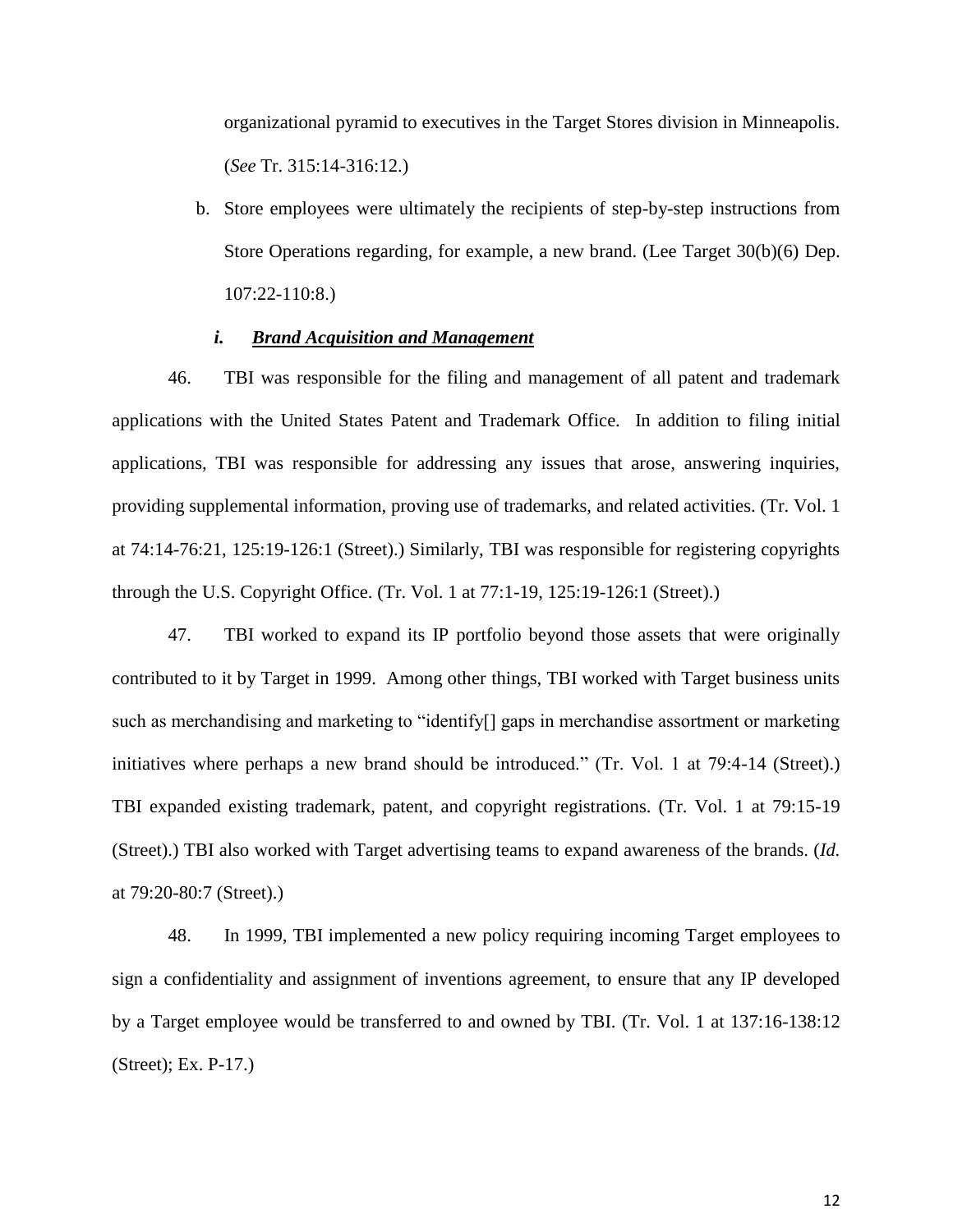organizational pyramid to executives in the Target Stores division in Minneapolis. (*See* Tr. 315:14-316:12.)

b. Store employees were ultimately the recipients of step-by-step instructions from Store Operations regarding, for example, a new brand. (Lee Target 30(b)(6) Dep. 107:22-110:8.)

### ***i. Brand Acquisition and Management***

46. TBI was responsible for the filing and management of all patent and trademark applications with the United States Patent and Trademark Office. In addition to filing initial applications, TBI was responsible for addressing any issues that arose, answering inquiries, providing supplemental information, proving use of trademarks, and related activities. (Tr. Vol. 1 at 74:14-76:21, 125:19-126:1 (Street).) Similarly, TBI was responsible for registering copyrights through the U.S. Copyright Office. (Tr. Vol. 1 at 77:1-19, 125:19-126:1 (Street).)

47. TBI worked to expand its IP portfolio beyond those assets that were originally contributed to it by Target in 1999. Among other things, TBI worked with Target business units such as merchandising and marketing to "identify[] gaps in merchandise assortment or marketing initiatives where perhaps a new brand should be introduced." (Tr. Vol. 1 at 79:4-14 (Street).) TBI expanded existing trademark, patent, and copyright registrations. (Tr. Vol. 1 at 79:15-19 (Street).) TBI also worked with Target advertising teams to expand awareness of the brands. (*Id.* at 79:20-80:7 (Street).)

48. In 1999, TBI implemented a new policy requiring incoming Target employees to sign a confidentiality and assignment of inventions agreement, to ensure that any IP developed by a Target employee would be transferred to and owned by TBI. (Tr. Vol. 1 at 137:16-138:12 (Street); Ex. P-17.)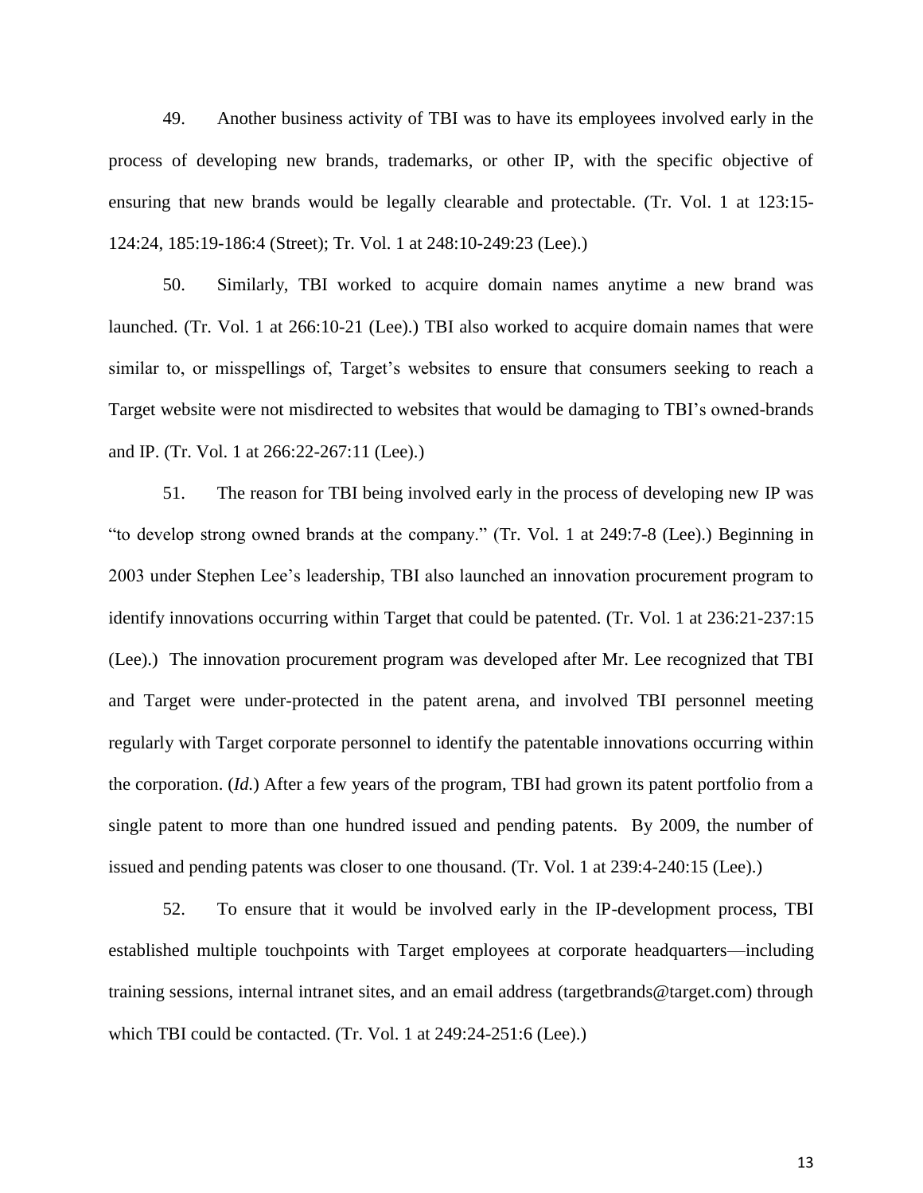49. Another business activity of TBI was to have its employees involved early in the process of developing new brands, trademarks, or other IP, with the specific objective of ensuring that new brands would be legally clearable and protectable. (Tr. Vol. 1 at 123:15-124:24, 185:19-186:4 (Street); Tr. Vol. 1 at 248:10-249:23 (Lee).)

50. Similarly, TBI worked to acquire domain names anytime a new brand was launched. (Tr. Vol. 1 at 266:10-21 (Lee).) TBI also worked to acquire domain names that were similar to, or misspellings of, Target's websites to ensure that consumers seeking to reach a Target website were not misdirected to websites that would be damaging to TBI's owned-brands and IP. (Tr. Vol. 1 at 266:22-267:11 (Lee).)

51. The reason for TBI being involved early in the process of developing new IP was "to develop strong owned brands at the company." (Tr. Vol. 1 at 249:7-8 (Lee).) Beginning in 2003 under Stephen Lee's leadership, TBI also launched an innovation procurement program to identify innovations occurring within Target that could be patented. (Tr. Vol. 1 at 236:21-237:15 (Lee).) The innovation procurement program was developed after Mr. Lee recognized that TBI and Target were under-protected in the patent arena, and involved TBI personnel meeting regularly with Target corporate personnel to identify the patentable innovations occurring within the corporation. (*Id.*) After a few years of the program, TBI had grown its patent portfolio from a single patent to more than one hundred issued and pending patents. By 2009, the number of issued and pending patents was closer to one thousand. (Tr. Vol. 1 at 239:4-240:15 (Lee).)

52. To ensure that it would be involved early in the IP-development process, TBI established multiple touchpoints with Target employees at corporate headquarters—including training sessions, internal intranet sites, and an email address (targetbrands@target.com) through which TBI could be contacted. (Tr. Vol. 1 at 249:24-251:6 (Lee).)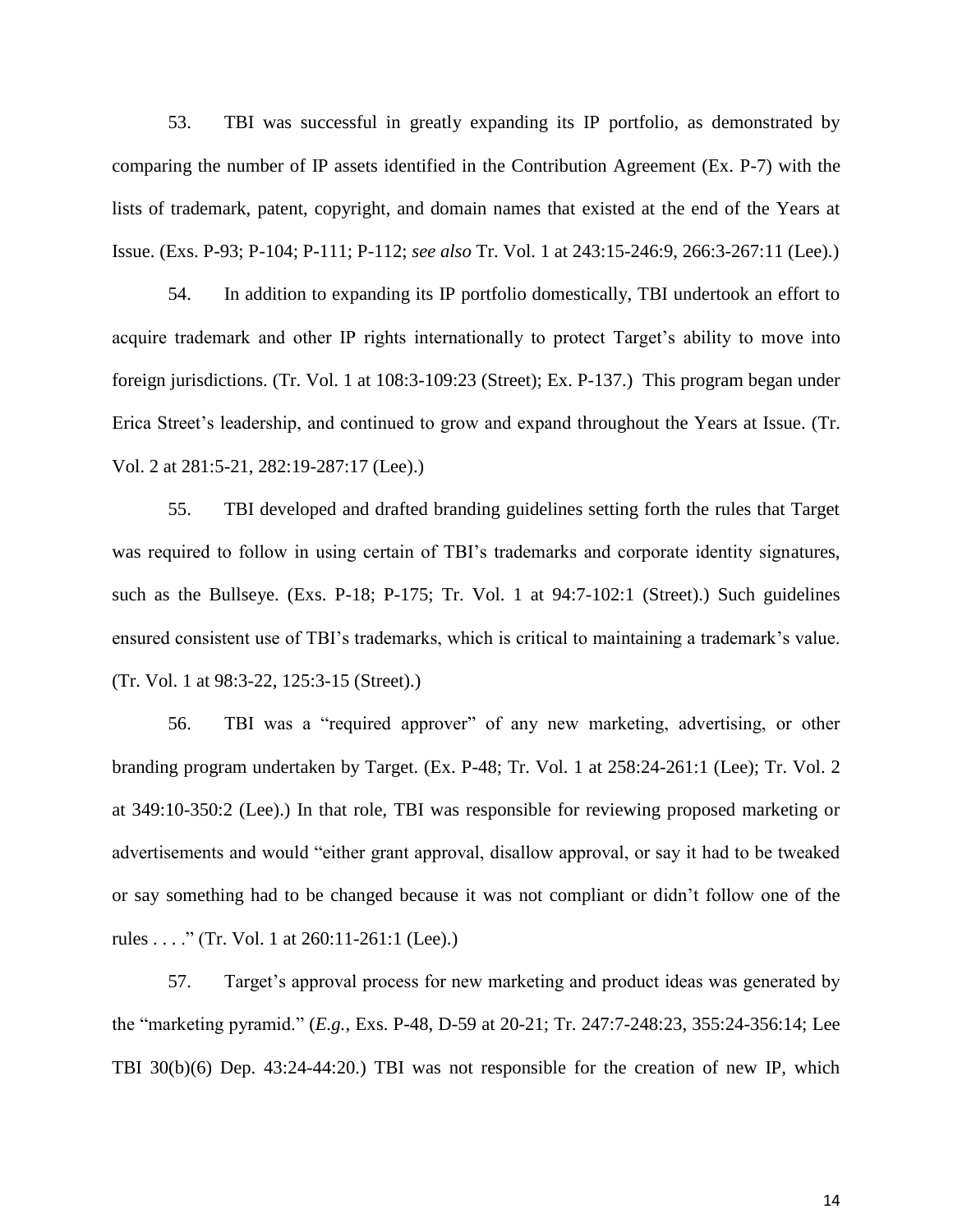53. TBI was successful in greatly expanding its IP portfolio, as demonstrated by comparing the number of IP assets identified in the Contribution Agreement (Ex. P-7) with the lists of trademark, patent, copyright, and domain names that existed at the end of the Years at Issue. (Exs. P-93; P-104; P-111; P-112; *see also* Tr. Vol. 1 at 243:15-246:9, 266:3-267:11 (Lee).)

54. In addition to expanding its IP portfolio domestically, TBI undertook an effort to acquire trademark and other IP rights internationally to protect Target's ability to move into foreign jurisdictions. (Tr. Vol. 1 at 108:3-109:23 (Street); Ex. P-137.) This program began under Erica Street's leadership, and continued to grow and expand throughout the Years at Issue. (Tr. Vol. 2 at 281:5-21, 282:19-287:17 (Lee).)

55. TBI developed and drafted branding guidelines setting forth the rules that Target was required to follow in using certain of TBI's trademarks and corporate identity signatures, such as the Bullseye. (Exs. P-18; P-175; Tr. Vol. 1 at 94:7-102:1 (Street).) Such guidelines ensured consistent use of TBI's trademarks, which is critical to maintaining a trademark's value. (Tr. Vol. 1 at 98:3-22, 125:3-15 (Street).)

56. TBI was a "required approver" of any new marketing, advertising, or other branding program undertaken by Target. (Ex. P-48; Tr. Vol. 1 at 258:24-261:1 (Lee); Tr. Vol. 2 at 349:10-350:2 (Lee).) In that role, TBI was responsible for reviewing proposed marketing or advertisements and would "either grant approval, disallow approval, or say it had to be tweaked or say something had to be changed because it was not compliant or didn't follow one of the rules . . . ." (Tr. Vol. 1 at 260:11-261:1 (Lee).)

57. Target's approval process for new marketing and product ideas was generated by the "marketing pyramid." (*E.g.*, Exs. P-48, D-59 at 20-21; Tr. 247:7-248:23, 355:24-356:14; Lee TBI 30(b)(6) Dep. 43:24-44:20.) TBI was not responsible for the creation of new IP, which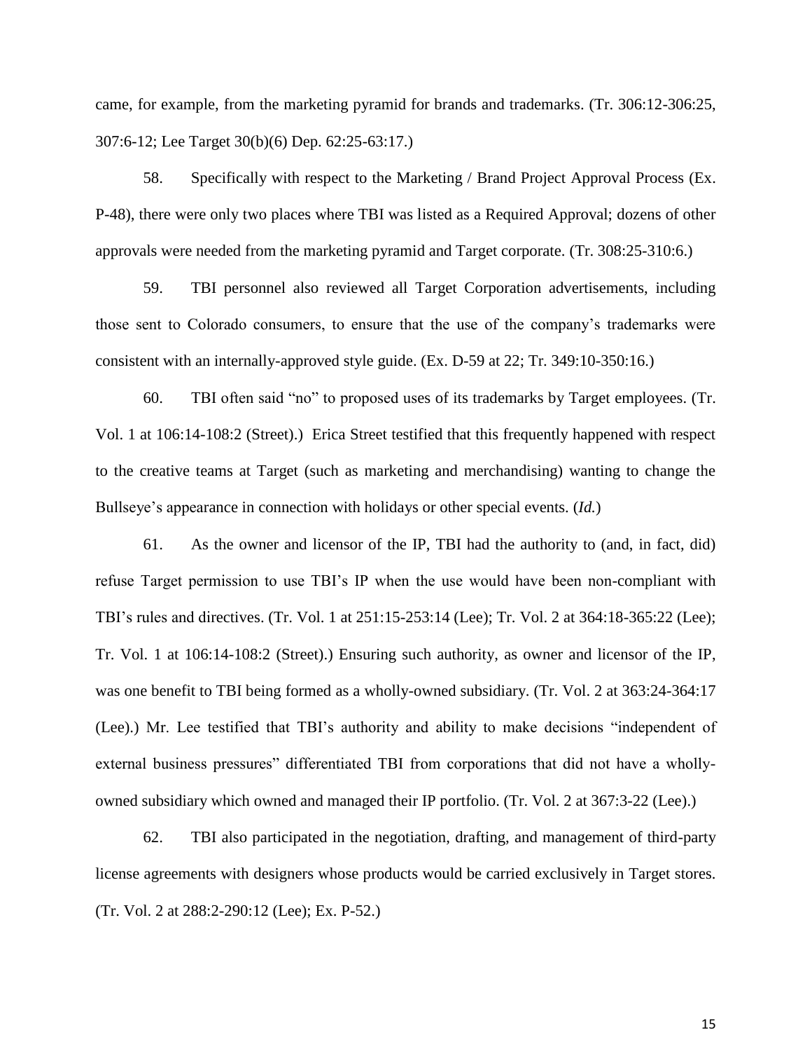came, for example, from the marketing pyramid for brands and trademarks. (Tr. 306:12-306:25, 307:6-12; Lee Target 30(b)(6) Dep. 62:25-63:17.)

58. Specifically with respect to the Marketing / Brand Project Approval Process (Ex. P-48), there were only two places where TBI was listed as a Required Approval; dozens of other approvals were needed from the marketing pyramid and Target corporate. (Tr. 308:25-310:6.)

59. TBI personnel also reviewed all Target Corporation advertisements, including those sent to Colorado consumers, to ensure that the use of the company's trademarks were consistent with an internally-approved style guide. (Ex. D-59 at 22; Tr. 349:10-350:16.)

60. TBI often said "no" to proposed uses of its trademarks by Target employees. (Tr. Vol. 1 at 106:14-108:2 (Street).) Erica Street testified that this frequently happened with respect to the creative teams at Target (such as marketing and merchandising) wanting to change the Bullseye's appearance in connection with holidays or other special events. (*Id.*)

61. As the owner and licensor of the IP, TBI had the authority to (and, in fact, did) refuse Target permission to use TBI's IP when the use would have been non-compliant with TBI's rules and directives. (Tr. Vol. 1 at 251:15-253:14 (Lee); Tr. Vol. 2 at 364:18-365:22 (Lee); Tr. Vol. 1 at 106:14-108:2 (Street).) Ensuring such authority, as owner and licensor of the IP, was one benefit to TBI being formed as a wholly-owned subsidiary. (Tr. Vol. 2 at 363:24-364:17 (Lee).) Mr. Lee testified that TBI's authority and ability to make decisions "independent of external business pressures" differentiated TBI from corporations that did not have a wholly-owned subsidiary which owned and managed their IP portfolio. (Tr. Vol. 2 at 367:3-22 (Lee).)

62. TBI also participated in the negotiation, drafting, and management of third-party license agreements with designers whose products would be carried exclusively in Target stores. (Tr. Vol. 2 at 288:2-290:12 (Lee); Ex. P-52.)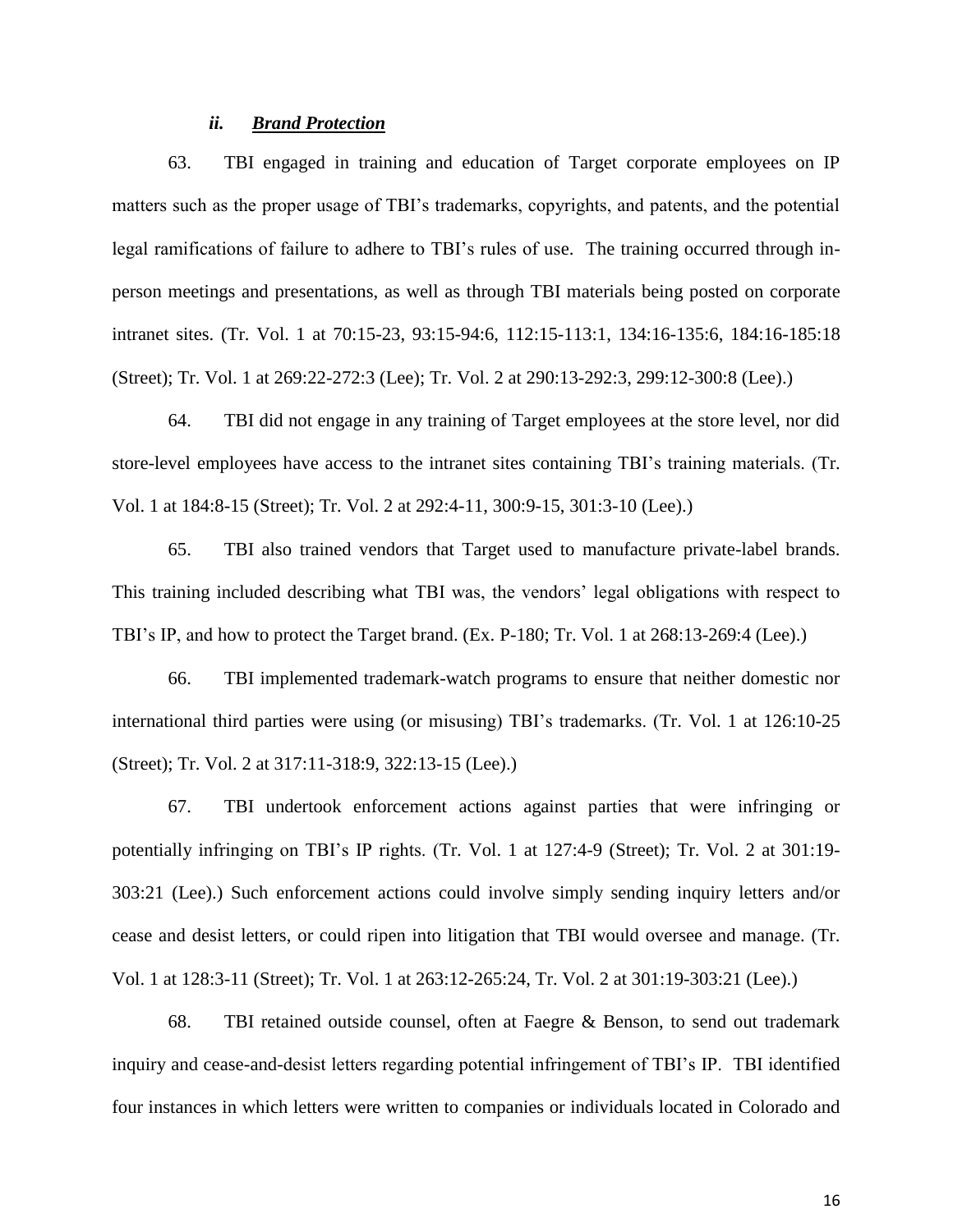### *ii. **Brand Protection***

63. TBI engaged in training and education of Target corporate employees on IP matters such as the proper usage of TBI's trademarks, copyrights, and patents, and the potential legal ramifications of failure to adhere to TBI's rules of use. The training occurred through in-person meetings and presentations, as well as through TBI materials being posted on corporate intranet sites. (Tr. Vol. 1 at 70:15-23, 93:15-94:6, 112:15-113:1, 134:16-135:6, 184:16-185:18 (Street); Tr. Vol. 1 at 269:22-272:3 (Lee); Tr. Vol. 2 at 290:13-292:3, 299:12-300:8 (Lee).)

64. TBI did not engage in any training of Target employees at the store level, nor did store-level employees have access to the intranet sites containing TBI's training materials. (Tr. Vol. 1 at 184:8-15 (Street); Tr. Vol. 2 at 292:4-11, 300:9-15, 301:3-10 (Lee).)

65. TBI also trained vendors that Target used to manufacture private-label brands. This training included describing what TBI was, the vendors' legal obligations with respect to TBI's IP, and how to protect the Target brand. (Ex. P-180; Tr. Vol. 1 at 268:13-269:4 (Lee).)

66. TBI implemented trademark-watch programs to ensure that neither domestic nor international third parties were using (or misusing) TBI's trademarks. (Tr. Vol. 1 at 126:10-25 (Street); Tr. Vol. 2 at 317:11-318:9, 322:13-15 (Lee).)

67. TBI undertook enforcement actions against parties that were infringing or potentially infringing on TBI's IP rights. (Tr. Vol. 1 at 127:4-9 (Street); Tr. Vol. 2 at 301:19-303:21 (Lee).) Such enforcement actions could involve simply sending inquiry letters and/or cease and desist letters, or could ripen into litigation that TBI would oversee and manage. (Tr. Vol. 1 at 128:3-11 (Street); Tr. Vol. 1 at 263:12-265:24, Tr. Vol. 2 at 301:19-303:21 (Lee).)

68. TBI retained outside counsel, often at Faegre & Benson, to send out trademark inquiry and cease-and-desist letters regarding potential infringement of TBI's IP. TBI identified four instances in which letters were written to companies or individuals located in Colorado and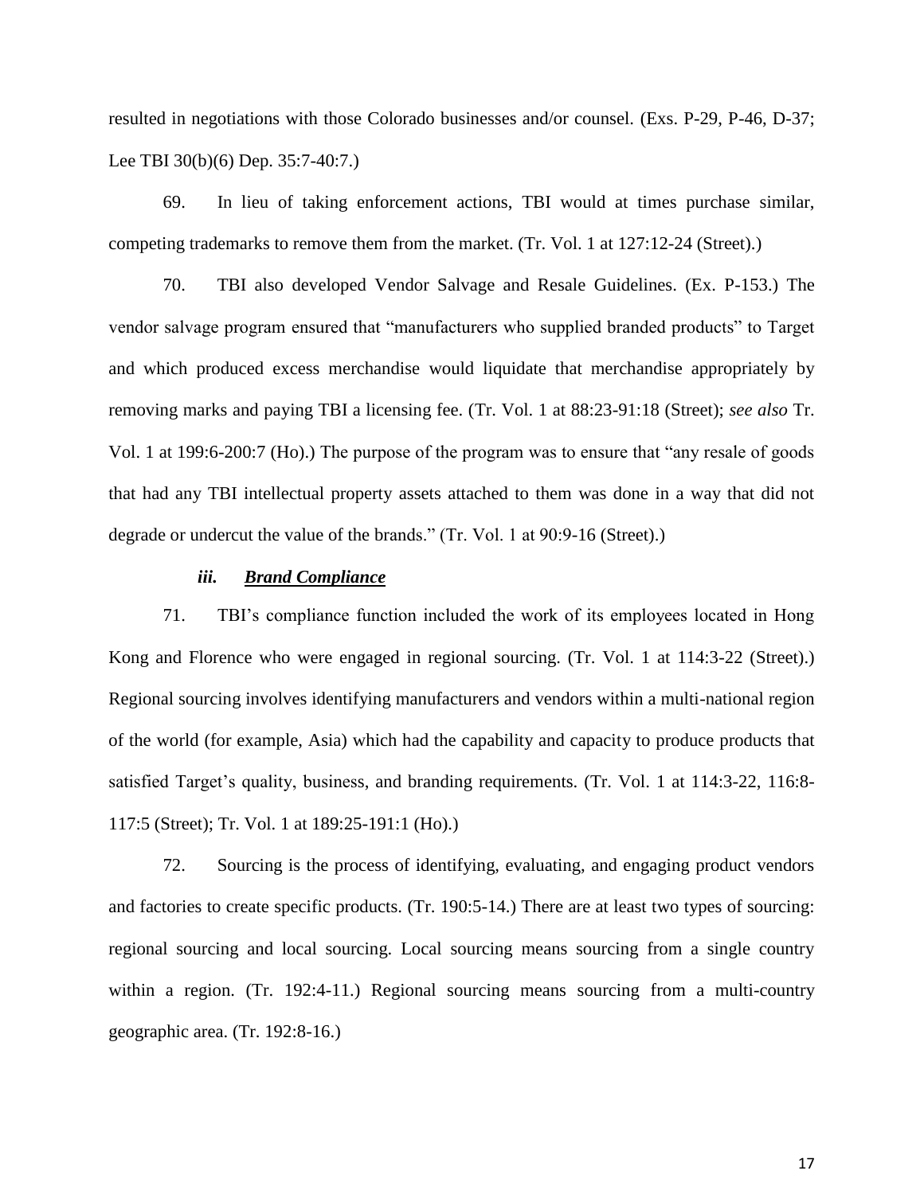resulted in negotiations with those Colorado businesses and/or counsel. (Exs. P-29, P-46, D-37; Lee TBI 30(b)(6) Dep. 35:7-40:7.)

69. In lieu of taking enforcement actions, TBI would at times purchase similar, competing trademarks to remove them from the market. (Tr. Vol. 1 at 127:12-24 (Street).)

70. TBI also developed Vendor Salvage and Resale Guidelines. (Ex. P-153.) The vendor salvage program ensured that "manufacturers who supplied branded products" to Target and which produced excess merchandise would liquidate that merchandise appropriately by removing marks and paying TBI a licensing fee. (Tr. Vol. 1 at 88:23-91:18 (Street); *see also* Tr. Vol. 1 at 199:6-200:7 (Ho).) The purpose of the program was to ensure that "any resale of goods that had any TBI intellectual property assets attached to them was done in a way that did not degrade or undercut the value of the brands." (Tr. Vol. 1 at 90:9-16 (Street).)

#### ***iii. Brand Compliance***

71. TBI's compliance function included the work of its employees located in Hong Kong and Florence who were engaged in regional sourcing. (Tr. Vol. 1 at 114:3-22 (Street).) Regional sourcing involves identifying manufacturers and vendors within a multi-national region of the world (for example, Asia) which had the capability and capacity to produce products that satisfied Target's quality, business, and branding requirements. (Tr. Vol. 1 at 114:3-22, 116:8-117:5 (Street); Tr. Vol. 1 at 189:25-191:1 (Ho).)

72. Sourcing is the process of identifying, evaluating, and engaging product vendors and factories to create specific products. (Tr. 190:5-14.) There are at least two types of sourcing: regional sourcing and local sourcing. Local sourcing means sourcing from a single country within a region. (Tr. 192:4-11.) Regional sourcing means sourcing from a multi-country geographic area. (Tr. 192:8-16.)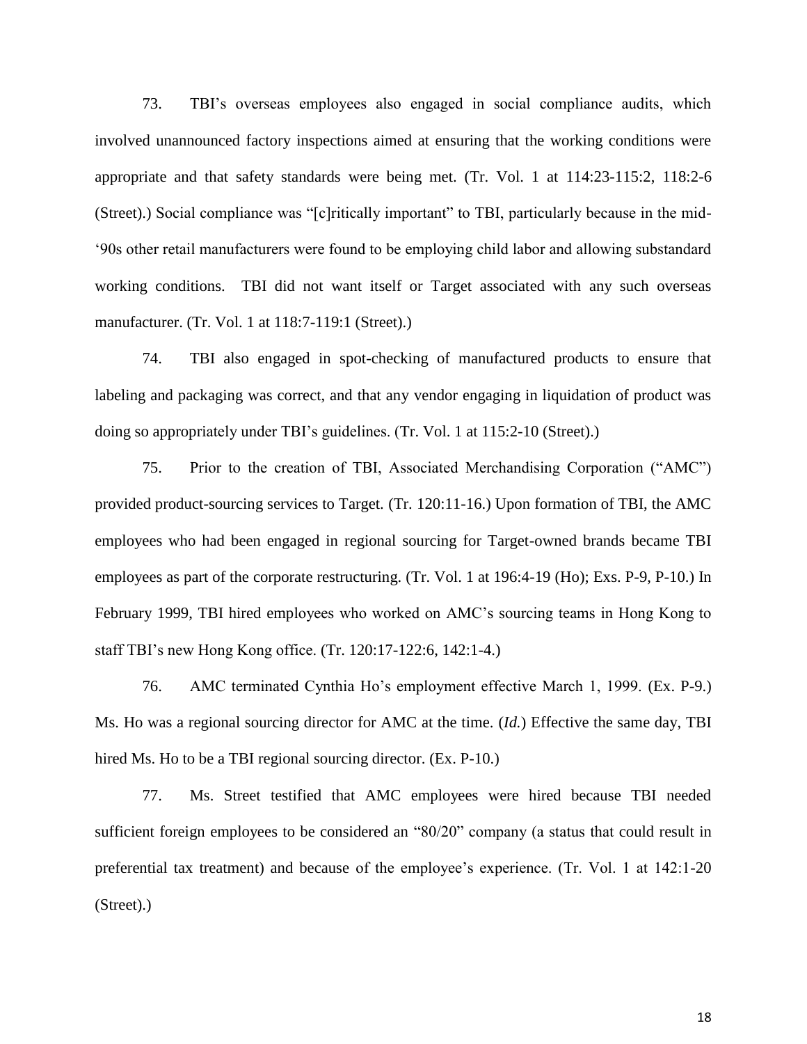73. TBI's overseas employees also engaged in social compliance audits, which involved unannounced factory inspections aimed at ensuring that the working conditions were appropriate and that safety standards were being met. (Tr. Vol. 1 at 114:23-115:2, 118:2-6 (Street).) Social compliance was "[c]ritically important" to TBI, particularly because in the mid-'90s other retail manufacturers were found to be employing child labor and allowing substandard working conditions. TBI did not want itself or Target associated with any such overseas manufacturer. (Tr. Vol. 1 at 118:7-119:1 (Street).)

74. TBI also engaged in spot-checking of manufactured products to ensure that labeling and packaging was correct, and that any vendor engaging in liquidation of product was doing so appropriately under TBI's guidelines. (Tr. Vol. 1 at 115:2-10 (Street).)

75. Prior to the creation of TBI, Associated Merchandising Corporation ("AMC") provided product-sourcing services to Target. (Tr. 120:11-16.) Upon formation of TBI, the AMC employees who had been engaged in regional sourcing for Target-owned brands became TBI employees as part of the corporate restructuring. (Tr. Vol. 1 at 196:4-19 (Ho); Exs. P-9, P-10.) In February 1999, TBI hired employees who worked on AMC's sourcing teams in Hong Kong to staff TBI's new Hong Kong office. (Tr. 120:17-122:6, 142:1-4.)

76. AMC terminated Cynthia Ho's employment effective March 1, 1999. (Ex. P-9.) Ms. Ho was a regional sourcing director for AMC at the time. (*Id.*) Effective the same day, TBI hired Ms. Ho to be a TBI regional sourcing director. (Ex. P-10.)

77. Ms. Street testified that AMC employees were hired because TBI needed sufficient foreign employees to be considered an "80/20" company (a status that could result in preferential tax treatment) and because of the employee's experience. (Tr. Vol. 1 at 142:1-20 (Street).)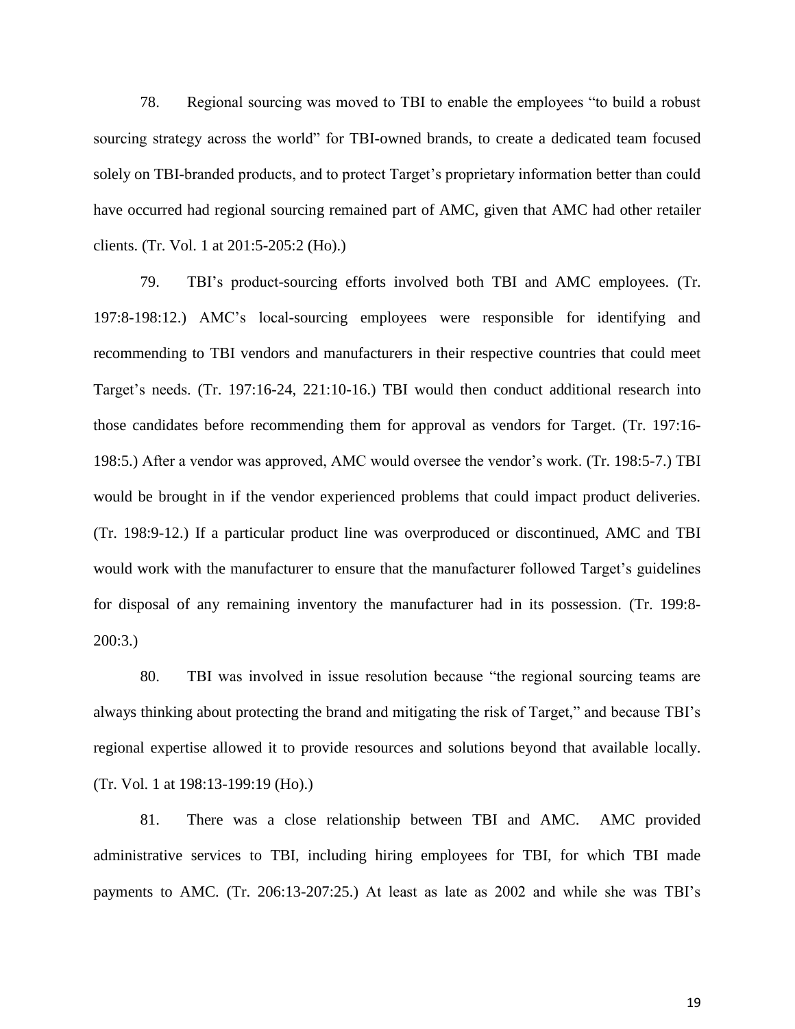78. Regional sourcing was moved to TBI to enable the employees "to build a robust sourcing strategy across the world" for TBI-owned brands, to create a dedicated team focused solely on TBI-branded products, and to protect Target's proprietary information better than could have occurred had regional sourcing remained part of AMC, given that AMC had other retailer clients. (Tr. Vol. 1 at 201:5-205:2 (Ho).)

79. TBI's product-sourcing efforts involved both TBI and AMC employees. (Tr. 197:8-198:12.) AMC's local-sourcing employees were responsible for identifying and recommending to TBI vendors and manufacturers in their respective countries that could meet Target's needs. (Tr. 197:16-24, 221:10-16.) TBI would then conduct additional research into those candidates before recommending them for approval as vendors for Target. (Tr. 197:16-198:5.) After a vendor was approved, AMC would oversee the vendor's work. (Tr. 198:5-7.) TBI would be brought in if the vendor experienced problems that could impact product deliveries. (Tr. 198:9-12.) If a particular product line was overproduced or discontinued, AMC and TBI would work with the manufacturer to ensure that the manufacturer followed Target's guidelines for disposal of any remaining inventory the manufacturer had in its possession. (Tr. 199:8-200:3.)

80. TBI was involved in issue resolution because "the regional sourcing teams are always thinking about protecting the brand and mitigating the risk of Target," and because TBI's regional expertise allowed it to provide resources and solutions beyond that available locally. (Tr. Vol. 1 at 198:13-199:19 (Ho).)

81. There was a close relationship between TBI and AMC. AMC provided administrative services to TBI, including hiring employees for TBI, for which TBI made payments to AMC. (Tr. 206:13-207:25.) At least as late as 2002 and while she was TBI's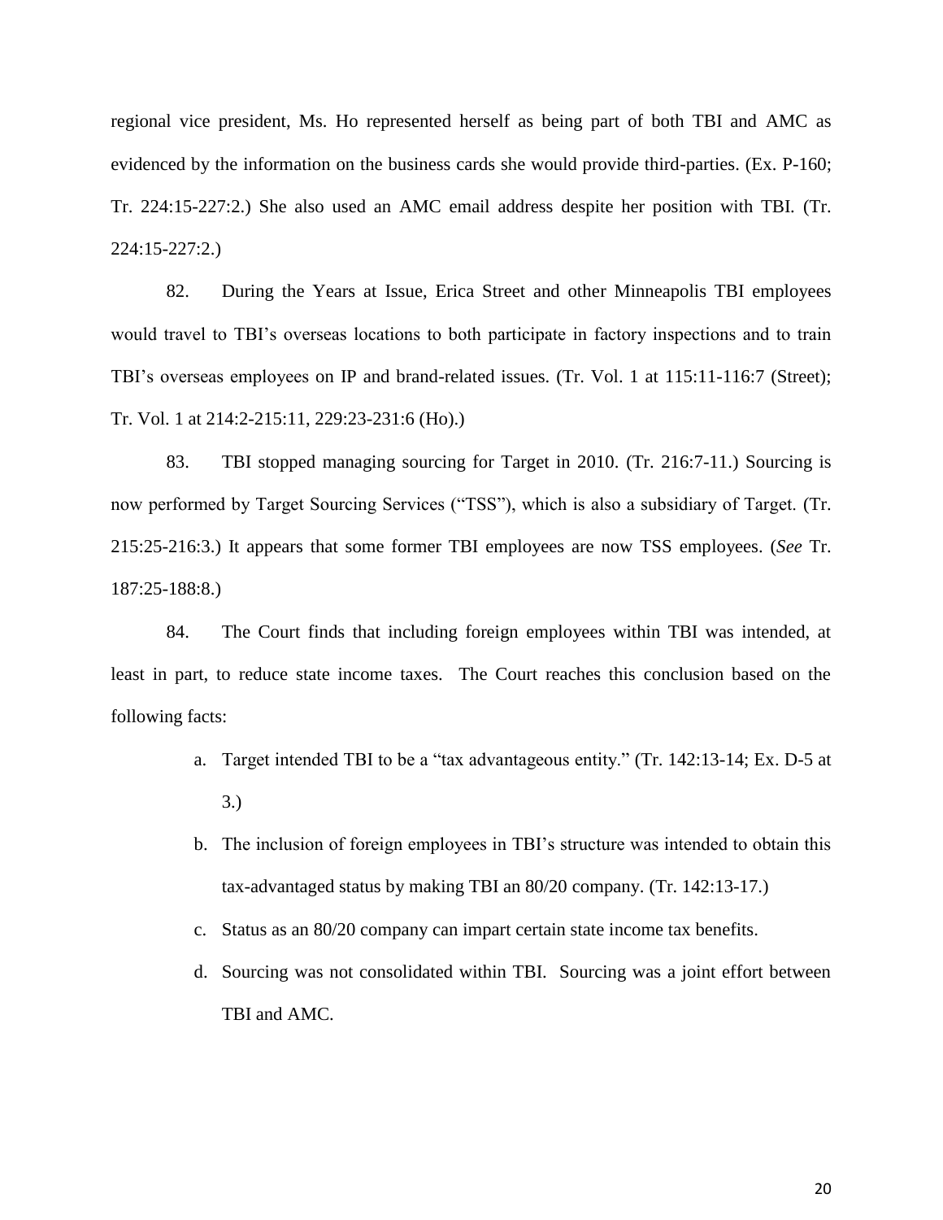regional vice president, Ms. Ho represented herself as being part of both TBI and AMC as evidenced by the information on the business cards she would provide third-parties. (Ex. P-160; Tr. 224:15-227:2.) She also used an AMC email address despite her position with TBI. (Tr. 224:15-227:2.)

82. During the Years at Issue, Erica Street and other Minneapolis TBI employees would travel to TBI's overseas locations to both participate in factory inspections and to train TBI's overseas employees on IP and brand-related issues. (Tr. Vol. 1 at 115:11-116:7 (Street); Tr. Vol. 1 at 214:2-215:11, 229:23-231:6 (Ho).)

83. TBI stopped managing sourcing for Target in 2010. (Tr. 216:7-11.) Sourcing is now performed by Target Sourcing Services ("TSS"), which is also a subsidiary of Target. (Tr. 215:25-216:3.) It appears that some former TBI employees are now TSS employees. (*See* Tr. 187:25-188:8.)

84. The Court finds that including foreign employees within TBI was intended, at least in part, to reduce state income taxes. The Court reaches this conclusion based on the following facts:

a. Target intended TBI to be a "tax advantageous entity." (Tr. 142:13-14; Ex. D-5 at 3.)

b. The inclusion of foreign employees in TBI's structure was intended to obtain this tax-advantaged status by making TBI an 80/20 company. (Tr. 142:13-17.)

c. Status as an 80/20 company can impart certain state income tax benefits.

d. Sourcing was not consolidated within TBI. Sourcing was a joint effort between TBI and AMC.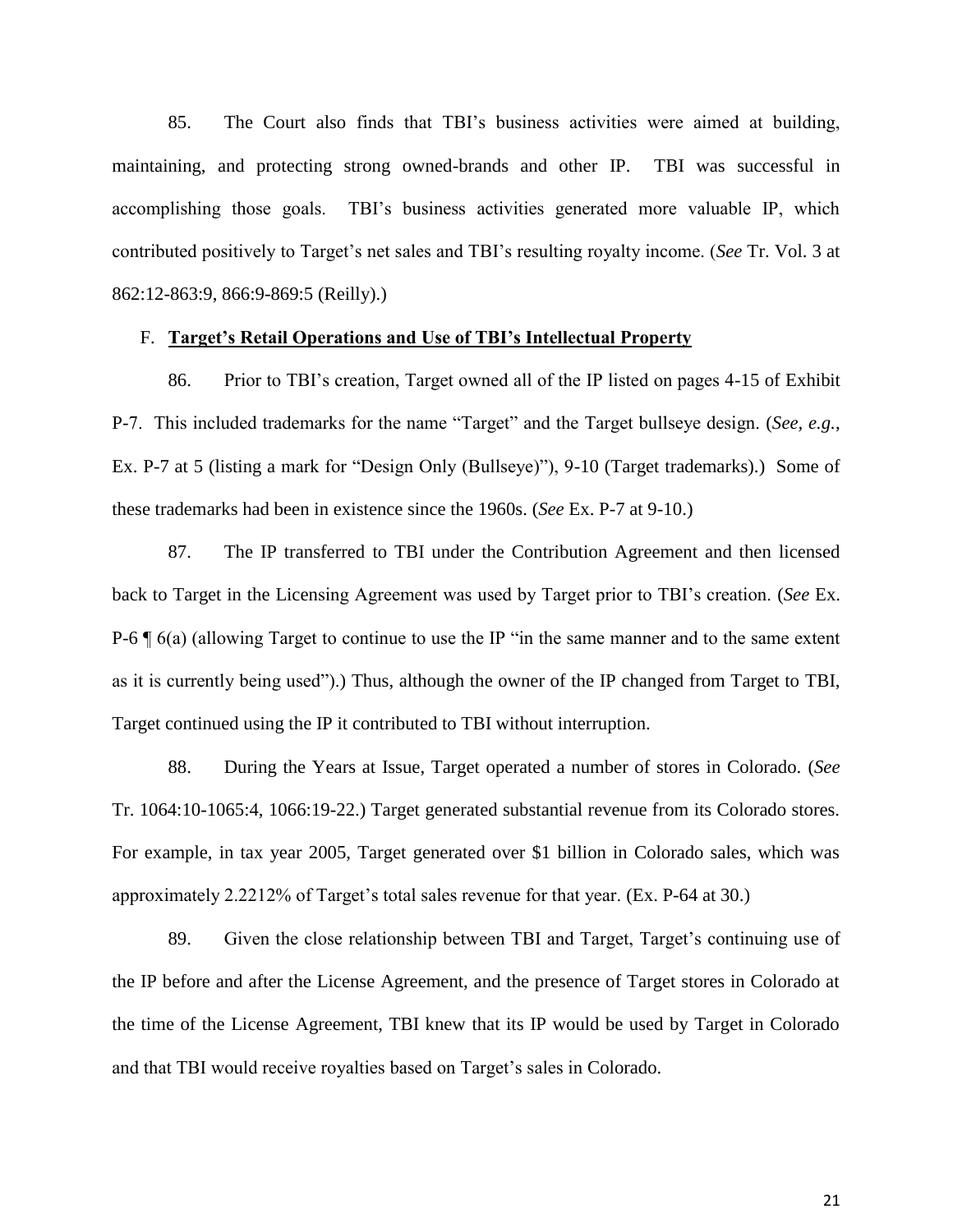85. The Court also finds that TBI's business activities were aimed at building, maintaining, and protecting strong owned-brands and other IP. TBI was successful in accomplishing those goals. TBI's business activities generated more valuable IP, which contributed positively to Target's net sales and TBI's resulting royalty income. (*See* Tr. Vol. 3 at 862:12-863:9, 866:9-869:5 (Reilly).)

F. **Target's Retail Operations and Use of TBI's Intellectual Property**

86. Prior to TBI's creation, Target owned all of the IP listed on pages 4-15 of Exhibit P-7. This included trademarks for the name "Target" and the Target bullseye design. (*See, e.g.*, Ex. P-7 at 5 (listing a mark for "Design Only (Bullseye)"), 9-10 (Target trademarks).) Some of these trademarks had been in existence since the 1960s. (*See* Ex. P-7 at 9-10.)

87. The IP transferred to TBI under the Contribution Agreement and then licensed back to Target in the Licensing Agreement was used by Target prior to TBI's creation. (*See* Ex. P-6 ¶ 6(a) (allowing Target to continue to use the IP "in the same manner and to the same extent as it is currently being used").) Thus, although the owner of the IP changed from Target to TBI, Target continued using the IP it contributed to TBI without interruption.

88. During the Years at Issue, Target operated a number of stores in Colorado. (*See* Tr. 1064:10-1065:4, 1066:19-22.) Target generated substantial revenue from its Colorado stores. For example, in tax year 2005, Target generated over $1 billion in Colorado sales, which was approximately 2.2212% of Target's total sales revenue for that year. (Ex. P-64 at 30.)

89. Given the close relationship between TBI and Target, Target's continuing use of the IP before and after the License Agreement, and the presence of Target stores in Colorado at the time of the License Agreement, TBI knew that its IP would be used by Target in Colorado and that TBI would receive royalties based on Target's sales in Colorado.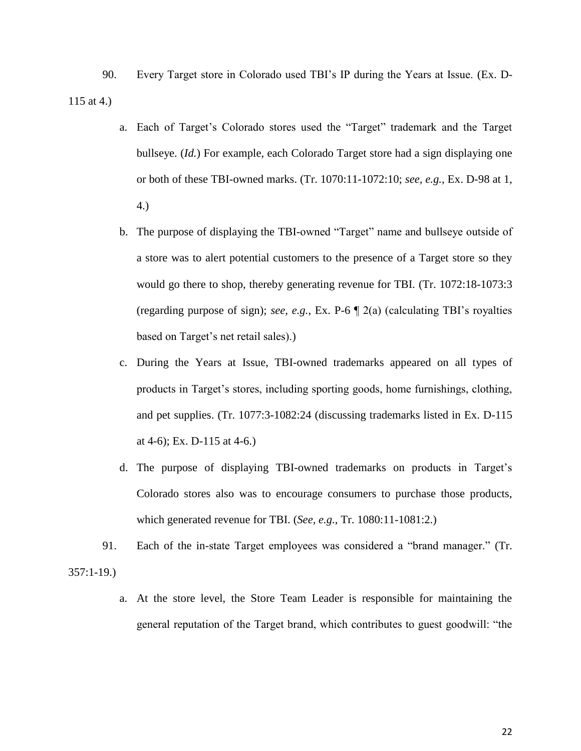90. Every Target store in Colorado used TBI's IP during the Years at Issue. (Ex. D-115 at 4.)

a. Each of Target's Colorado stores used the "Target" trademark and the Target bullseye. (*Id.*) For example, each Colorado Target store had a sign displaying one or both of these TBI-owned marks. (Tr. 1070:11-1072:10; *see, e.g.*, Ex. D-98 at 1, 4.)

b. The purpose of displaying the TBI-owned "Target" name and bullseye outside of a store was to alert potential customers to the presence of a Target store so they would go there to shop, thereby generating revenue for TBI. (Tr. 1072:18-1073:3 (regarding purpose of sign); *see, e.g.*, Ex. P-6 ¶ 2(a) (calculating TBI's royalties based on Target's net retail sales).)

c. During the Years at Issue, TBI-owned trademarks appeared on all types of products in Target's stores, including sporting goods, home furnishings, clothing, and pet supplies. (Tr. 1077:3-1082:24 (discussing trademarks listed in Ex. D-115 at 4-6); Ex. D-115 at 4-6.)

d. The purpose of displaying TBI-owned trademarks on products in Target's Colorado stores also was to encourage consumers to purchase those products, which generated revenue for TBI. (*See, e.g.*, Tr. 1080:11-1081:2.)

91. Each of the in-state Target employees was considered a "brand manager." (Tr. 357:1-19.)

a. At the store level, the Store Team Leader is responsible for maintaining the general reputation of the Target brand, which contributes to guest goodwill: "the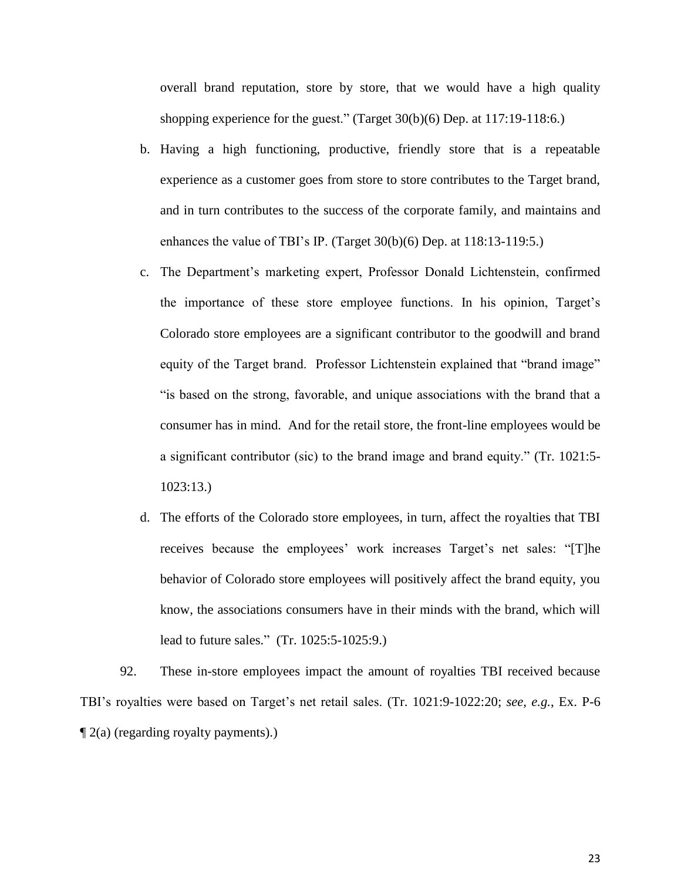overall brand reputation, store by store, that we would have a high quality shopping experience for the guest." (Target 30(b)(6) Dep. at 117:19-118:6.)

b. Having a high functioning, productive, friendly store that is a repeatable experience as a customer goes from store to store contributes to the Target brand, and in turn contributes to the success of the corporate family, and maintains and enhances the value of TBI's IP. (Target 30(b)(6) Dep. at 118:13-119:5.)

c. The Department's marketing expert, Professor Donald Lichtenstein, confirmed the importance of these store employee functions. In his opinion, Target's Colorado store employees are a significant contributor to the goodwill and brand equity of the Target brand. Professor Lichtenstein explained that "brand image" "is based on the strong, favorable, and unique associations with the brand that a consumer has in mind. And for the retail store, the front-line employees would be a significant contributor (sic) to the brand image and brand equity." (Tr. 1021:5-1023:13.)

d. The efforts of the Colorado store employees, in turn, affect the royalties that TBI receives because the employees' work increases Target's net sales: "[T]he behavior of Colorado store employees will positively affect the brand equity, you know, the associations consumers have in their minds with the brand, which will lead to future sales." (Tr. 1025:5-1025:9.)

92. These in-store employees impact the amount of royalties TBI received because TBI's royalties were based on Target's net retail sales. (Tr. 1021:9-1022:20; *see, e.g.*, Ex. P-6 ¶ 2(a) (regarding royalty payments).)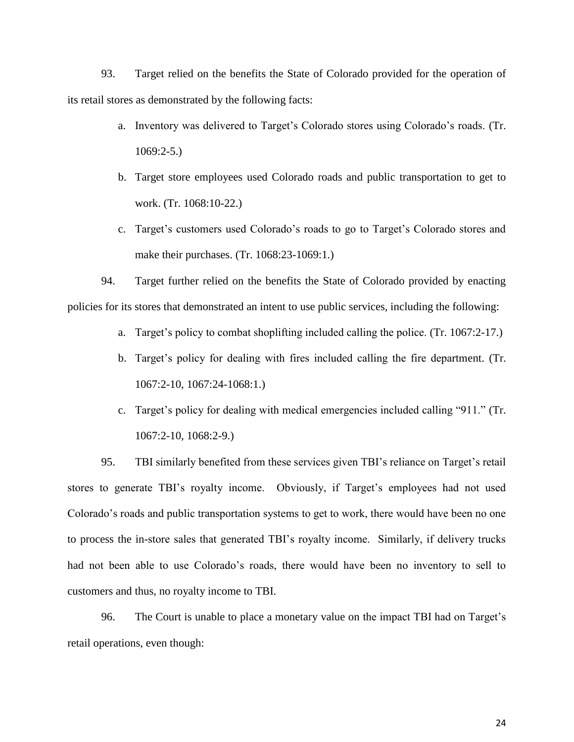93. Target relied on the benefits the State of Colorado provided for the operation of its retail stores as demonstrated by the following facts:

a. Inventory was delivered to Target's Colorado stores using Colorado's roads. (Tr. 1069:2-5.)

b. Target store employees used Colorado roads and public transportation to get to work. (Tr. 1068:10-22.)

c. Target's customers used Colorado's roads to go to Target's Colorado stores and make their purchases. (Tr. 1068:23-1069:1.)

94. Target further relied on the benefits the State of Colorado provided by enacting policies for its stores that demonstrated an intent to use public services, including the following:

a. Target's policy to combat shoplifting included calling the police. (Tr. 1067:2-17.)

b. Target's policy for dealing with fires included calling the fire department. (Tr. 1067:2-10, 1067:24-1068:1.)

c. Target's policy for dealing with medical emergencies included calling "911." (Tr. 1067:2-10, 1068:2-9.)

95. TBI similarly benefited from these services given TBI's reliance on Target's retail stores to generate TBI's royalty income. Obviously, if Target's employees had not used Colorado's roads and public transportation systems to get to work, there would have been no one to process the in-store sales that generated TBI's royalty income. Similarly, if delivery trucks had not been able to use Colorado's roads, there would have been no inventory to sell to customers and thus, no royalty income to TBI.

96. The Court is unable to place a monetary value on the impact TBI had on Target's retail operations, even though: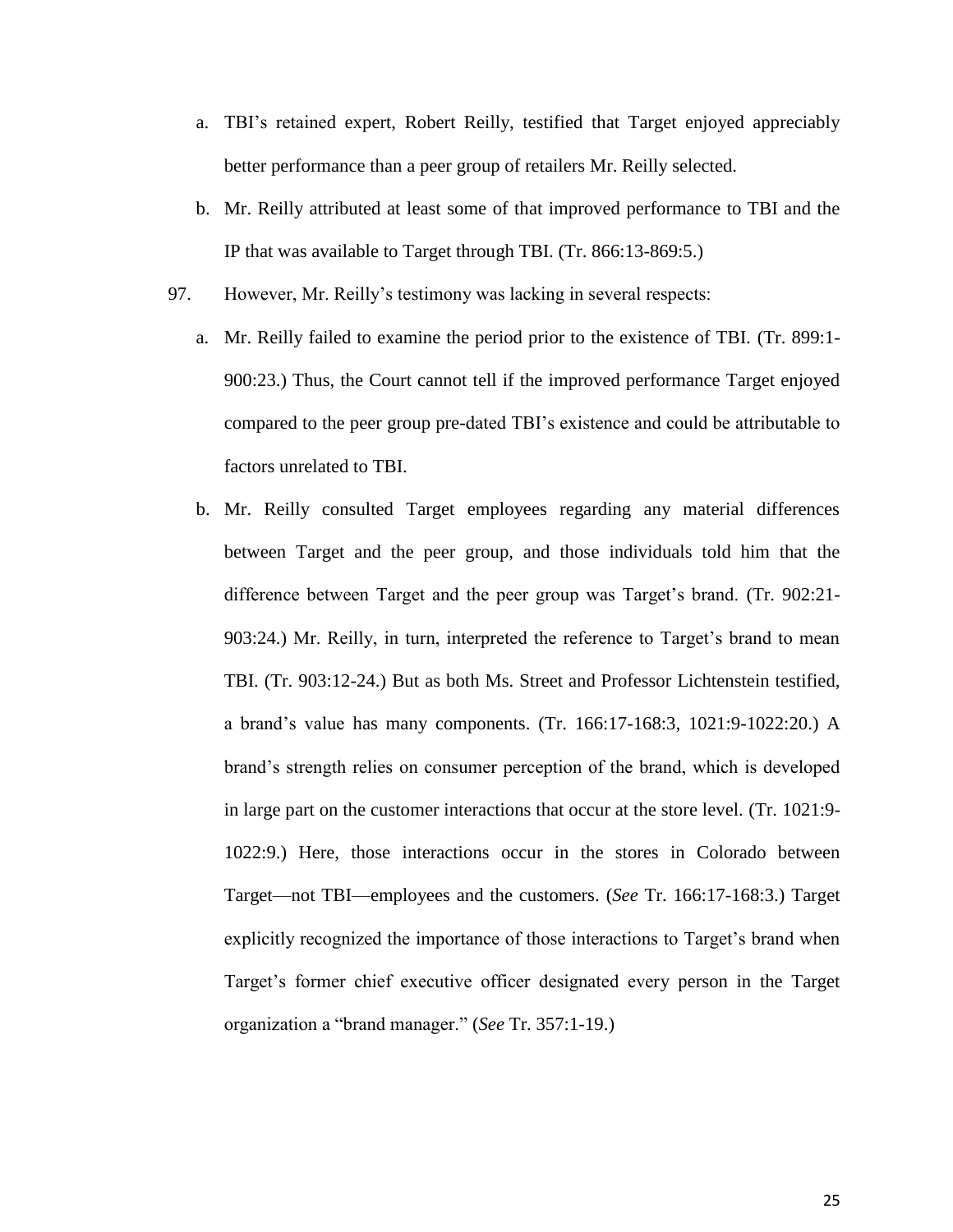a. TBI's retained expert, Robert Reilly, testified that Target enjoyed appreciably better performance than a peer group of retailers Mr. Reilly selected.

b. Mr. Reilly attributed at least some of that improved performance to TBI and the IP that was available to Target through TBI. (Tr. 866:13-869:5.)

97. However, Mr. Reilly's testimony was lacking in several respects:

a. Mr. Reilly failed to examine the period prior to the existence of TBI. (Tr. 899:1-900:23.) Thus, the Court cannot tell if the improved performance Target enjoyed compared to the peer group pre-dated TBI's existence and could be attributable to factors unrelated to TBI.

b. Mr. Reilly consulted Target employees regarding any material differences between Target and the peer group, and those individuals told him that the difference between Target and the peer group was Target's brand. (Tr. 902:21-903:24.) Mr. Reilly, in turn, interpreted the reference to Target's brand to mean TBI. (Tr. 903:12-24.) But as both Ms. Street and Professor Lichtenstein testified, a brand's value has many components. (Tr. 166:17-168:3, 1021:9-1022:20.) A brand's strength relies on consumer perception of the brand, which is developed in large part on the customer interactions that occur at the store level. (Tr. 1021:9-1022:9.) Here, those interactions occur in the stores in Colorado between Target—not TBI—employees and the customers. (*See* Tr. 166:17-168:3.) Target explicitly recognized the importance of those interactions to Target's brand when Target's former chief executive officer designated every person in the Target organization a "brand manager." (*See* Tr. 357:1-19.)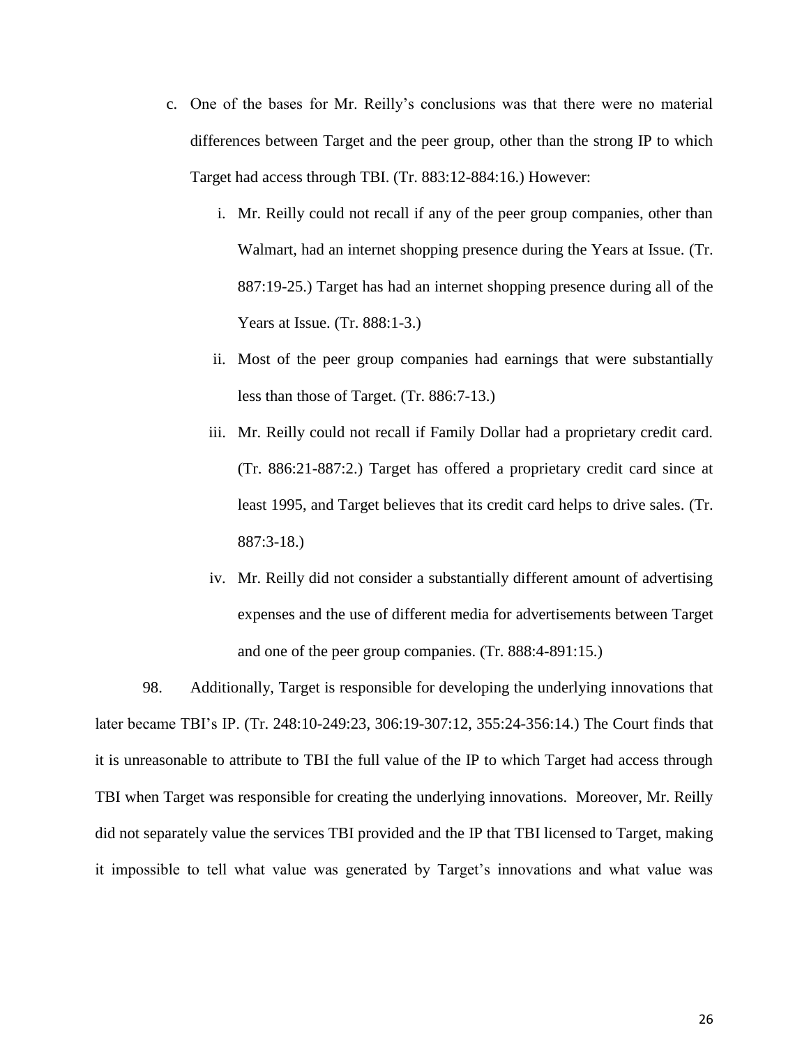c. One of the bases for Mr. Reilly's conclusions was that there were no material differences between Target and the peer group, other than the strong IP to which Target had access through TBI. (Tr. 883:12-884:16.) However:

   i. Mr. Reilly could not recall if any of the peer group companies, other than Walmart, had an internet shopping presence during the Years at Issue. (Tr. 887:19-25.) Target has had an internet shopping presence during all of the Years at Issue. (Tr. 888:1-3.)

   ii. Most of the peer group companies had earnings that were substantially less than those of Target. (Tr. 886:7-13.)

   iii. Mr. Reilly could not recall if Family Dollar had a proprietary credit card. (Tr. 886:21-887:2.) Target has offered a proprietary credit card since at least 1995, and Target believes that its credit card helps to drive sales. (Tr. 887:3-18.)

   iv. Mr. Reilly did not consider a substantially different amount of advertising expenses and the use of different media for advertisements between Target and one of the peer group companies. (Tr. 888:4-891:15.)

98. Additionally, Target is responsible for developing the underlying innovations that later became TBI's IP. (Tr. 248:10-249:23, 306:19-307:12, 355:24-356:14.) The Court finds that it is unreasonable to attribute to TBI the full value of the IP to which Target had access through TBI when Target was responsible for creating the underlying innovations. Moreover, Mr. Reilly did not separately value the services TBI provided and the IP that TBI licensed to Target, making it impossible to tell what value was generated by Target's innovations and what value was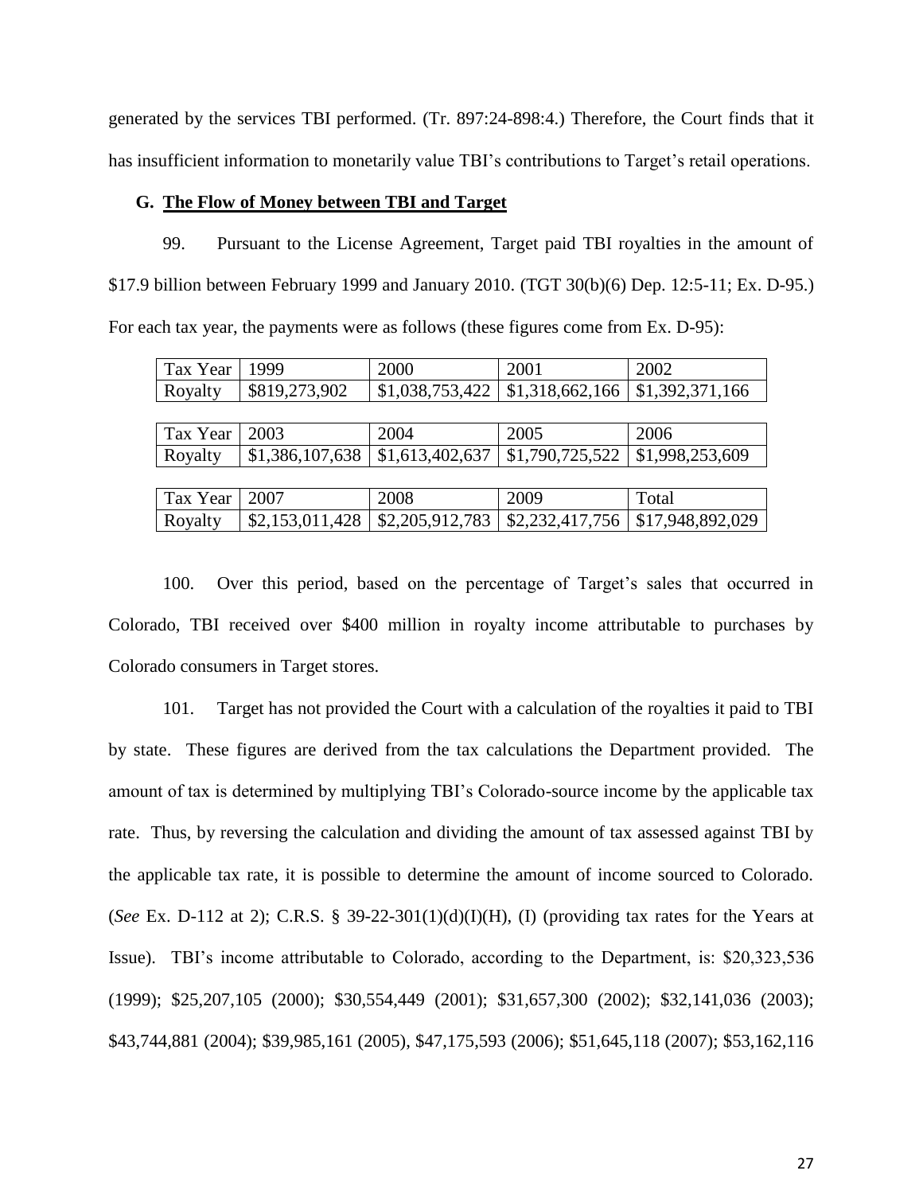generated by the services TBI performed. (Tr. 897:24-898:4.) Therefore, the Court finds that it has insufficient information to monetarily value TBI's contributions to Target's retail operations.

### G. The Flow of Money between TBI and Target

99. Pursuant to the License Agreement, Target paid TBI royalties in the amount of $17.9 billion between February 1999 and January 2010. (TGT 30(b)(6) Dep. 12:5-11; Ex. D-95.) For each tax year, the payments were as follows (these figures come from Ex. D-95):

| Tax Year | 1999 | 2000 | 2001 | 2002 |
|---|---|---|---|---|
| Royalty | $819,273,902 | $1,038,753,422 | $1,318,662,166 | $1,392,371,166 |

| Tax Year | 2003 | 2004 | 2005 | 2006 |
|---|---|---|---|---|
| Royalty | $1,386,107,638 | $1,613,402,637 | $1,790,725,522 | $1,998,253,609 |

| Tax Year | 2007 | 2008 | 2009 | Total |
|---|---|---|---|---|
| Royalty | $2,153,011,428 | $2,205,912,783 | $2,232,417,756 | $17,948,892,029 |

100. Over this period, based on the percentage of Target's sales that occurred in Colorado, TBI received over $400 million in royalty income attributable to purchases by Colorado consumers in Target stores.

101. Target has not provided the Court with a calculation of the royalties it paid to TBI by state. These figures are derived from the tax calculations the Department provided. The amount of tax is determined by multiplying TBI's Colorado-source income by the applicable tax rate. Thus, by reversing the calculation and dividing the amount of tax assessed against TBI by the applicable tax rate, it is possible to determine the amount of income sourced to Colorado. (*See* Ex. D-112 at 2); C.R.S. § 39-22-301(1)(d)(I)(H), (I) (providing tax rates for the Years at Issue). TBI's income attributable to Colorado, according to the Department, is: $20,323,536 (1999); $25,207,105 (2000); $30,554,449 (2001); $31,657,300 (2002); $32,141,036 (2003); $43,744,881 (2004); $39,985,161 (2005), $47,175,593 (2006); $51,645,118 (2007); $53,162,116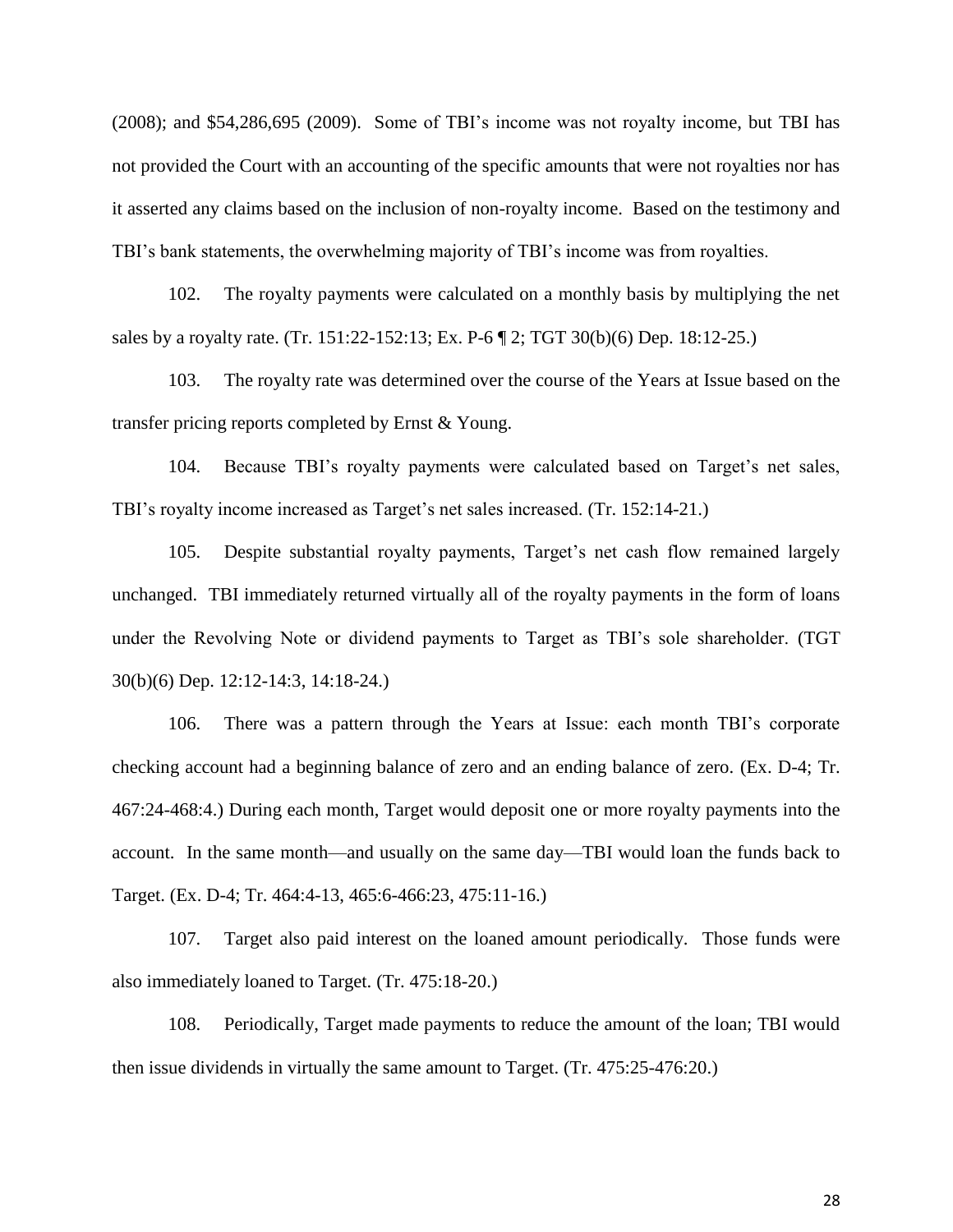(2008); and $54,286,695 (2009). Some of TBI's income was not royalty income, but TBI has not provided the Court with an accounting of the specific amounts that were not royalties nor has it asserted any claims based on the inclusion of non-royalty income. Based on the testimony and TBI's bank statements, the overwhelming majority of TBI's income was from royalties.

102. The royalty payments were calculated on a monthly basis by multiplying the net sales by a royalty rate. (Tr. 151:22-152:13; Ex. P-6 ¶ 2; TGT 30(b)(6) Dep. 18:12-25.)

103. The royalty rate was determined over the course of the Years at Issue based on the transfer pricing reports completed by Ernst & Young.

104. Because TBI's royalty payments were calculated based on Target's net sales, TBI's royalty income increased as Target's net sales increased. (Tr. 152:14-21.)

105. Despite substantial royalty payments, Target's net cash flow remained largely unchanged. TBI immediately returned virtually all of the royalty payments in the form of loans under the Revolving Note or dividend payments to Target as TBI's sole shareholder. (TGT 30(b)(6) Dep. 12:12-14:3, 14:18-24.)

106. There was a pattern through the Years at Issue: each month TBI's corporate checking account had a beginning balance of zero and an ending balance of zero. (Ex. D-4; Tr. 467:24-468:4.) During each month, Target would deposit one or more royalty payments into the account. In the same month—and usually on the same day—TBI would loan the funds back to Target. (Ex. D-4; Tr. 464:4-13, 465:6-466:23, 475:11-16.)

107. Target also paid interest on the loaned amount periodically. Those funds were also immediately loaned to Target. (Tr. 475:18-20.)

108. Periodically, Target made payments to reduce the amount of the loan; TBI would then issue dividends in virtually the same amount to Target. (Tr. 475:25-476:20.)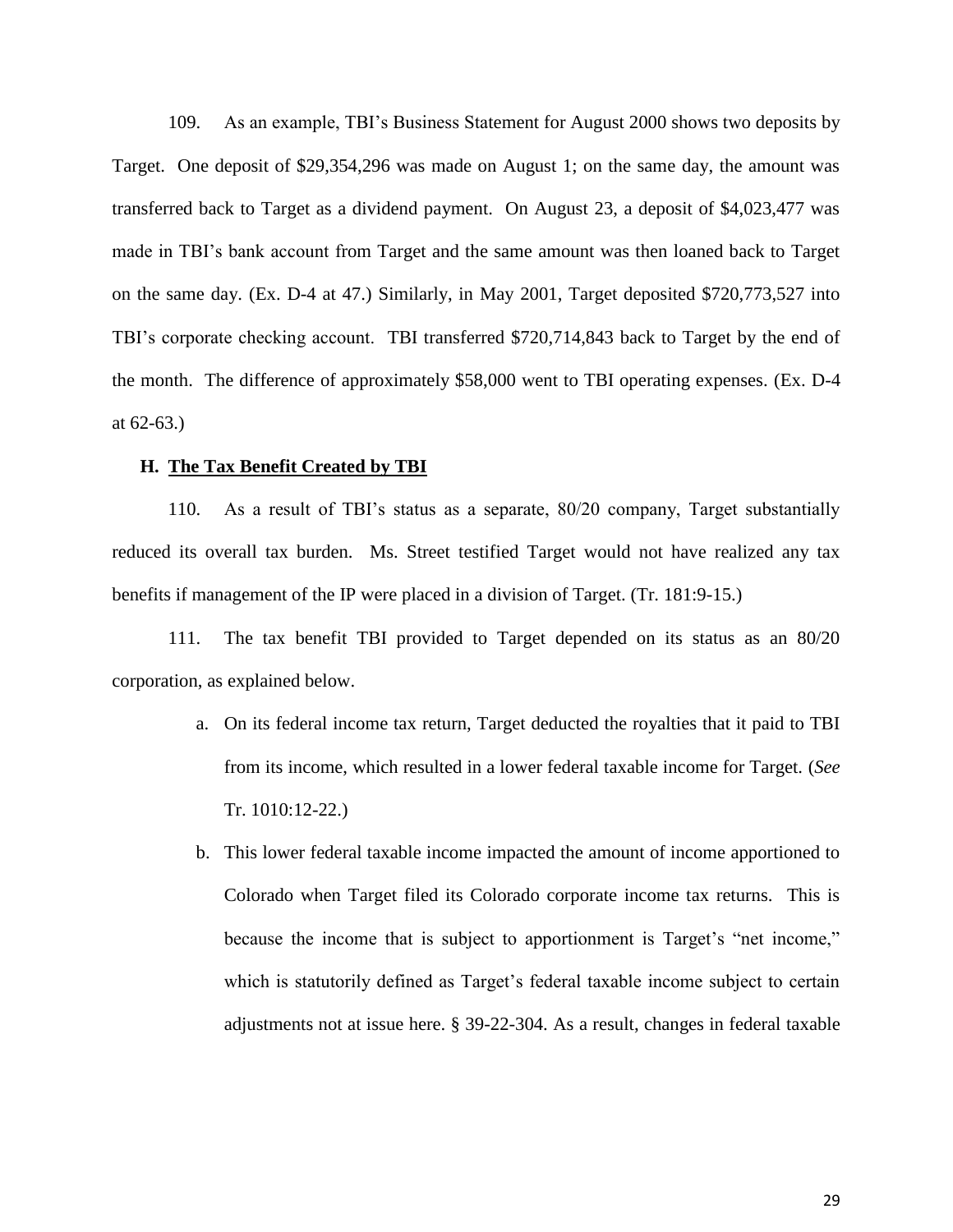109. As an example, TBI's Business Statement for August 2000 shows two deposits by Target. One deposit of $29,354,296 was made on August 1; on the same day, the amount was transferred back to Target as a dividend payment. On August 23, a deposit of $4,023,477 was made in TBI's bank account from Target and the same amount was then loaned back to Target on the same day. (Ex. D-4 at 47.) Similarly, in May 2001, Target deposited $720,773,527 into TBI's corporate checking account. TBI transferred $720,714,843 back to Target by the end of the month. The difference of approximately $58,000 went to TBI operating expenses. (Ex. D-4 at 62-63.)

### H. <u>The Tax Benefit Created by TBI</u>

110. As a result of TBI's status as a separate, 80/20 company, Target substantially reduced its overall tax burden. Ms. Street testified Target would not have realized any tax benefits if management of the IP were placed in a division of Target. (Tr. 181:9-15.)

111. The tax benefit TBI provided to Target depended on its status as an 80/20 corporation, as explained below.

a. On its federal income tax return, Target deducted the royalties that it paid to TBI from its income, which resulted in a lower federal taxable income for Target. (*See* Tr. 1010:12-22.)

b. This lower federal taxable income impacted the amount of income apportioned to Colorado when Target filed its Colorado corporate income tax returns. This is because the income that is subject to apportionment is Target's "net income," which is statutorily defined as Target's federal taxable income subject to certain adjustments not at issue here. § 39-22-304. As a result, changes in federal taxable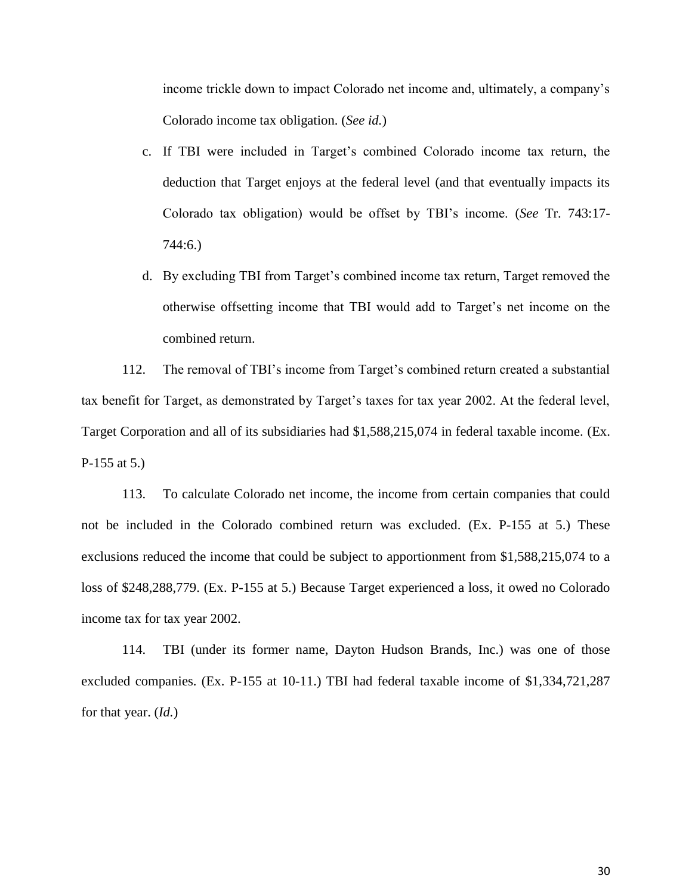income trickle down to impact Colorado net income and, ultimately, a company's Colorado income tax obligation. (*See id.*)

c. If TBI were included in Target's combined Colorado income tax return, the deduction that Target enjoys at the federal level (and that eventually impacts its Colorado tax obligation) would be offset by TBI's income. (*See* Tr. 743:17-744:6.)

d. By excluding TBI from Target's combined income tax return, Target removed the otherwise offsetting income that TBI would add to Target's net income on the combined return.

112. The removal of TBI's income from Target's combined return created a substantial tax benefit for Target, as demonstrated by Target's taxes for tax year 2002. At the federal level, Target Corporation and all of its subsidiaries had $1,588,215,074 in federal taxable income. (Ex. P-155 at 5.)

113. To calculate Colorado net income, the income from certain companies that could not be included in the Colorado combined return was excluded. (Ex. P-155 at 5.) These exclusions reduced the income that could be subject to apportionment from $1,588,215,074 to a loss of $248,288,779. (Ex. P-155 at 5.) Because Target experienced a loss, it owed no Colorado income tax for tax year 2002.

114. TBI (under its former name, Dayton Hudson Brands, Inc.) was one of those excluded companies. (Ex. P-155 at 10-11.) TBI had federal taxable income of $1,334,721,287 for that year. (*Id.*)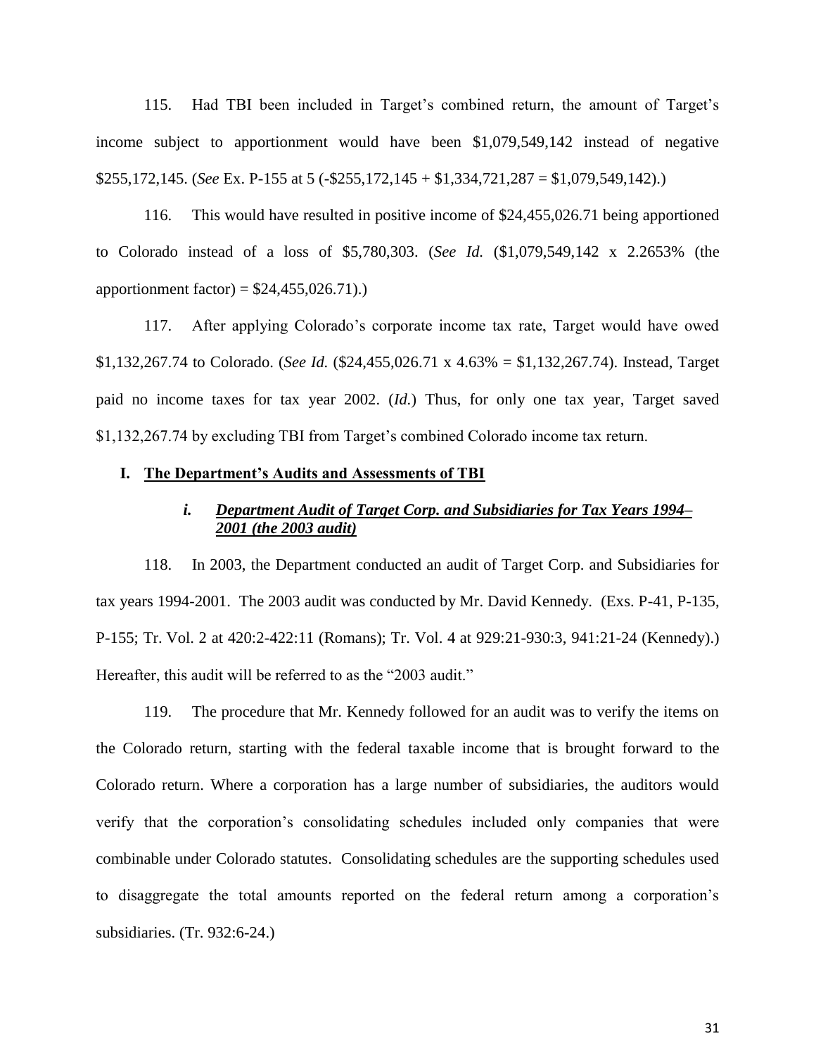115. Had TBI been included in Target's combined return, the amount of Target's income subject to apportionment would have been $1,079,549,142 instead of negative $255,172,145. (*See* Ex. P-155 at 5 (-$255,172,145 + $1,334,721,287 = $1,079,549,142).)

116. This would have resulted in positive income of $24,455,026.71 being apportioned to Colorado instead of a loss of $5,780,303. (*See Id.* ($1,079,549,142 x 2.2653% (the apportionment factor) = $24,455,026.71).)

117. After applying Colorado's corporate income tax rate, Target would have owed $1,132,267.74 to Colorado. (*See Id.* ($24,455,026.71 x 4.63% = $1,132,267.74). Instead, Target paid no income taxes for tax year 2002. (*Id.*) Thus, for only one tax year, Target saved $1,132,267.74 by excluding TBI from Target's combined Colorado income tax return.

## I. The Department's Audits and Assessments of TBI

### *i. Department Audit of Target Corp. and Subsidiaries for Tax Years 1994–2001 (the 2003 audit)*

118. In 2003, the Department conducted an audit of Target Corp. and Subsidiaries for tax years 1994-2001. The 2003 audit was conducted by Mr. David Kennedy. (Exs. P-41, P-135, P-155; Tr. Vol. 2 at 420:2-422:11 (Romans); Tr. Vol. 4 at 929:21-930:3, 941:21-24 (Kennedy).) Hereafter, this audit will be referred to as the "2003 audit."

119. The procedure that Mr. Kennedy followed for an audit was to verify the items on the Colorado return, starting with the federal taxable income that is brought forward to the Colorado return. Where a corporation has a large number of subsidiaries, the auditors would verify that the corporation's consolidating schedules included only companies that were combinable under Colorado statutes. Consolidating schedules are the supporting schedules used to disaggregate the total amounts reported on the federal return among a corporation's subsidiaries. (Tr. 932:6-24.)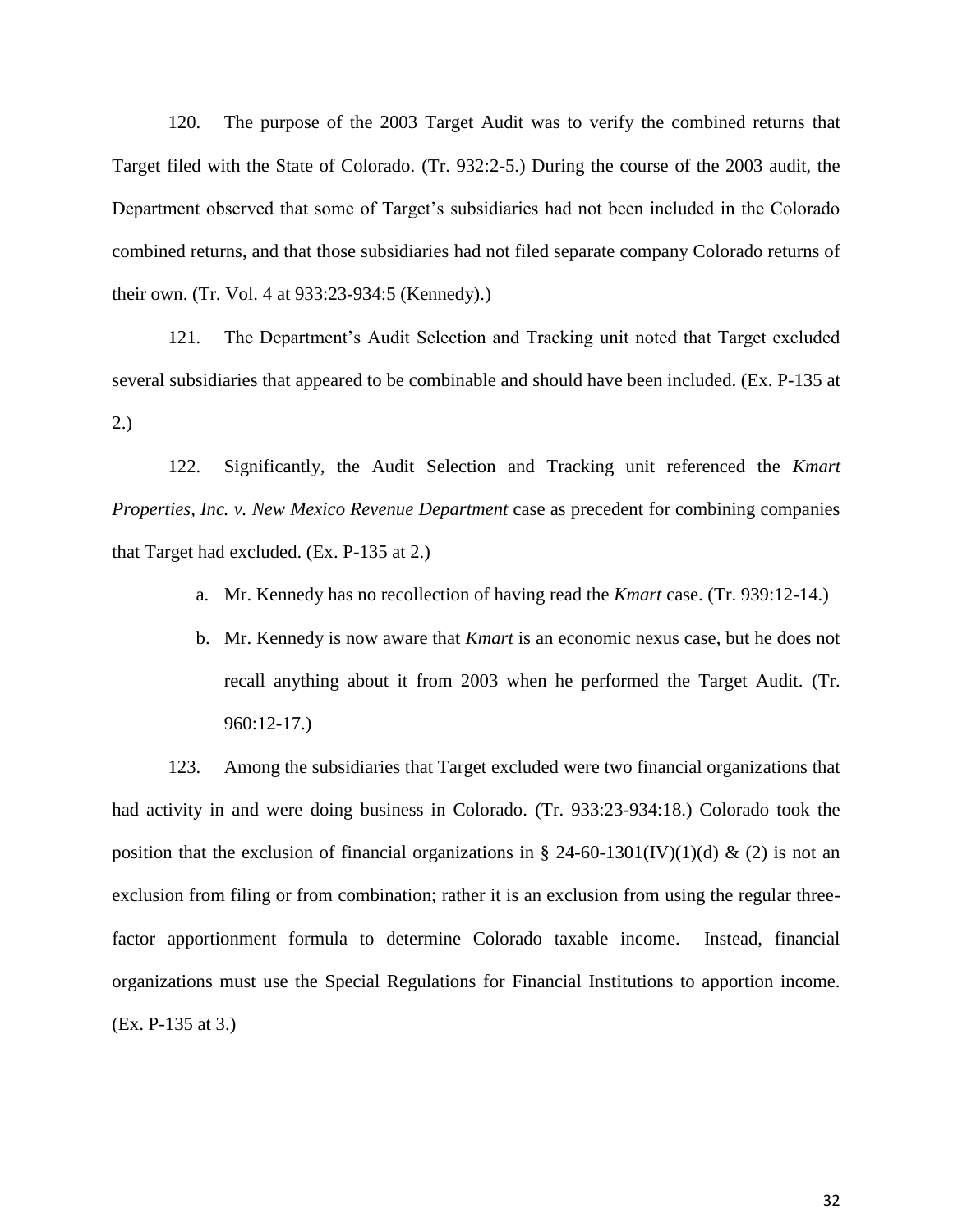120. The purpose of the 2003 Target Audit was to verify the combined returns that Target filed with the State of Colorado. (Tr. 932:2-5.) During the course of the 2003 audit, the Department observed that some of Target's subsidiaries had not been included in the Colorado combined returns, and that those subsidiaries had not filed separate company Colorado returns of their own. (Tr. Vol. 4 at 933:23-934:5 (Kennedy).)

121. The Department's Audit Selection and Tracking unit noted that Target excluded several subsidiaries that appeared to be combinable and should have been included. (Ex. P-135 at 2.)

122. Significantly, the Audit Selection and Tracking unit referenced the *Kmart Properties, Inc. v. New Mexico Revenue Department* case as precedent for combining companies that Target had excluded. (Ex. P-135 at 2.)

a. Mr. Kennedy has no recollection of having read the *Kmart* case. (Tr. 939:12-14.)

b. Mr. Kennedy is now aware that *Kmart* is an economic nexus case, but he does not recall anything about it from 2003 when he performed the Target Audit. (Tr. 960:12-17.)

123. Among the subsidiaries that Target excluded were two financial organizations that had activity in and were doing business in Colorado. (Tr. 933:23-934:18.) Colorado took the position that the exclusion of financial organizations in § 24-60-1301(IV)(1)(d) & (2) is not an exclusion from filing or from combination; rather it is an exclusion from using the regular three-factor apportionment formula to determine Colorado taxable income. Instead, financial organizations must use the Special Regulations for Financial Institutions to apportion income. (Ex. P-135 at 3.)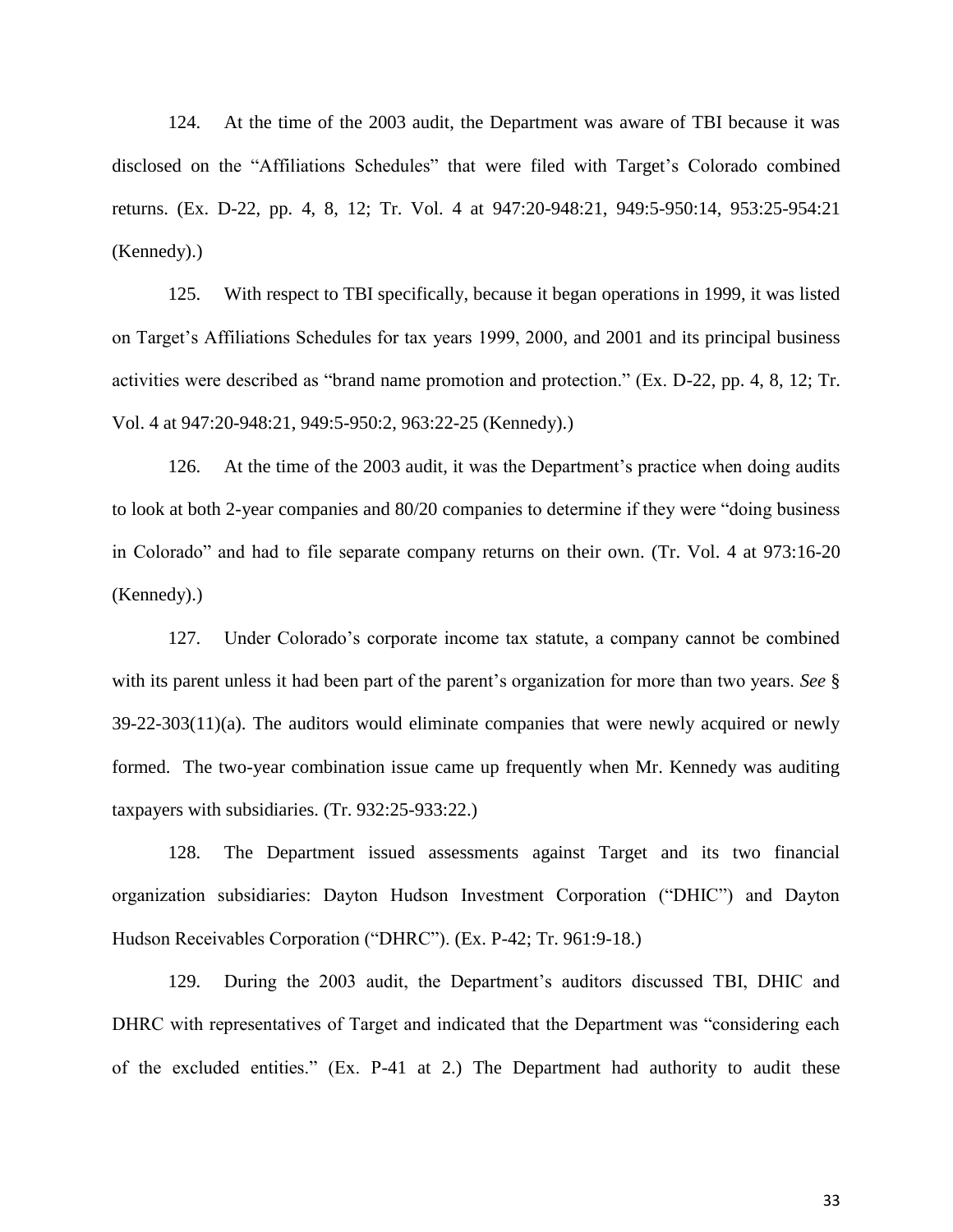124. At the time of the 2003 audit, the Department was aware of TBI because it was disclosed on the "Affiliations Schedules" that were filed with Target's Colorado combined returns. (Ex. D-22, pp. 4, 8, 12; Tr. Vol. 4 at 947:20-948:21, 949:5-950:14, 953:25-954:21 (Kennedy).)

125. With respect to TBI specifically, because it began operations in 1999, it was listed on Target's Affiliations Schedules for tax years 1999, 2000, and 2001 and its principal business activities were described as "brand name promotion and protection." (Ex. D-22, pp. 4, 8, 12; Tr. Vol. 4 at 947:20-948:21, 949:5-950:2, 963:22-25 (Kennedy).)

126. At the time of the 2003 audit, it was the Department's practice when doing audits to look at both 2-year companies and 80/20 companies to determine if they were "doing business in Colorado" and had to file separate company returns on their own. (Tr. Vol. 4 at 973:16-20 (Kennedy).)

127. Under Colorado's corporate income tax statute, a company cannot be combined with its parent unless it had been part of the parent's organization for more than two years. *See* § 39-22-303(11)(a). The auditors would eliminate companies that were newly acquired or newly formed. The two-year combination issue came up frequently when Mr. Kennedy was auditing taxpayers with subsidiaries. (Tr. 932:25-933:22.)

128. The Department issued assessments against Target and its two financial organization subsidiaries: Dayton Hudson Investment Corporation ("DHIC") and Dayton Hudson Receivables Corporation ("DHRC"). (Ex. P-42; Tr. 961:9-18.)

129. During the 2003 audit, the Department's auditors discussed TBI, DHIC and DHRC with representatives of Target and indicated that the Department was "considering each of the excluded entities." (Ex. P-41 at 2.) The Department had authority to audit these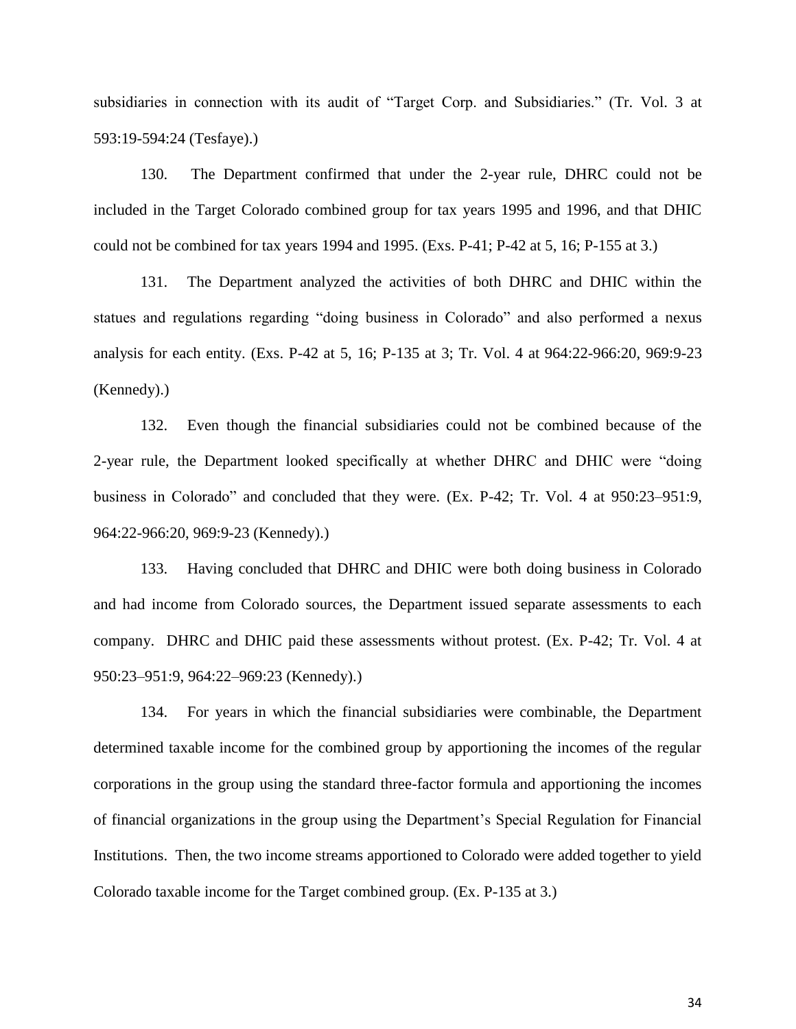subsidiaries in connection with its audit of "Target Corp. and Subsidiaries." (Tr. Vol. 3 at 593:19-594:24 (Tesfaye).)

130. The Department confirmed that under the 2-year rule, DHRC could not be included in the Target Colorado combined group for tax years 1995 and 1996, and that DHIC could not be combined for tax years 1994 and 1995. (Exs. P-41; P-42 at 5, 16; P-155 at 3.)

131. The Department analyzed the activities of both DHRC and DHIC within the statues and regulations regarding "doing business in Colorado" and also performed a nexus analysis for each entity. (Exs. P-42 at 5, 16; P-135 at 3; Tr. Vol. 4 at 964:22-966:20, 969:9-23 (Kennedy).)

132. Even though the financial subsidiaries could not be combined because of the 2-year rule, the Department looked specifically at whether DHRC and DHIC were "doing business in Colorado" and concluded that they were. (Ex. P-42; Tr. Vol. 4 at 950:23–951:9, 964:22-966:20, 969:9-23 (Kennedy).)

133. Having concluded that DHRC and DHIC were both doing business in Colorado and had income from Colorado sources, the Department issued separate assessments to each company. DHRC and DHIC paid these assessments without protest. (Ex. P-42; Tr. Vol. 4 at 950:23–951:9, 964:22–969:23 (Kennedy).)

134. For years in which the financial subsidiaries were combinable, the Department determined taxable income for the combined group by apportioning the incomes of the regular corporations in the group using the standard three-factor formula and apportioning the incomes of financial organizations in the group using the Department's Special Regulation for Financial Institutions. Then, the two income streams apportioned to Colorado were added together to yield Colorado taxable income for the Target combined group. (Ex. P-135 at 3.)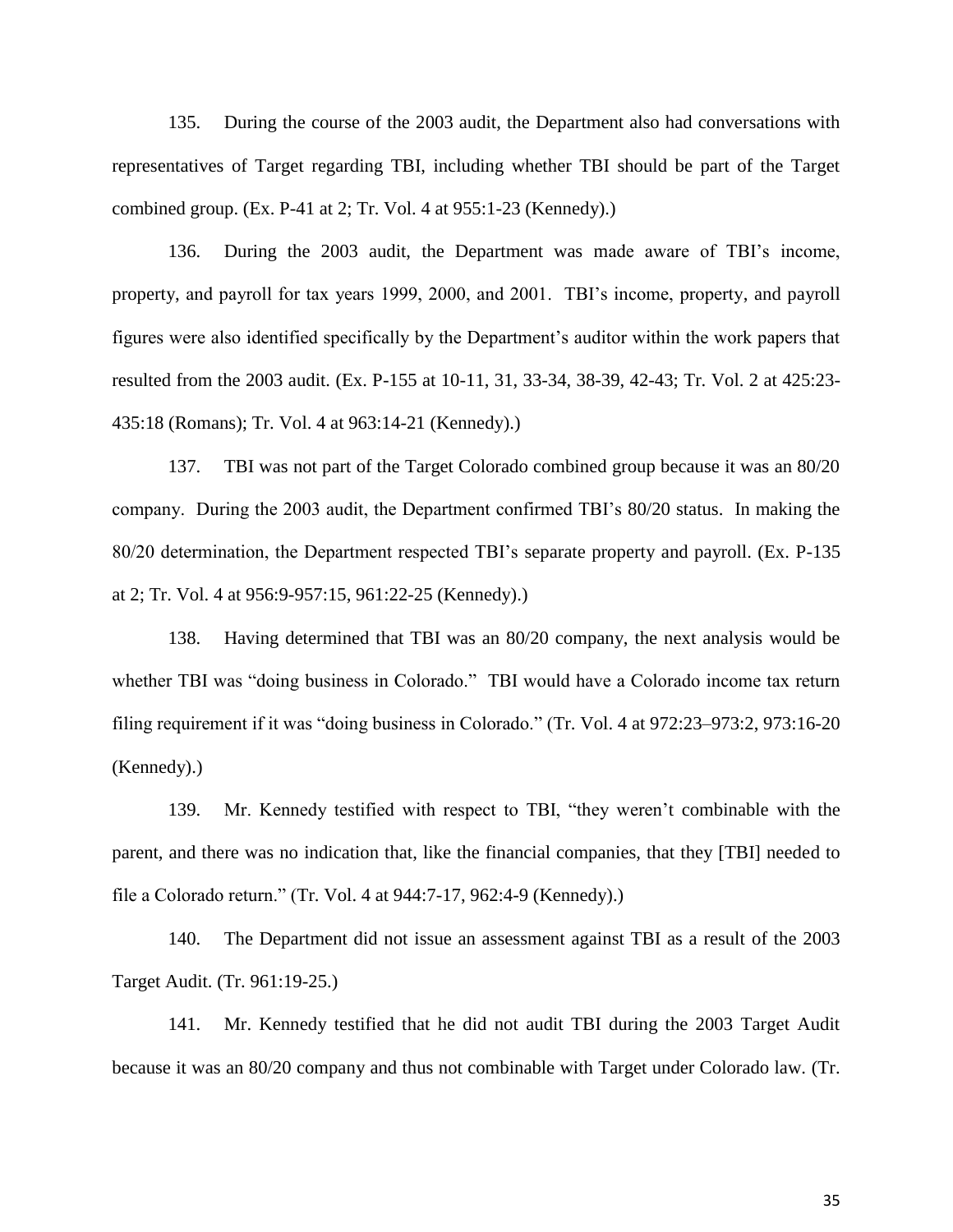135. During the course of the 2003 audit, the Department also had conversations with representatives of Target regarding TBI, including whether TBI should be part of the Target combined group. (Ex. P-41 at 2; Tr. Vol. 4 at 955:1-23 (Kennedy).)

136. During the 2003 audit, the Department was made aware of TBI's income, property, and payroll for tax years 1999, 2000, and 2001. TBI's income, property, and payroll figures were also identified specifically by the Department's auditor within the work papers that resulted from the 2003 audit. (Ex. P-155 at 10-11, 31, 33-34, 38-39, 42-43; Tr. Vol. 2 at 425:23-435:18 (Romans); Tr. Vol. 4 at 963:14-21 (Kennedy).)

137. TBI was not part of the Target Colorado combined group because it was an 80/20 company. During the 2003 audit, the Department confirmed TBI's 80/20 status. In making the 80/20 determination, the Department respected TBI's separate property and payroll. (Ex. P-135 at 2; Tr. Vol. 4 at 956:9-957:15, 961:22-25 (Kennedy).)

138. Having determined that TBI was an 80/20 company, the next analysis would be whether TBI was "doing business in Colorado." TBI would have a Colorado income tax return filing requirement if it was "doing business in Colorado." (Tr. Vol. 4 at 972:23–973:2, 973:16-20 (Kennedy).)

139. Mr. Kennedy testified with respect to TBI, "they weren't combinable with the parent, and there was no indication that, like the financial companies, that they [TBI] needed to file a Colorado return." (Tr. Vol. 4 at 944:7-17, 962:4-9 (Kennedy).)

140. The Department did not issue an assessment against TBI as a result of the 2003 Target Audit. (Tr. 961:19-25.)

141. Mr. Kennedy testified that he did not audit TBI during the 2003 Target Audit because it was an 80/20 company and thus not combinable with Target under Colorado law. (Tr.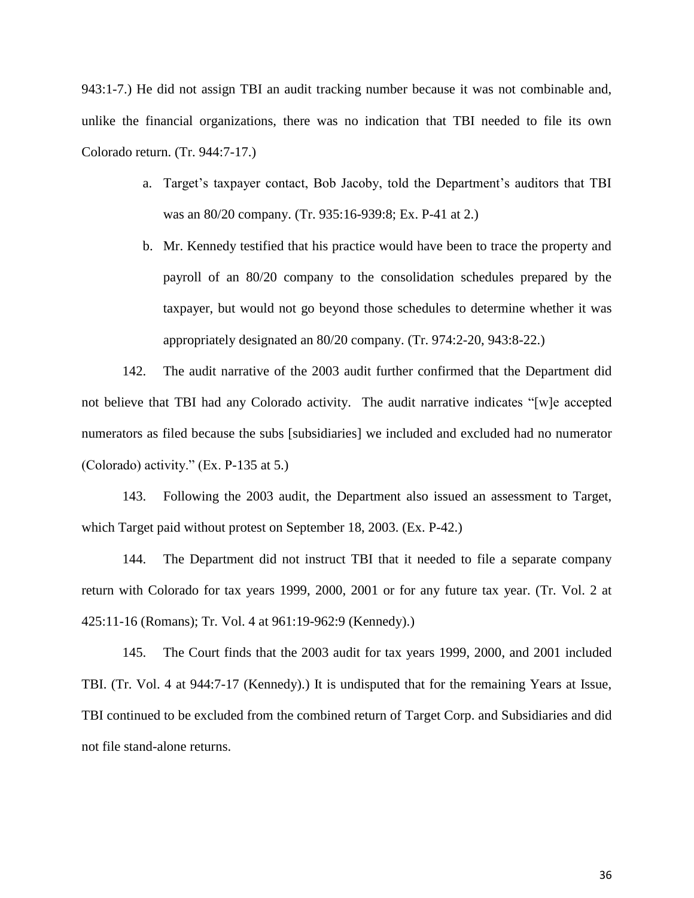943:1-7.) He did not assign TBI an audit tracking number because it was not combinable and, unlike the financial organizations, there was no indication that TBI needed to file its own Colorado return. (Tr. 944:7-17.)

a. Target's taxpayer contact, Bob Jacoby, told the Department's auditors that TBI was an 80/20 company. (Tr. 935:16-939:8; Ex. P-41 at 2.)

b. Mr. Kennedy testified that his practice would have been to trace the property and payroll of an 80/20 company to the consolidation schedules prepared by the taxpayer, but would not go beyond those schedules to determine whether it was appropriately designated an 80/20 company. (Tr. 974:2-20, 943:8-22.)

142. The audit narrative of the 2003 audit further confirmed that the Department did not believe that TBI had any Colorado activity. The audit narrative indicates "[w]e accepted numerators as filed because the subs [subsidiaries] we included and excluded had no numerator (Colorado) activity." (Ex. P-135 at 5.)

143. Following the 2003 audit, the Department also issued an assessment to Target, which Target paid without protest on September 18, 2003. (Ex. P-42.)

144. The Department did not instruct TBI that it needed to file a separate company return with Colorado for tax years 1999, 2000, 2001 or for any future tax year. (Tr. Vol. 2 at 425:11-16 (Romans); Tr. Vol. 4 at 961:19-962:9 (Kennedy).)

145. The Court finds that the 2003 audit for tax years 1999, 2000, and 2001 included TBI. (Tr. Vol. 4 at 944:7-17 (Kennedy).) It is undisputed that for the remaining Years at Issue, TBI continued to be excluded from the combined return of Target Corp. and Subsidiaries and did not file stand-alone returns.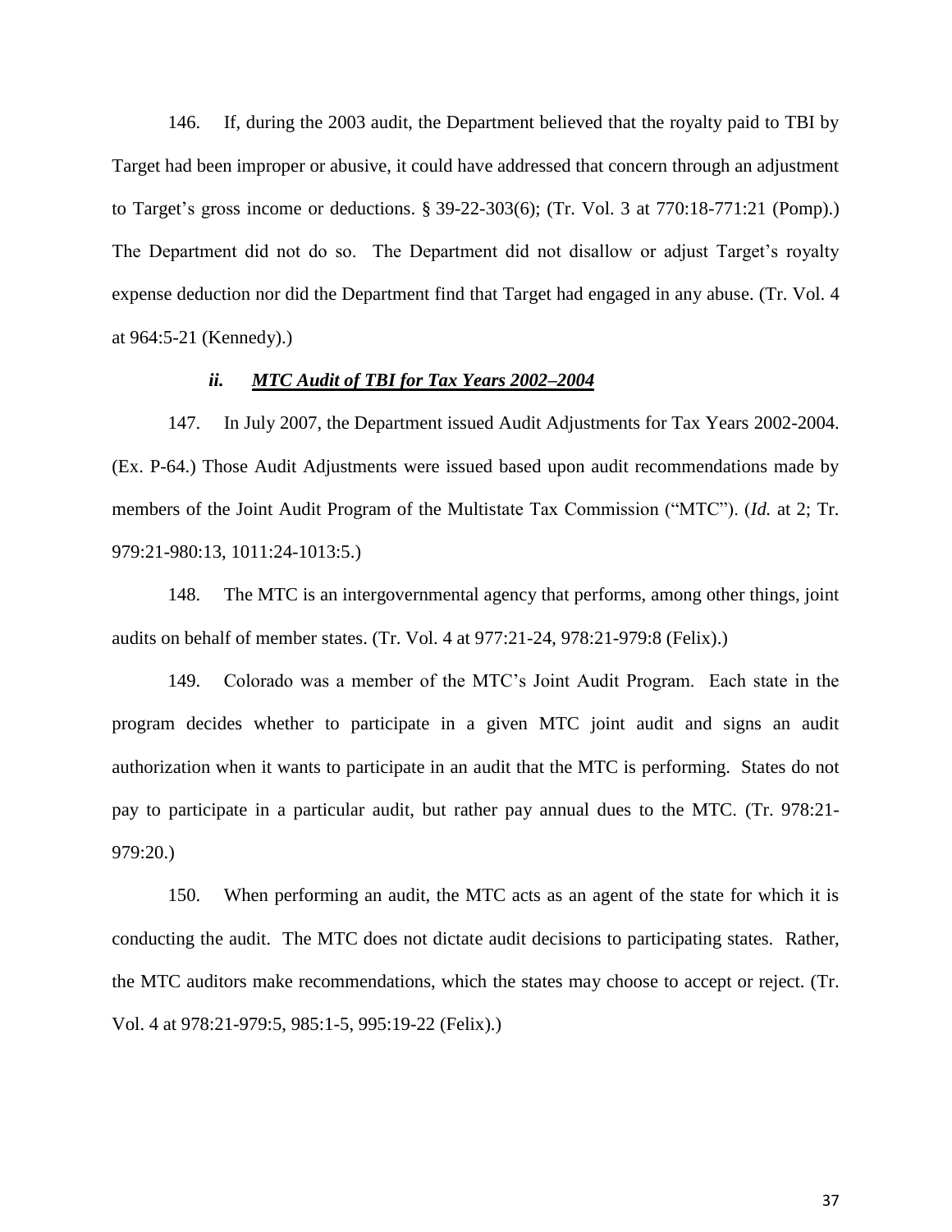146. If, during the 2003 audit, the Department believed that the royalty paid to TBI by Target had been improper or abusive, it could have addressed that concern through an adjustment to Target's gross income or deductions. § 39-22-303(6); (Tr. Vol. 3 at 770:18-771:21 (Pomp).) The Department did not do so. The Department did not disallow or adjust Target's royalty expense deduction nor did the Department find that Target had engaged in any abuse. (Tr. Vol. 4 at 964:5-21 (Kennedy).)

### *ii. MTC Audit of TBI for Tax Years 2002–2004*

147. In July 2007, the Department issued Audit Adjustments for Tax Years 2002-2004. (Ex. P-64.) Those Audit Adjustments were issued based upon audit recommendations made by members of the Joint Audit Program of the Multistate Tax Commission ("MTC"). (*Id.* at 2; Tr. 979:21-980:13, 1011:24-1013:5.)

148. The MTC is an intergovernmental agency that performs, among other things, joint audits on behalf of member states. (Tr. Vol. 4 at 977:21-24, 978:21-979:8 (Felix).)

149. Colorado was a member of the MTC's Joint Audit Program. Each state in the program decides whether to participate in a given MTC joint audit and signs an audit authorization when it wants to participate in an audit that the MTC is performing. States do not pay to participate in a particular audit, but rather pay annual dues to the MTC. (Tr. 978:21-979:20.)

150. When performing an audit, the MTC acts as an agent of the state for which it is conducting the audit. The MTC does not dictate audit decisions to participating states. Rather, the MTC auditors make recommendations, which the states may choose to accept or reject. (Tr. Vol. 4 at 978:21-979:5, 985:1-5, 995:19-22 (Felix).)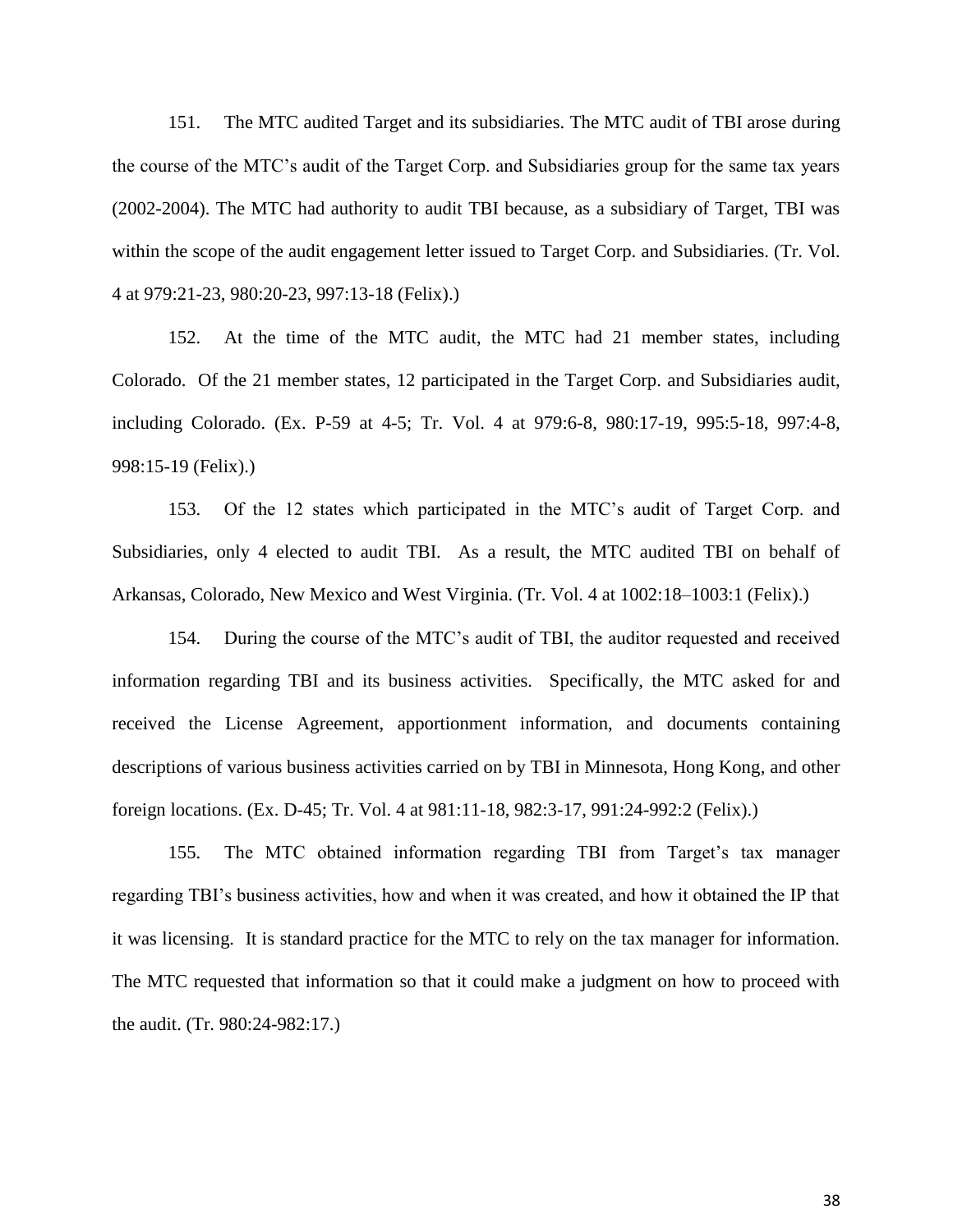151. The MTC audited Target and its subsidiaries. The MTC audit of TBI arose during the course of the MTC's audit of the Target Corp. and Subsidiaries group for the same tax years (2002-2004). The MTC had authority to audit TBI because, as a subsidiary of Target, TBI was within the scope of the audit engagement letter issued to Target Corp. and Subsidiaries. (Tr. Vol. 4 at 979:21-23, 980:20-23, 997:13-18 (Felix).)

152. At the time of the MTC audit, the MTC had 21 member states, including Colorado. Of the 21 member states, 12 participated in the Target Corp. and Subsidiaries audit, including Colorado. (Ex. P-59 at 4-5; Tr. Vol. 4 at 979:6-8, 980:17-19, 995:5-18, 997:4-8, 998:15-19 (Felix).)

153. Of the 12 states which participated in the MTC's audit of Target Corp. and Subsidiaries, only 4 elected to audit TBI. As a result, the MTC audited TBI on behalf of Arkansas, Colorado, New Mexico and West Virginia. (Tr. Vol. 4 at 1002:18–1003:1 (Felix).)

154. During the course of the MTC's audit of TBI, the auditor requested and received information regarding TBI and its business activities. Specifically, the MTC asked for and received the License Agreement, apportionment information, and documents containing descriptions of various business activities carried on by TBI in Minnesota, Hong Kong, and other foreign locations. (Ex. D-45; Tr. Vol. 4 at 981:11-18, 982:3-17, 991:24-992:2 (Felix).)

155. The MTC obtained information regarding TBI from Target's tax manager regarding TBI's business activities, how and when it was created, and how it obtained the IP that it was licensing. It is standard practice for the MTC to rely on the tax manager for information. The MTC requested that information so that it could make a judgment on how to proceed with the audit. (Tr. 980:24-982:17.)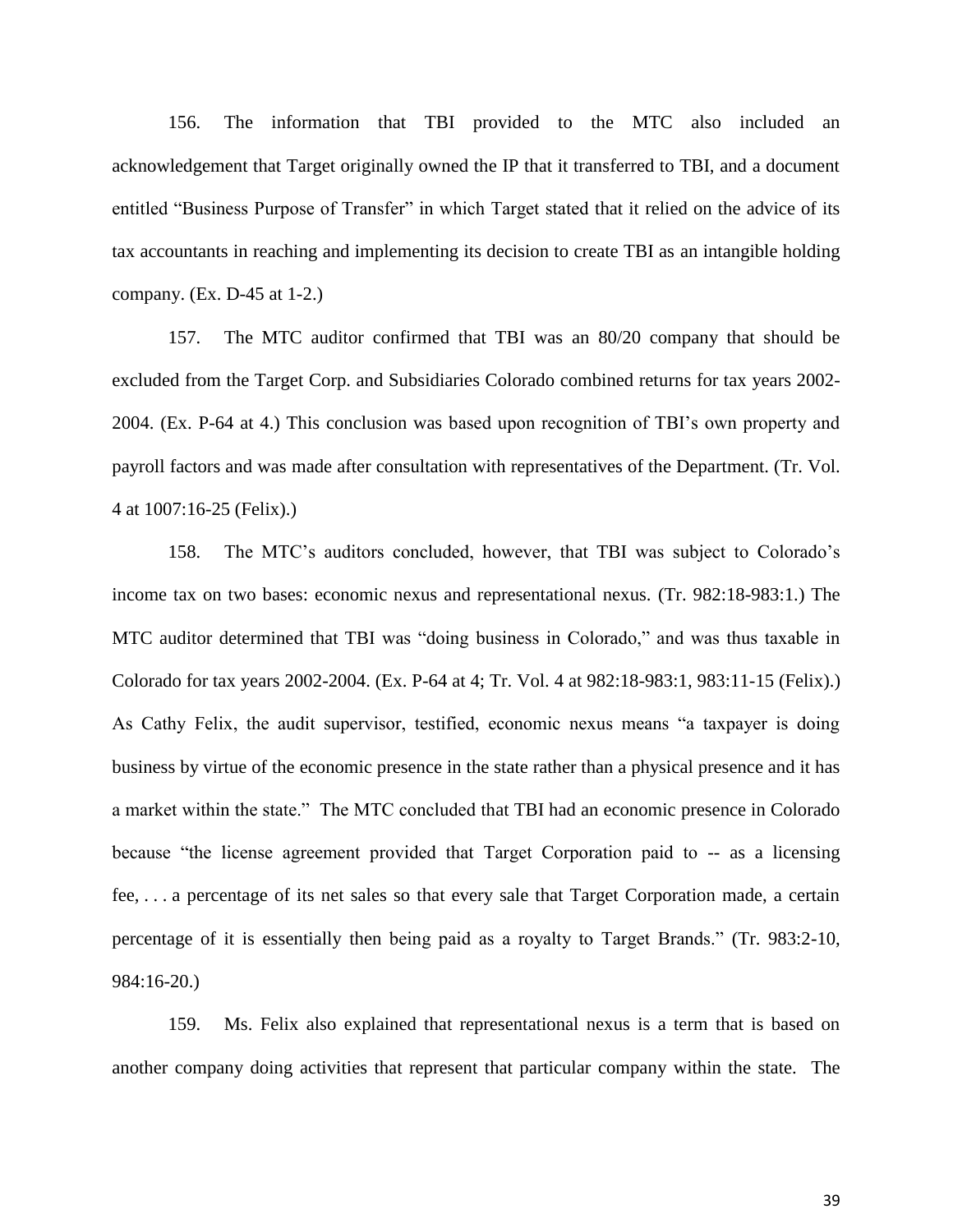156. The information that TBI provided to the MTC also included an acknowledgement that Target originally owned the IP that it transferred to TBI, and a document entitled "Business Purpose of Transfer" in which Target stated that it relied on the advice of its tax accountants in reaching and implementing its decision to create TBI as an intangible holding company. (Ex. D-45 at 1-2.)

157. The MTC auditor confirmed that TBI was an 80/20 company that should be excluded from the Target Corp. and Subsidiaries Colorado combined returns for tax years 2002-2004. (Ex. P-64 at 4.) This conclusion was based upon recognition of TBI's own property and payroll factors and was made after consultation with representatives of the Department. (Tr. Vol. 4 at 1007:16-25 (Felix).)

158. The MTC's auditors concluded, however, that TBI was subject to Colorado's income tax on two bases: economic nexus and representational nexus. (Tr. 982:18-983:1.) The MTC auditor determined that TBI was "doing business in Colorado," and was thus taxable in Colorado for tax years 2002-2004. (Ex. P-64 at 4; Tr. Vol. 4 at 982:18-983:1, 983:11-15 (Felix).) As Cathy Felix, the audit supervisor, testified, economic nexus means "a taxpayer is doing business by virtue of the economic presence in the state rather than a physical presence and it has a market within the state." The MTC concluded that TBI had an economic presence in Colorado because "the license agreement provided that Target Corporation paid to -- as a licensing fee, . . . a percentage of its net sales so that every sale that Target Corporation made, a certain percentage of it is essentially then being paid as a royalty to Target Brands." (Tr. 983:2-10, 984:16-20.)

159. Ms. Felix also explained that representational nexus is a term that is based on another company doing activities that represent that particular company within the state. The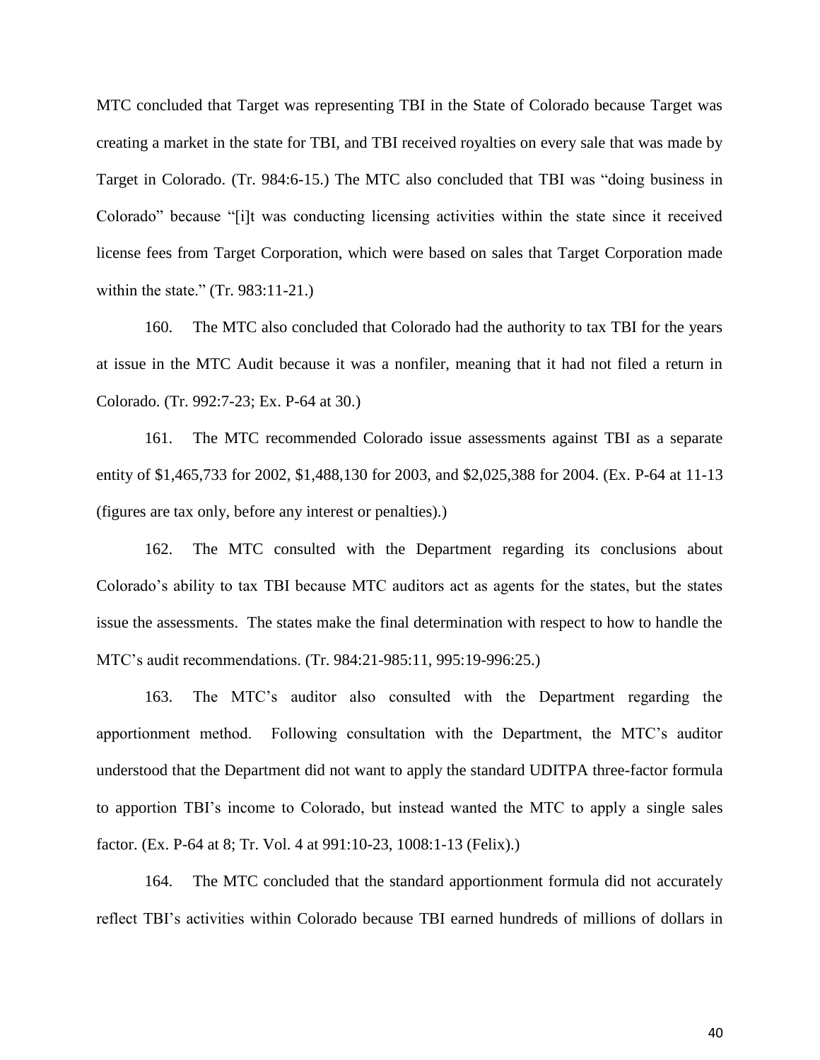MTC concluded that Target was representing TBI in the State of Colorado because Target was creating a market in the state for TBI, and TBI received royalties on every sale that was made by Target in Colorado. (Tr. 984:6-15.) The MTC also concluded that TBI was "doing business in Colorado" because "[i]t was conducting licensing activities within the state since it received license fees from Target Corporation, which were based on sales that Target Corporation made within the state." (Tr. 983:11-21.)

160. The MTC also concluded that Colorado had the authority to tax TBI for the years at issue in the MTC Audit because it was a nonfiler, meaning that it had not filed a return in Colorado. (Tr. 992:7-23; Ex. P-64 at 30.)

161. The MTC recommended Colorado issue assessments against TBI as a separate entity of $1,465,733 for 2002, $1,488,130 for 2003, and $2,025,388 for 2004. (Ex. P-64 at 11-13 (figures are tax only, before any interest or penalties).)

162. The MTC consulted with the Department regarding its conclusions about Colorado's ability to tax TBI because MTC auditors act as agents for the states, but the states issue the assessments. The states make the final determination with respect to how to handle the MTC's audit recommendations. (Tr. 984:21-985:11, 995:19-996:25.)

163. The MTC's auditor also consulted with the Department regarding the apportionment method. Following consultation with the Department, the MTC's auditor understood that the Department did not want to apply the standard UDITPA three-factor formula to apportion TBI's income to Colorado, but instead wanted the MTC to apply a single sales factor. (Ex. P-64 at 8; Tr. Vol. 4 at 991:10-23, 1008:1-13 (Felix).)

164. The MTC concluded that the standard apportionment formula did not accurately reflect TBI's activities within Colorado because TBI earned hundreds of millions of dollars in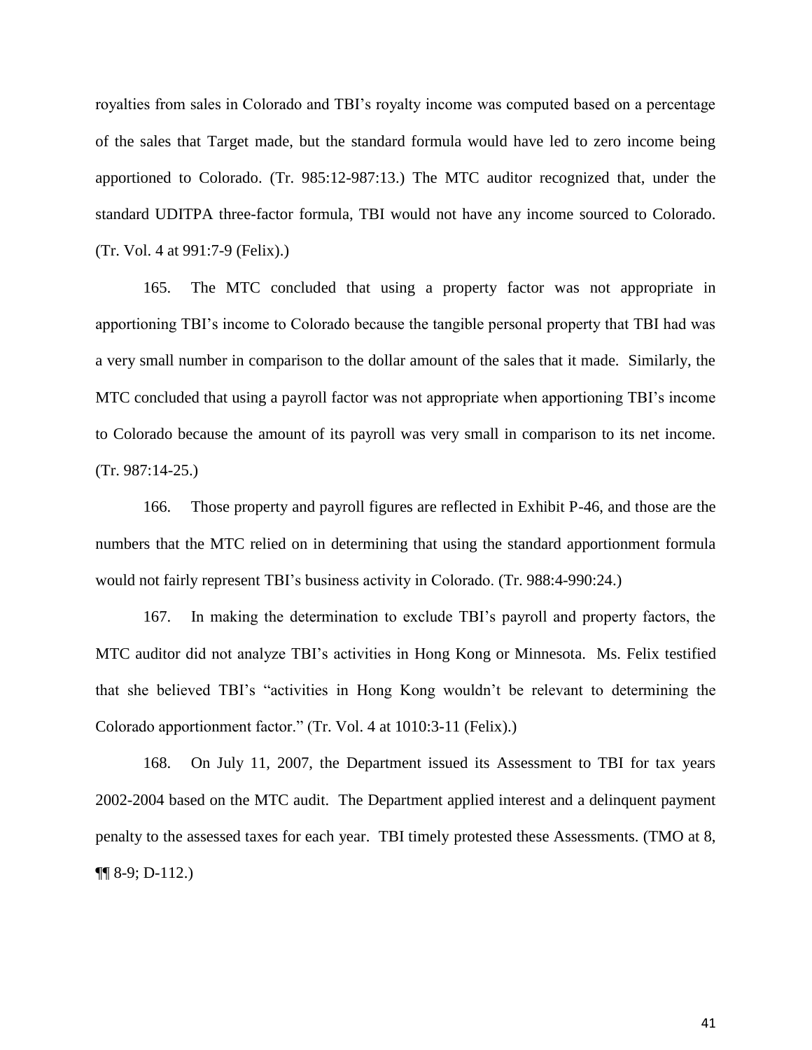royalties from sales in Colorado and TBI's royalty income was computed based on a percentage of the sales that Target made, but the standard formula would have led to zero income being apportioned to Colorado. (Tr. 985:12-987:13.) The MTC auditor recognized that, under the standard UDITPA three-factor formula, TBI would not have any income sourced to Colorado. (Tr. Vol. 4 at 991:7-9 (Felix).)

165. The MTC concluded that using a property factor was not appropriate in apportioning TBI's income to Colorado because the tangible personal property that TBI had was a very small number in comparison to the dollar amount of the sales that it made. Similarly, the MTC concluded that using a payroll factor was not appropriate when apportioning TBI's income to Colorado because the amount of its payroll was very small in comparison to its net income. (Tr. 987:14-25.)

166. Those property and payroll figures are reflected in Exhibit P-46, and those are the numbers that the MTC relied on in determining that using the standard apportionment formula would not fairly represent TBI's business activity in Colorado. (Tr. 988:4-990:24.)

167. In making the determination to exclude TBI's payroll and property factors, the MTC auditor did not analyze TBI's activities in Hong Kong or Minnesota. Ms. Felix testified that she believed TBI's "activities in Hong Kong wouldn't be relevant to determining the Colorado apportionment factor." (Tr. Vol. 4 at 1010:3-11 (Felix).)

168. On July 11, 2007, the Department issued its Assessment to TBI for tax years 2002-2004 based on the MTC audit. The Department applied interest and a delinquent payment penalty to the assessed taxes for each year. TBI timely protested these Assessments. (TMO at 8, ¶¶ 8-9; D-112.)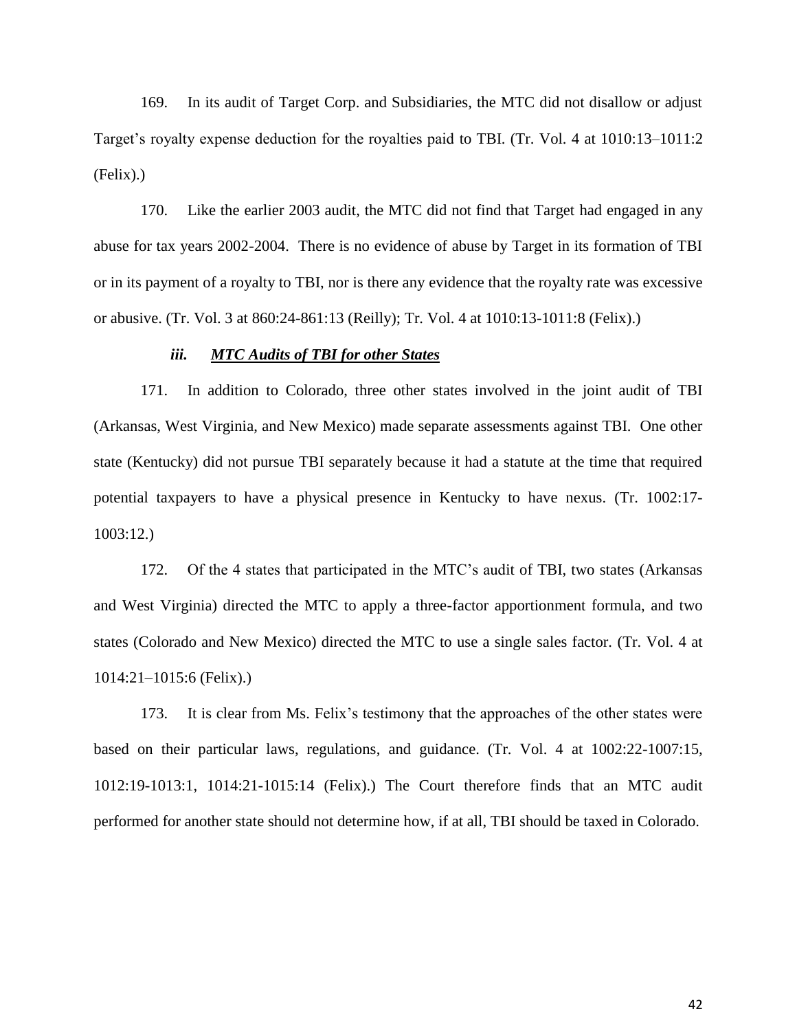169. In its audit of Target Corp. and Subsidiaries, the MTC did not disallow or adjust Target's royalty expense deduction for the royalties paid to TBI. (Tr. Vol. 4 at 1010:13–1011:2 (Felix).)

170. Like the earlier 2003 audit, the MTC did not find that Target had engaged in any abuse for tax years 2002-2004. There is no evidence of abuse by Target in its formation of TBI or in its payment of a royalty to TBI, nor is there any evidence that the royalty rate was excessive or abusive. (Tr. Vol. 3 at 860:24-861:13 (Reilly); Tr. Vol. 4 at 1010:13-1011:8 (Felix).)

### ***iii. <u>MTC Audits of TBI for other States</u>***

171. In addition to Colorado, three other states involved in the joint audit of TBI (Arkansas, West Virginia, and New Mexico) made separate assessments against TBI. One other state (Kentucky) did not pursue TBI separately because it had a statute at the time that required potential taxpayers to have a physical presence in Kentucky to have nexus. (Tr. 1002:17-1003:12.)

172. Of the 4 states that participated in the MTC's audit of TBI, two states (Arkansas and West Virginia) directed the MTC to apply a three-factor apportionment formula, and two states (Colorado and New Mexico) directed the MTC to use a single sales factor. (Tr. Vol. 4 at 1014:21–1015:6 (Felix).)

173. It is clear from Ms. Felix's testimony that the approaches of the other states were based on their particular laws, regulations, and guidance. (Tr. Vol. 4 at 1002:22-1007:15, 1012:19-1013:1, 1014:21-1015:14 (Felix).) The Court therefore finds that an MTC audit performed for another state should not determine how, if at all, TBI should be taxed in Colorado.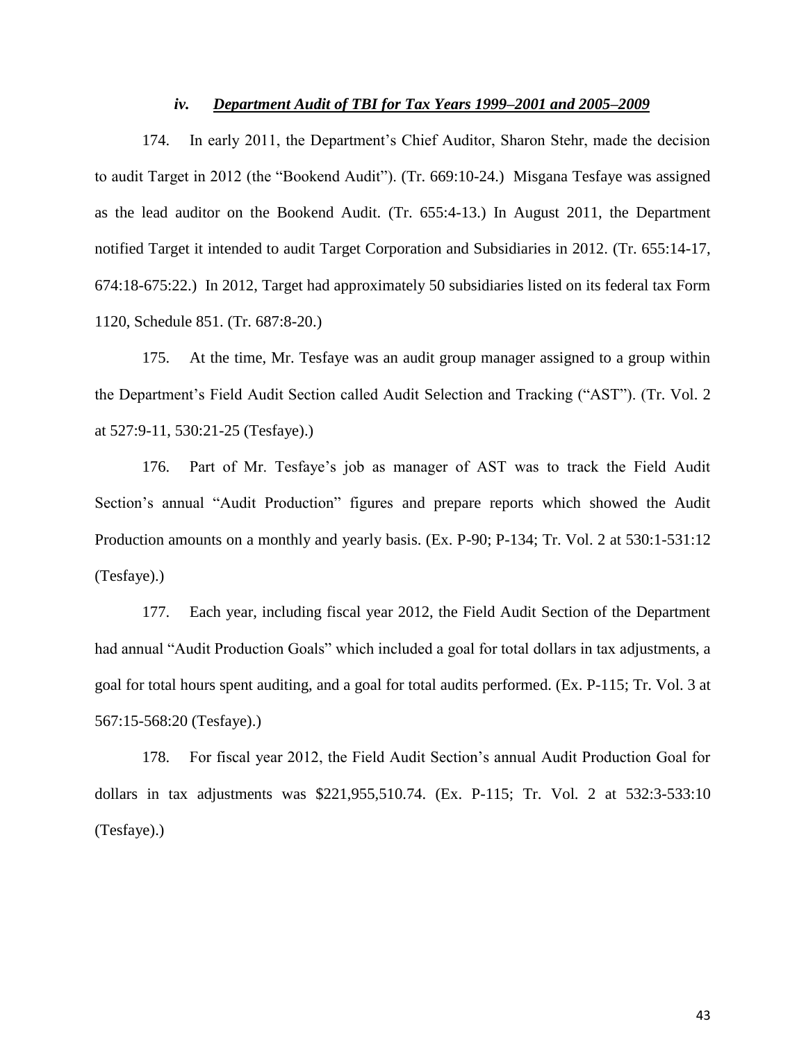### *iv. **Department Audit of TBI for Tax Years 1999–2001 and 2005–2009***

174. In early 2011, the Department's Chief Auditor, Sharon Stehr, made the decision to audit Target in 2012 (the "Bookend Audit"). (Tr. 669:10-24.) Misgana Tesfaye was assigned as the lead auditor on the Bookend Audit. (Tr. 655:4-13.) In August 2011, the Department notified Target it intended to audit Target Corporation and Subsidiaries in 2012. (Tr. 655:14-17, 674:18-675:22.) In 2012, Target had approximately 50 subsidiaries listed on its federal tax Form 1120, Schedule 851. (Tr. 687:8-20.)

175. At the time, Mr. Tesfaye was an audit group manager assigned to a group within the Department's Field Audit Section called Audit Selection and Tracking ("AST"). (Tr. Vol. 2 at 527:9-11, 530:21-25 (Tesfaye).)

176. Part of Mr. Tesfaye's job as manager of AST was to track the Field Audit Section's annual "Audit Production" figures and prepare reports which showed the Audit Production amounts on a monthly and yearly basis. (Ex. P-90; P-134; Tr. Vol. 2 at 530:1-531:12 (Tesfaye).)

177. Each year, including fiscal year 2012, the Field Audit Section of the Department had annual "Audit Production Goals" which included a goal for total dollars in tax adjustments, a goal for total hours spent auditing, and a goal for total audits performed. (Ex. P-115; Tr. Vol. 3 at 567:15-568:20 (Tesfaye).)

178. For fiscal year 2012, the Field Audit Section's annual Audit Production Goal for dollars in tax adjustments was $221,955,510.74. (Ex. P-115; Tr. Vol. 2 at 532:3-533:10 (Tesfaye).)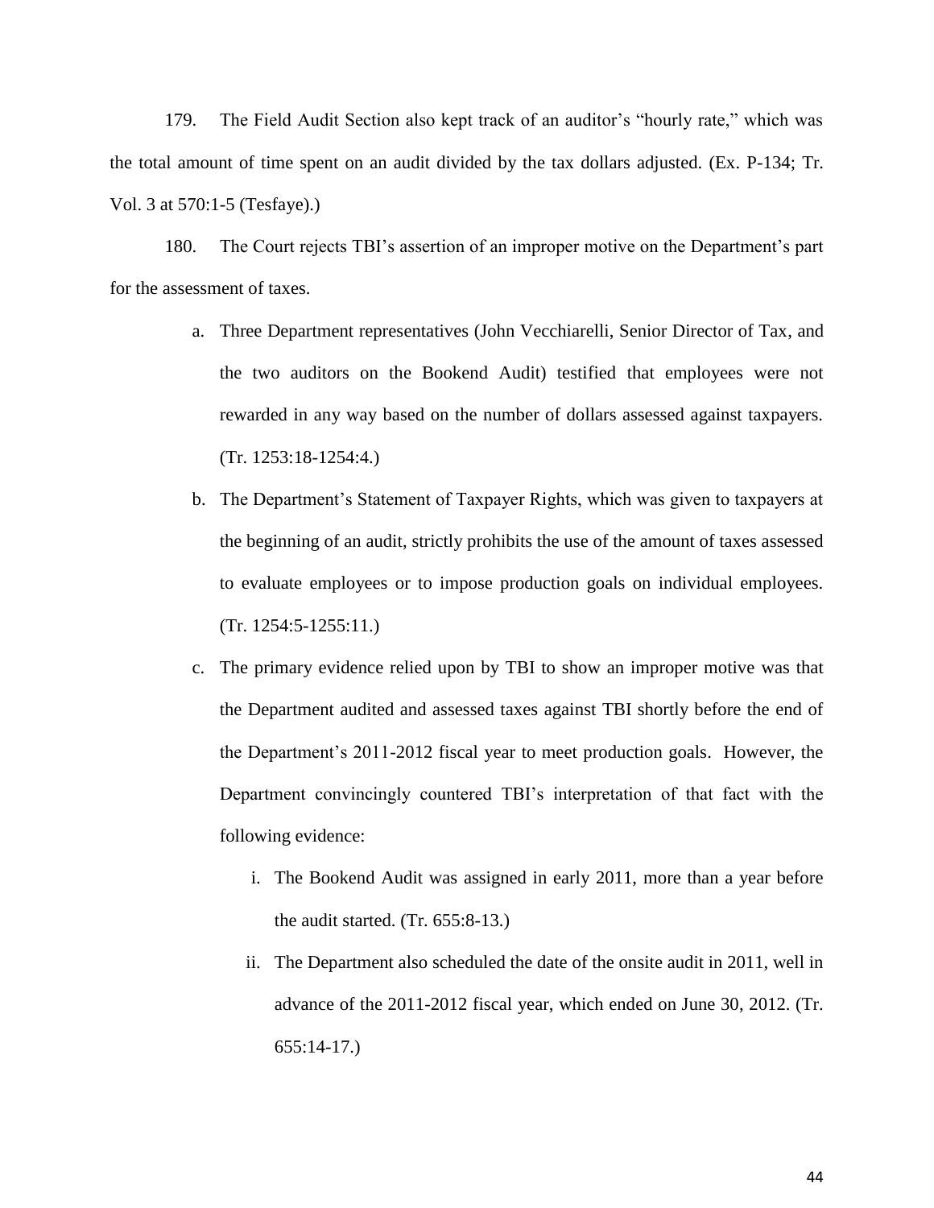179. The Field Audit Section also kept track of an auditor's "hourly rate," which was the total amount of time spent on an audit divided by the tax dollars adjusted. (Ex. P-134; Tr. Vol. 3 at 570:1-5 (Tesfaye).)

180. The Court rejects TBI's assertion of an improper motive on the Department's part for the assessment of taxes.

a. Three Department representatives (John Vecchiarelli, Senior Director of Tax, and the two auditors on the Bookend Audit) testified that employees were not rewarded in any way based on the number of dollars assessed against taxpayers. (Tr. 1253:18-1254:4.)

b. The Department's Statement of Taxpayer Rights, which was given to taxpayers at the beginning of an audit, strictly prohibits the use of the amount of taxes assessed to evaluate employees or to impose production goals on individual employees. (Tr. 1254:5-1255:11.)

c. The primary evidence relied upon by TBI to show an improper motive was that the Department audited and assessed taxes against TBI shortly before the end of the Department's 2011-2012 fiscal year to meet production goals. However, the Department convincingly countered TBI's interpretation of that fact with the following evidence:

   i. The Bookend Audit was assigned in early 2011, more than a year before the audit started. (Tr. 655:8-13.)

   ii. The Department also scheduled the date of the onsite audit in 2011, well in advance of the 2011-2012 fiscal year, which ended on June 30, 2012. (Tr. 655:14-17.)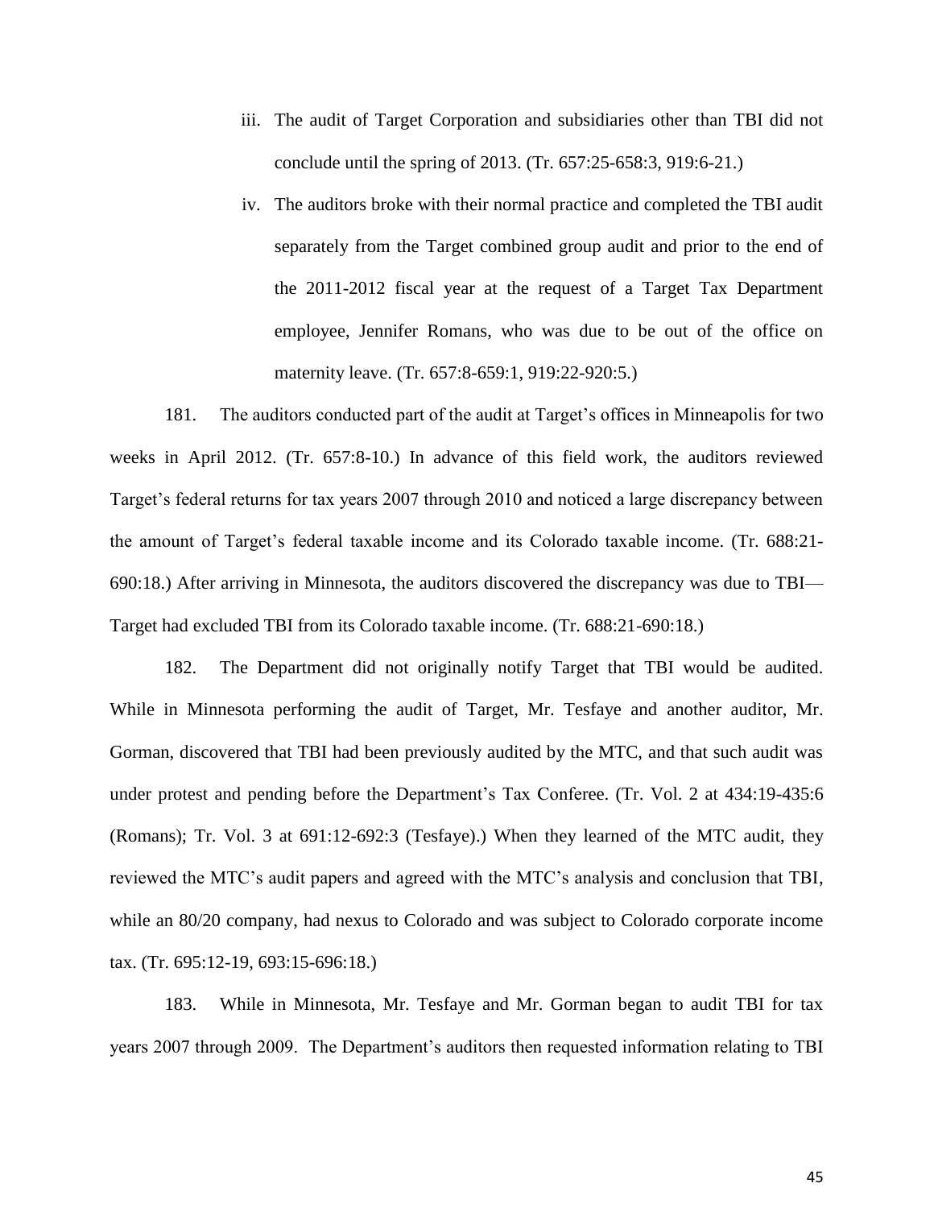iii. The audit of Target Corporation and subsidiaries other than TBI did not conclude until the spring of 2013. (Tr. 657:25-658:3, 919:6-21.)

iv. The auditors broke with their normal practice and completed the TBI audit separately from the Target combined group audit and prior to the end of the 2011-2012 fiscal year at the request of a Target Tax Department employee, Jennifer Romans, who was due to be out of the office on maternity leave. (Tr. 657:8-659:1, 919:22-920:5.)

181. The auditors conducted part of the audit at Target's offices in Minneapolis for two weeks in April 2012. (Tr. 657:8-10.) In advance of this field work, the auditors reviewed Target's federal returns for tax years 2007 through 2010 and noticed a large discrepancy between the amount of Target's federal taxable income and its Colorado taxable income. (Tr. 688:21-690:18.) After arriving in Minnesota, the auditors discovered the discrepancy was due to TBI—Target had excluded TBI from its Colorado taxable income. (Tr. 688:21-690:18.)

182. The Department did not originally notify Target that TBI would be audited. While in Minnesota performing the audit of Target, Mr. Tesfaye and another auditor, Mr. Gorman, discovered that TBI had been previously audited by the MTC, and that such audit was under protest and pending before the Department's Tax Conferee. (Tr. Vol. 2 at 434:19-435:6 (Romans); Tr. Vol. 3 at 691:12-692:3 (Tesfaye).) When they learned of the MTC audit, they reviewed the MTC's audit papers and agreed with the MTC's analysis and conclusion that TBI, while an 80/20 company, had nexus to Colorado and was subject to Colorado corporate income tax. (Tr. 695:12-19, 693:15-696:18.)

183. While in Minnesota, Mr. Tesfaye and Mr. Gorman began to audit TBI for tax years 2007 through 2009. The Department's auditors then requested information relating to TBI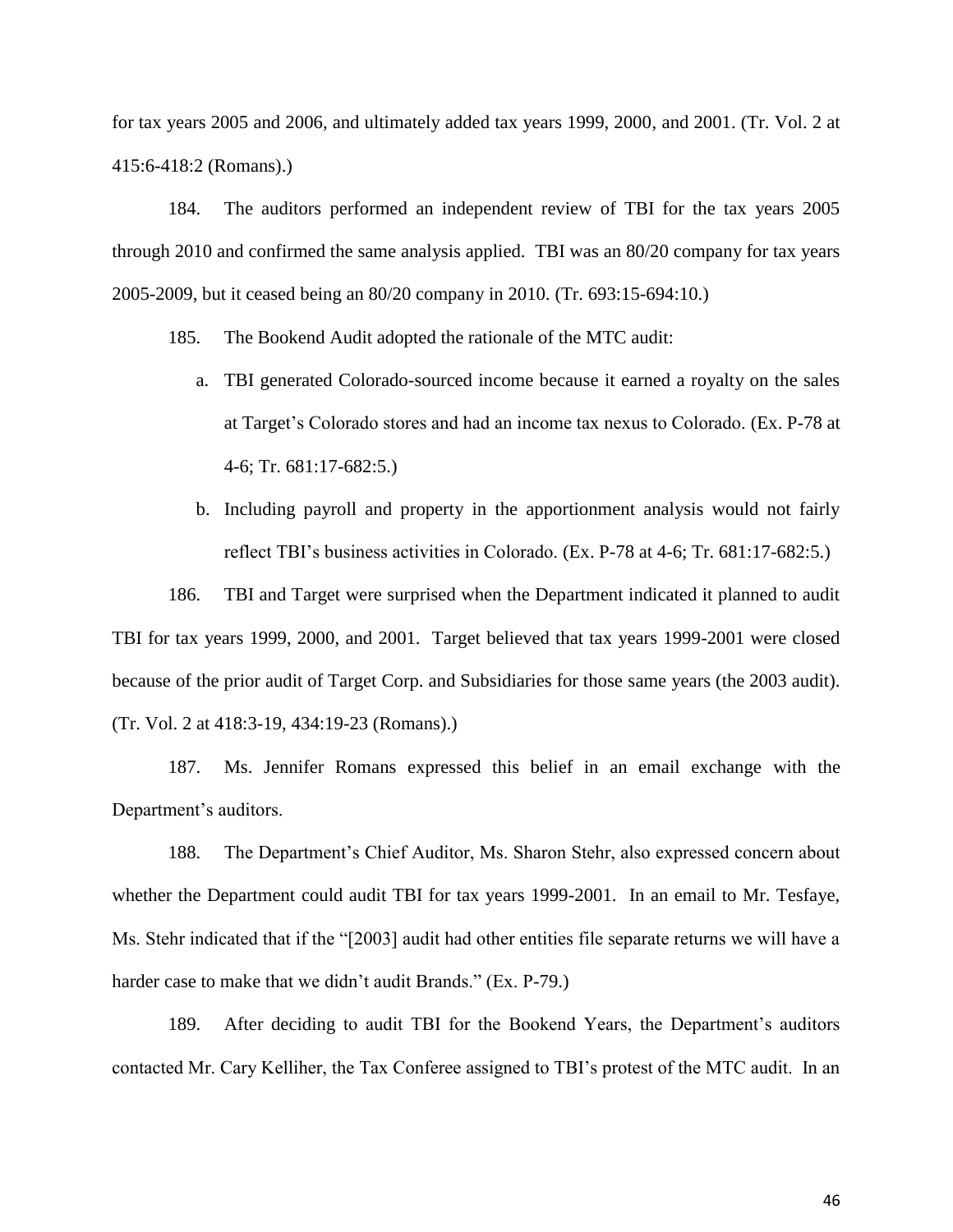for tax years 2005 and 2006, and ultimately added tax years 1999, 2000, and 2001. (Tr. Vol. 2 at 415:6-418:2 (Romans).)

184. The auditors performed an independent review of TBI for the tax years 2005 through 2010 and confirmed the same analysis applied. TBI was an 80/20 company for tax years 2005-2009, but it ceased being an 80/20 company in 2010. (Tr. 693:15-694:10.)

185. The Bookend Audit adopted the rationale of the MTC audit:

a. TBI generated Colorado-sourced income because it earned a royalty on the sales at Target's Colorado stores and had an income tax nexus to Colorado. (Ex. P-78 at 4-6; Tr. 681:17-682:5.)

b. Including payroll and property in the apportionment analysis would not fairly reflect TBI's business activities in Colorado. (Ex. P-78 at 4-6; Tr. 681:17-682:5.)

186. TBI and Target were surprised when the Department indicated it planned to audit TBI for tax years 1999, 2000, and 2001. Target believed that tax years 1999-2001 were closed because of the prior audit of Target Corp. and Subsidiaries for those same years (the 2003 audit). (Tr. Vol. 2 at 418:3-19, 434:19-23 (Romans).)

187. Ms. Jennifer Romans expressed this belief in an email exchange with the Department's auditors.

188. The Department's Chief Auditor, Ms. Sharon Stehr, also expressed concern about whether the Department could audit TBI for tax years 1999-2001. In an email to Mr. Tesfaye, Ms. Stehr indicated that if the "[2003] audit had other entities file separate returns we will have a harder case to make that we didn't audit Brands." (Ex. P-79.)

189. After deciding to audit TBI for the Bookend Years, the Department's auditors contacted Mr. Cary Kelliher, the Tax Conferee assigned to TBI's protest of the MTC audit. In an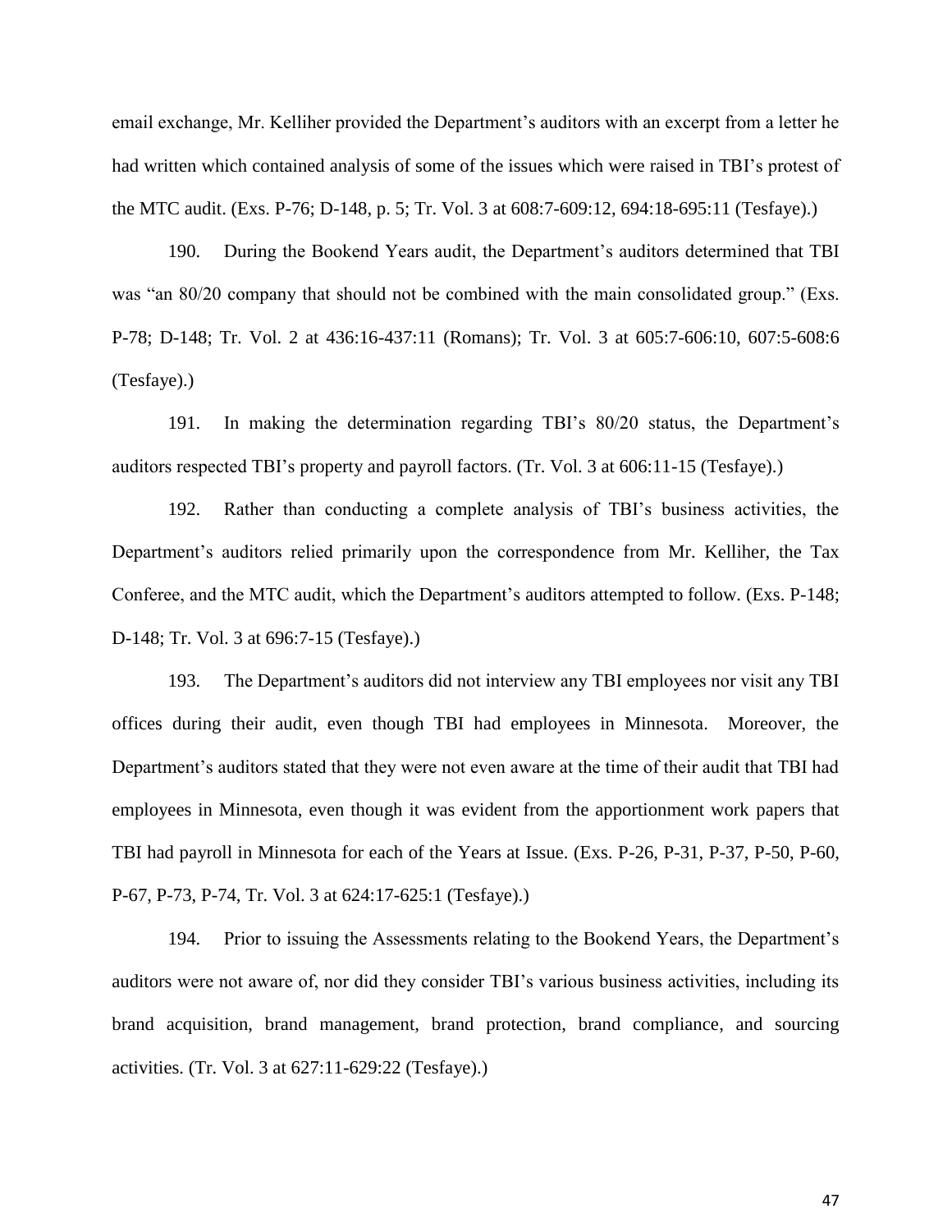email exchange, Mr. Kelliher provided the Department's auditors with an excerpt from a letter he had written which contained analysis of some of the issues which were raised in TBI's protest of the MTC audit. (Exs. P-76; D-148, p. 5; Tr. Vol. 3 at 608:7-609:12, 694:18-695:11 (Tesfaye).)

190. During the Bookend Years audit, the Department's auditors determined that TBI was "an 80/20 company that should not be combined with the main consolidated group." (Exs. P-78; D-148; Tr. Vol. 2 at 436:16-437:11 (Romans); Tr. Vol. 3 at 605:7-606:10, 607:5-608:6 (Tesfaye).)

191. In making the determination regarding TBI's 80/20 status, the Department's auditors respected TBI's property and payroll factors. (Tr. Vol. 3 at 606:11-15 (Tesfaye).)

192. Rather than conducting a complete analysis of TBI's business activities, the Department's auditors relied primarily upon the correspondence from Mr. Kelliher, the Tax Conferee, and the MTC audit, which the Department's auditors attempted to follow. (Exs. P-148; D-148; Tr. Vol. 3 at 696:7-15 (Tesfaye).)

193. The Department's auditors did not interview any TBI employees nor visit any TBI offices during their audit, even though TBI had employees in Minnesota. Moreover, the Department's auditors stated that they were not even aware at the time of their audit that TBI had employees in Minnesota, even though it was evident from the apportionment work papers that TBI had payroll in Minnesota for each of the Years at Issue. (Exs. P-26, P-31, P-37, P-50, P-60, P-67, P-73, P-74, Tr. Vol. 3 at 624:17-625:1 (Tesfaye).)

194. Prior to issuing the Assessments relating to the Bookend Years, the Department's auditors were not aware of, nor did they consider TBI's various business activities, including its brand acquisition, brand management, brand protection, brand compliance, and sourcing activities. (Tr. Vol. 3 at 627:11-629:22 (Tesfaye).)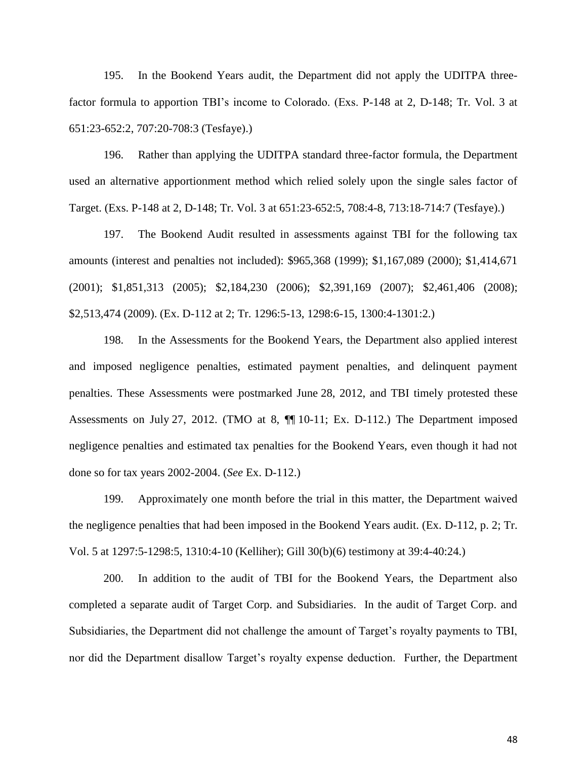195. In the Bookend Years audit, the Department did not apply the UDITPA three-factor formula to apportion TBI's income to Colorado. (Exs. P-148 at 2, D-148; Tr. Vol. 3 at 651:23-652:2, 707:20-708:3 (Tesfaye).)

196. Rather than applying the UDITPA standard three-factor formula, the Department used an alternative apportionment method which relied solely upon the single sales factor of Target. (Exs. P-148 at 2, D-148; Tr. Vol. 3 at 651:23-652:5, 708:4-8, 713:18-714:7 (Tesfaye).)

197. The Bookend Audit resulted in assessments against TBI for the following tax amounts (interest and penalties not included): \$965,368 (1999); \$1,167,089 (2000); \$1,414,671 (2001); \$1,851,313 (2005); \$2,184,230 (2006); \$2,391,169 (2007); \$2,461,406 (2008); \$2,513,474 (2009). (Ex. D-112 at 2; Tr. 1296:5-13, 1298:6-15, 1300:4-1301:2.)

198. In the Assessments for the Bookend Years, the Department also applied interest and imposed negligence penalties, estimated payment penalties, and delinquent payment penalties. These Assessments were postmarked June 28, 2012, and TBI timely protested these Assessments on July 27, 2012. (TMO at 8, ¶¶ 10-11; Ex. D-112.) The Department imposed negligence penalties and estimated tax penalties for the Bookend Years, even though it had not done so for tax years 2002-2004. (*See* Ex. D-112.)

199. Approximately one month before the trial in this matter, the Department waived the negligence penalties that had been imposed in the Bookend Years audit. (Ex. D-112, p. 2; Tr. Vol. 5 at 1297:5-1298:5, 1310:4-10 (Kelliher); Gill 30(b)(6) testimony at 39:4-40:24.)

200. In addition to the audit of TBI for the Bookend Years, the Department also completed a separate audit of Target Corp. and Subsidiaries. In the audit of Target Corp. and Subsidiaries, the Department did not challenge the amount of Target's royalty payments to TBI, nor did the Department disallow Target's royalty expense deduction. Further, the Department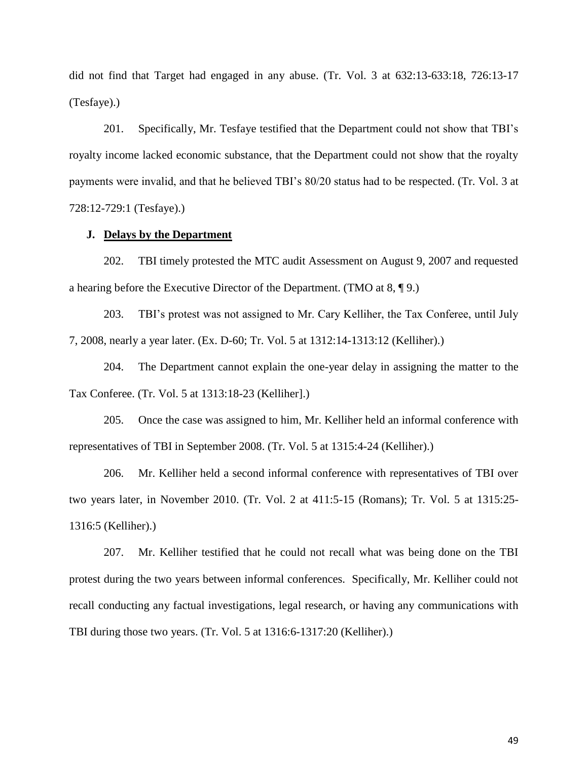did not find that Target had engaged in any abuse. (Tr. Vol. 3 at 632:13-633:18, 726:13-17 (Tesfaye).)

201. Specifically, Mr. Tesfaye testified that the Department could not show that TBI's royalty income lacked economic substance, that the Department could not show that the royalty payments were invalid, and that he believed TBI's 80/20 status had to be respected. (Tr. Vol. 3 at 728:12-729:1 (Tesfaye).)

**J. <u>Delays by the Department</u>**

202. TBI timely protested the MTC audit Assessment on August 9, 2007 and requested a hearing before the Executive Director of the Department. (TMO at 8, ¶ 9.)

203. TBI's protest was not assigned to Mr. Cary Kelliher, the Tax Conferee, until July 7, 2008, nearly a year later. (Ex. D-60; Tr. Vol. 5 at 1312:14-1313:12 (Kelliher).)

204. The Department cannot explain the one-year delay in assigning the matter to the Tax Conferee. (Tr. Vol. 5 at 1313:18-23 (Kelliher].)

205. Once the case was assigned to him, Mr. Kelliher held an informal conference with representatives of TBI in September 2008. (Tr. Vol. 5 at 1315:4-24 (Kelliher).)

206. Mr. Kelliher held a second informal conference with representatives of TBI over two years later, in November 2010. (Tr. Vol. 2 at 411:5-15 (Romans); Tr. Vol. 5 at 1315:25-1316:5 (Kelliher).)

207. Mr. Kelliher testified that he could not recall what was being done on the TBI protest during the two years between informal conferences. Specifically, Mr. Kelliher could not recall conducting any factual investigations, legal research, or having any communications with TBI during those two years. (Tr. Vol. 5 at 1316:6-1317:20 (Kelliher).)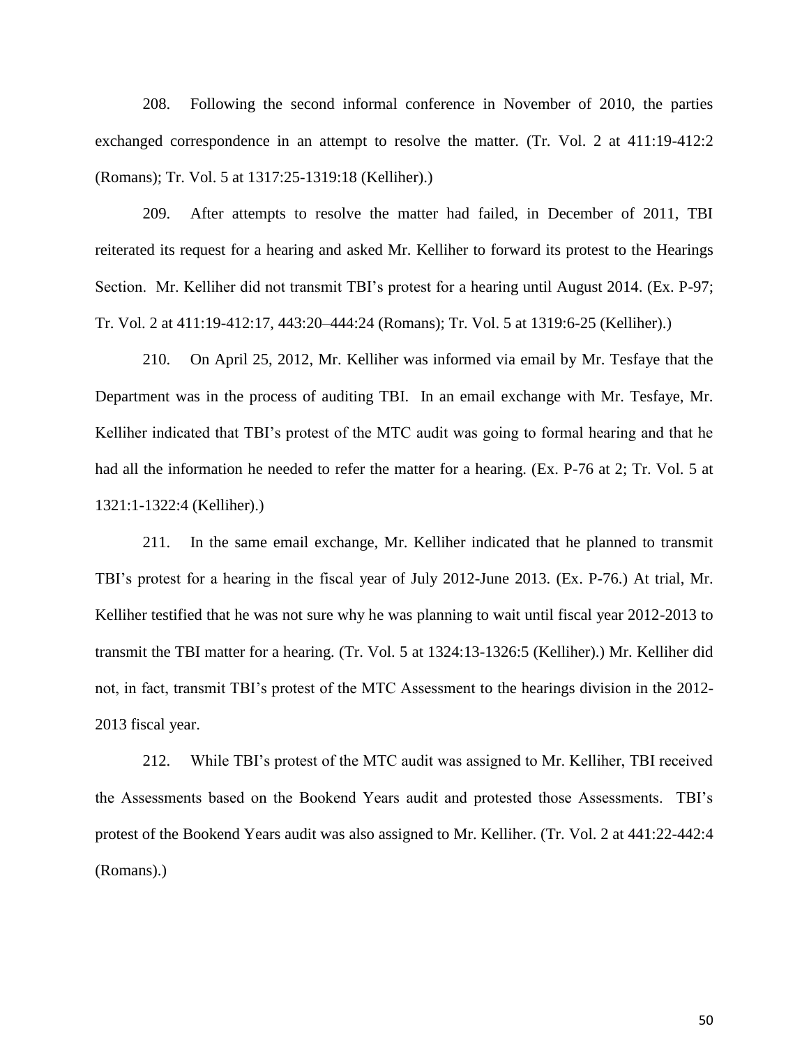208. Following the second informal conference in November of 2010, the parties exchanged correspondence in an attempt to resolve the matter. (Tr. Vol. 2 at 411:19-412:2 (Romans); Tr. Vol. 5 at 1317:25-1319:18 (Kelliher).)

209. After attempts to resolve the matter had failed, in December of 2011, TBI reiterated its request for a hearing and asked Mr. Kelliher to forward its protest to the Hearings Section. Mr. Kelliher did not transmit TBI's protest for a hearing until August 2014. (Ex. P-97; Tr. Vol. 2 at 411:19-412:17, 443:20–444:24 (Romans); Tr. Vol. 5 at 1319:6-25 (Kelliher).)

210. On April 25, 2012, Mr. Kelliher was informed via email by Mr. Tesfaye that the Department was in the process of auditing TBI. In an email exchange with Mr. Tesfaye, Mr. Kelliher indicated that TBI's protest of the MTC audit was going to formal hearing and that he had all the information he needed to refer the matter for a hearing. (Ex. P-76 at 2; Tr. Vol. 5 at 1321:1-1322:4 (Kelliher).)

211. In the same email exchange, Mr. Kelliher indicated that he planned to transmit TBI's protest for a hearing in the fiscal year of July 2012-June 2013. (Ex. P-76.) At trial, Mr. Kelliher testified that he was not sure why he was planning to wait until fiscal year 2012-2013 to transmit the TBI matter for a hearing. (Tr. Vol. 5 at 1324:13-1326:5 (Kelliher).) Mr. Kelliher did not, in fact, transmit TBI's protest of the MTC Assessment to the hearings division in the 2012-2013 fiscal year.

212. While TBI's protest of the MTC audit was assigned to Mr. Kelliher, TBI received the Assessments based on the Bookend Years audit and protested those Assessments. TBI's protest of the Bookend Years audit was also assigned to Mr. Kelliher. (Tr. Vol. 2 at 441:22-442:4 (Romans).)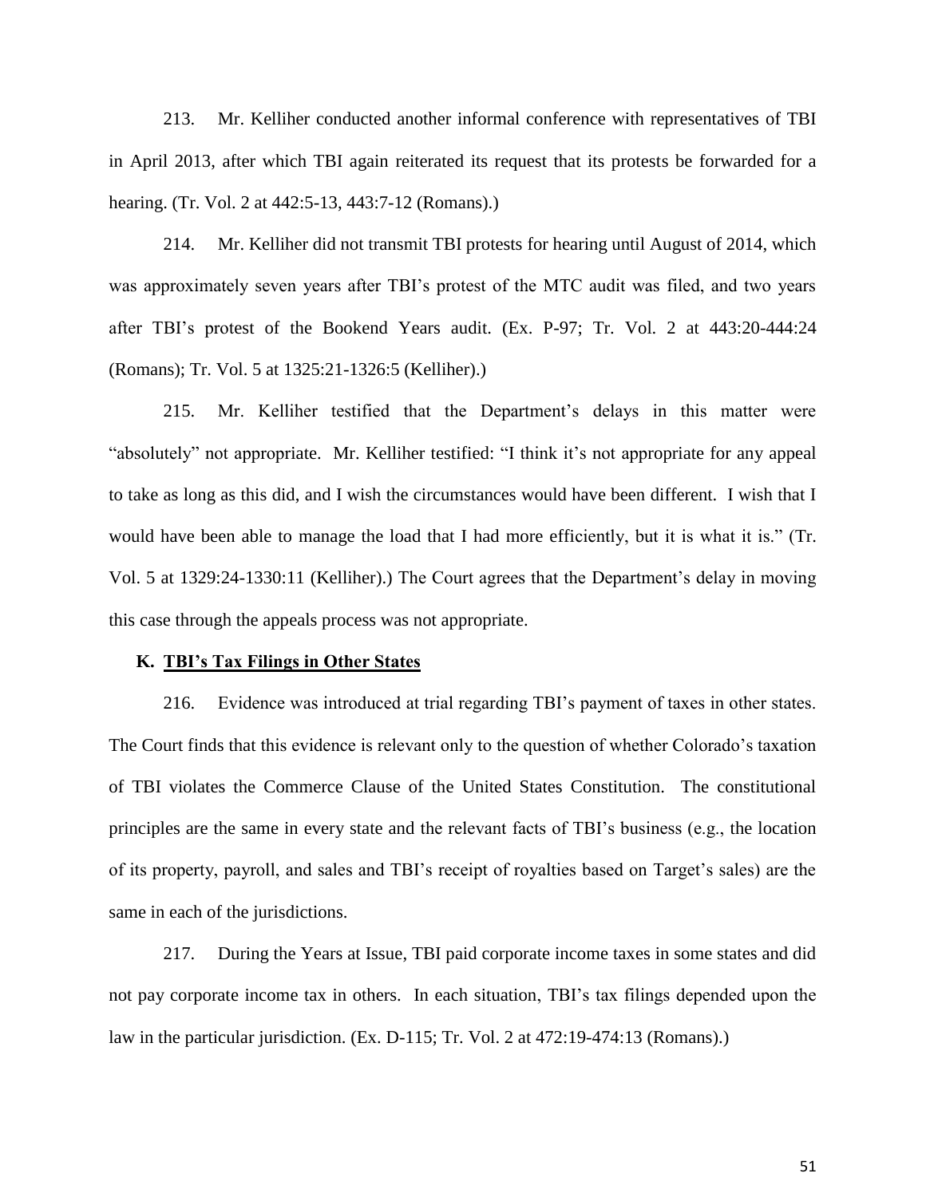213. Mr. Kelliher conducted another informal conference with representatives of TBI in April 2013, after which TBI again reiterated its request that its protests be forwarded for a hearing. (Tr. Vol. 2 at 442:5-13, 443:7-12 (Romans).)

214. Mr. Kelliher did not transmit TBI protests for hearing until August of 2014, which was approximately seven years after TBI's protest of the MTC audit was filed, and two years after TBI's protest of the Bookend Years audit. (Ex. P-97; Tr. Vol. 2 at 443:20-444:24 (Romans); Tr. Vol. 5 at 1325:21-1326:5 (Kelliher).)

215. Mr. Kelliher testified that the Department's delays in this matter were "absolutely" not appropriate. Mr. Kelliher testified: "I think it's not appropriate for any appeal to take as long as this did, and I wish the circumstances would have been different. I wish that I would have been able to manage the load that I had more efficiently, but it is what it is." (Tr. Vol. 5 at 1329:24-1330:11 (Kelliher).) The Court agrees that the Department's delay in moving this case through the appeals process was not appropriate.

**K. <u>TBI's Tax Filings in Other States</u>**

216. Evidence was introduced at trial regarding TBI's payment of taxes in other states. The Court finds that this evidence is relevant only to the question of whether Colorado's taxation of TBI violates the Commerce Clause of the United States Constitution. The constitutional principles are the same in every state and the relevant facts of TBI's business (e.g., the location of its property, payroll, and sales and TBI's receipt of royalties based on Target's sales) are the same in each of the jurisdictions.

217. During the Years at Issue, TBI paid corporate income taxes in some states and did not pay corporate income tax in others. In each situation, TBI's tax filings depended upon the law in the particular jurisdiction. (Ex. D-115; Tr. Vol. 2 at 472:19-474:13 (Romans).)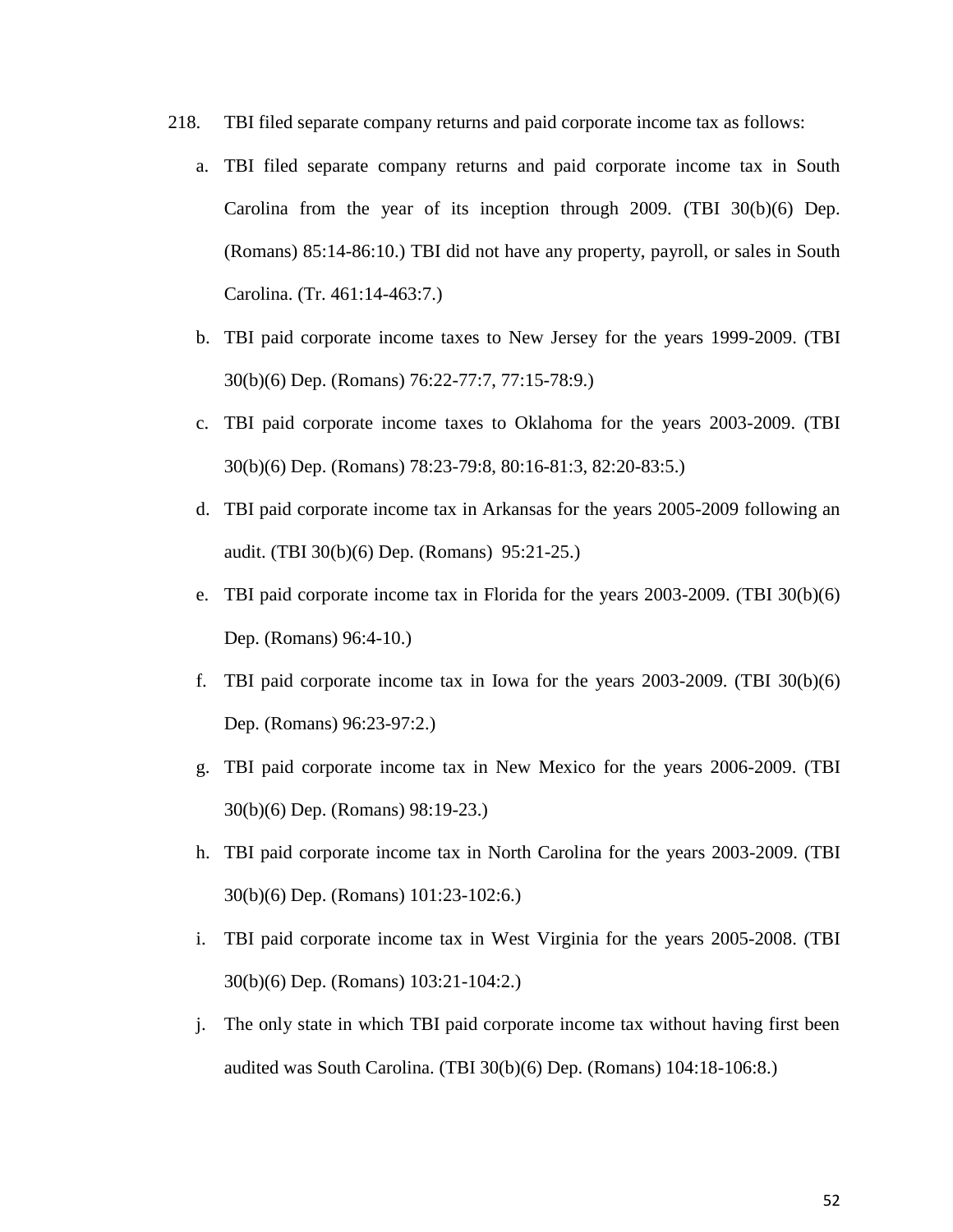218. TBI filed separate company returns and paid corporate income tax as follows:

   a. TBI filed separate company returns and paid corporate income tax in South Carolina from the year of its inception through 2009. (TBI 30(b)(6) Dep. (Romans) 85:14-86:10.) TBI did not have any property, payroll, or sales in South Carolina. (Tr. 461:14-463:7.)

   b. TBI paid corporate income taxes to New Jersey for the years 1999-2009. (TBI 30(b)(6) Dep. (Romans) 76:22-77:7, 77:15-78:9.)

   c. TBI paid corporate income taxes to Oklahoma for the years 2003-2009. (TBI 30(b)(6) Dep. (Romans) 78:23-79:8, 80:16-81:3, 82:20-83:5.)

   d. TBI paid corporate income tax in Arkansas for the years 2005-2009 following an audit. (TBI 30(b)(6) Dep. (Romans) 95:21-25.)

   e. TBI paid corporate income tax in Florida for the years 2003-2009. (TBI 30(b)(6) Dep. (Romans) 96:4-10.)

   f. TBI paid corporate income tax in Iowa for the years 2003-2009. (TBI 30(b)(6) Dep. (Romans) 96:23-97:2.)

   g. TBI paid corporate income tax in New Mexico for the years 2006-2009. (TBI 30(b)(6) Dep. (Romans) 98:19-23.)

   h. TBI paid corporate income tax in North Carolina for the years 2003-2009. (TBI 30(b)(6) Dep. (Romans) 101:23-102:6.)

   i. TBI paid corporate income tax in West Virginia for the years 2005-2008. (TBI 30(b)(6) Dep. (Romans) 103:21-104:2.)

   j. The only state in which TBI paid corporate income tax without having first been audited was South Carolina. (TBI 30(b)(6) Dep. (Romans) 104:18-106:8.)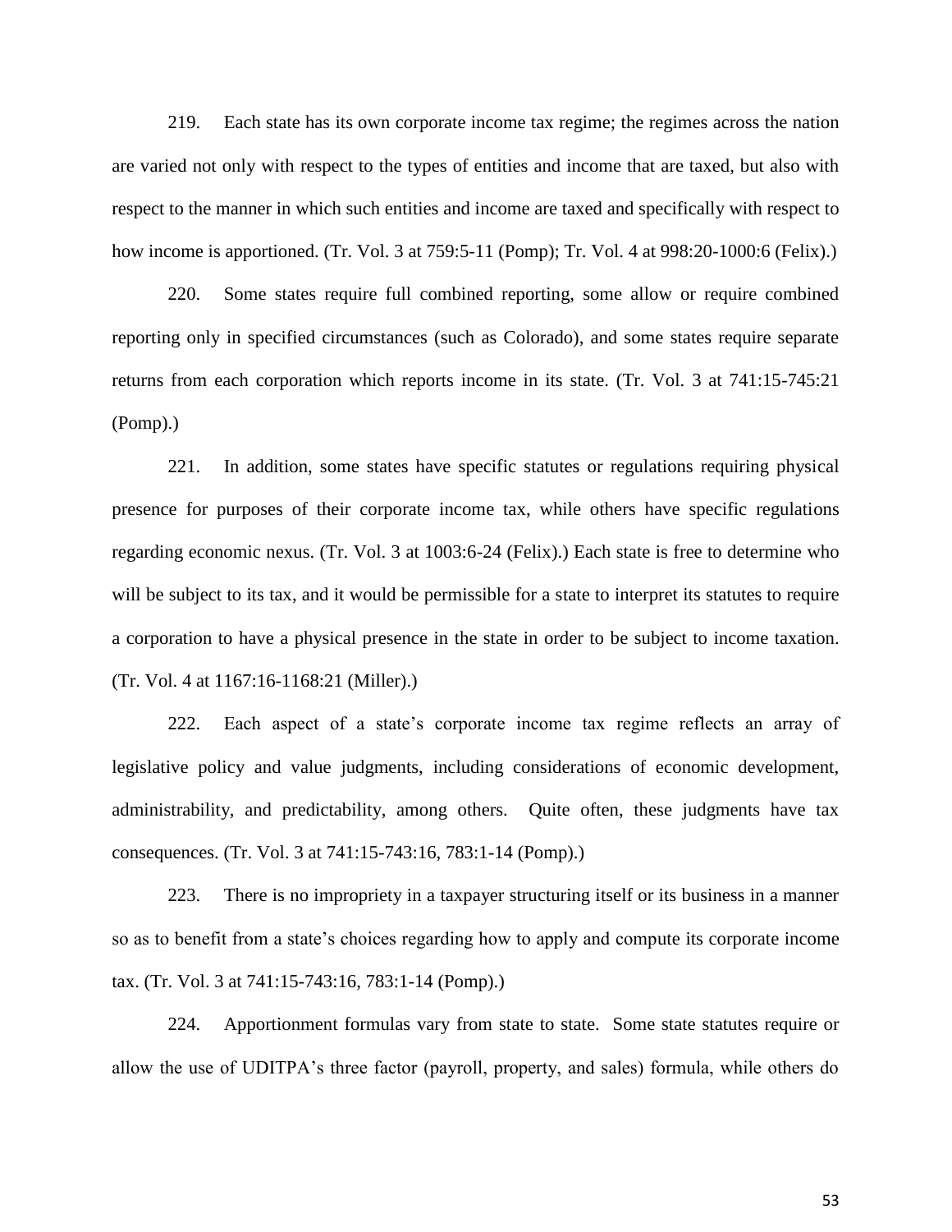219. Each state has its own corporate income tax regime; the regimes across the nation are varied not only with respect to the types of entities and income that are taxed, but also with respect to the manner in which such entities and income are taxed and specifically with respect to how income is apportioned. (Tr. Vol. 3 at 759:5-11 (Pomp); Tr. Vol. 4 at 998:20-1000:6 (Felix).)

220. Some states require full combined reporting, some allow or require combined reporting only in specified circumstances (such as Colorado), and some states require separate returns from each corporation which reports income in its state. (Tr. Vol. 3 at 741:15-745:21 (Pomp).)

221. In addition, some states have specific statutes or regulations requiring physical presence for purposes of their corporate income tax, while others have specific regulations regarding economic nexus. (Tr. Vol. 3 at 1003:6-24 (Felix).) Each state is free to determine who will be subject to its tax, and it would be permissible for a state to interpret its statutes to require a corporation to have a physical presence in the state in order to be subject to income taxation. (Tr. Vol. 4 at 1167:16-1168:21 (Miller).)

222. Each aspect of a state's corporate income tax regime reflects an array of legislative policy and value judgments, including considerations of economic development, administrability, and predictability, among others. Quite often, these judgments have tax consequences. (Tr. Vol. 3 at 741:15-743:16, 783:1-14 (Pomp).)

223. There is no impropriety in a taxpayer structuring itself or its business in a manner so as to benefit from a state's choices regarding how to apply and compute its corporate income tax. (Tr. Vol. 3 at 741:15-743:16, 783:1-14 (Pomp).)

224. Apportionment formulas vary from state to state. Some state statutes require or allow the use of UDITPA's three factor (payroll, property, and sales) formula, while others do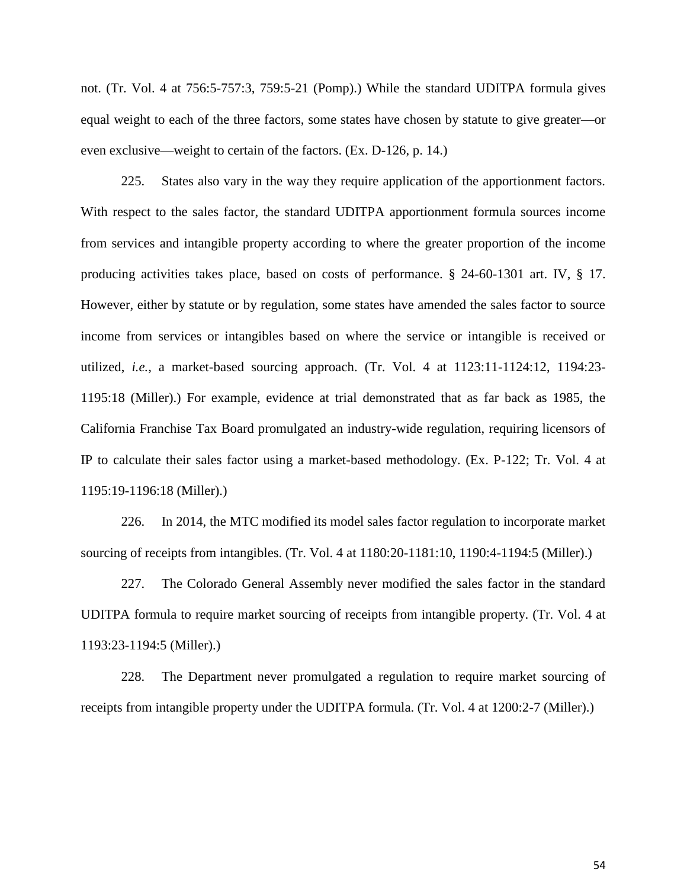not. (Tr. Vol. 4 at 756:5-757:3, 759:5-21 (Pomp).) While the standard UDITPA formula gives equal weight to each of the three factors, some states have chosen by statute to give greater—or even exclusive—weight to certain of the factors. (Ex. D-126, p. 14.)

225. States also vary in the way they require application of the apportionment factors. With respect to the sales factor, the standard UDITPA apportionment formula sources income from services and intangible property according to where the greater proportion of the income producing activities takes place, based on costs of performance. § 24-60-1301 art. IV, § 17. However, either by statute or by regulation, some states have amended the sales factor to source income from services or intangibles based on where the service or intangible is received or utilized, *i.e.*, a market-based sourcing approach. (Tr. Vol. 4 at 1123:11-1124:12, 1194:23-1195:18 (Miller).) For example, evidence at trial demonstrated that as far back as 1985, the California Franchise Tax Board promulgated an industry-wide regulation, requiring licensors of IP to calculate their sales factor using a market-based methodology. (Ex. P-122; Tr. Vol. 4 at 1195:19-1196:18 (Miller).)

226. In 2014, the MTC modified its model sales factor regulation to incorporate market sourcing of receipts from intangibles. (Tr. Vol. 4 at 1180:20-1181:10, 1190:4-1194:5 (Miller).)

227. The Colorado General Assembly never modified the sales factor in the standard UDITPA formula to require market sourcing of receipts from intangible property. (Tr. Vol. 4 at 1193:23-1194:5 (Miller).)

228. The Department never promulgated a regulation to require market sourcing of receipts from intangible property under the UDITPA formula. (Tr. Vol. 4 at 1200:2-7 (Miller).)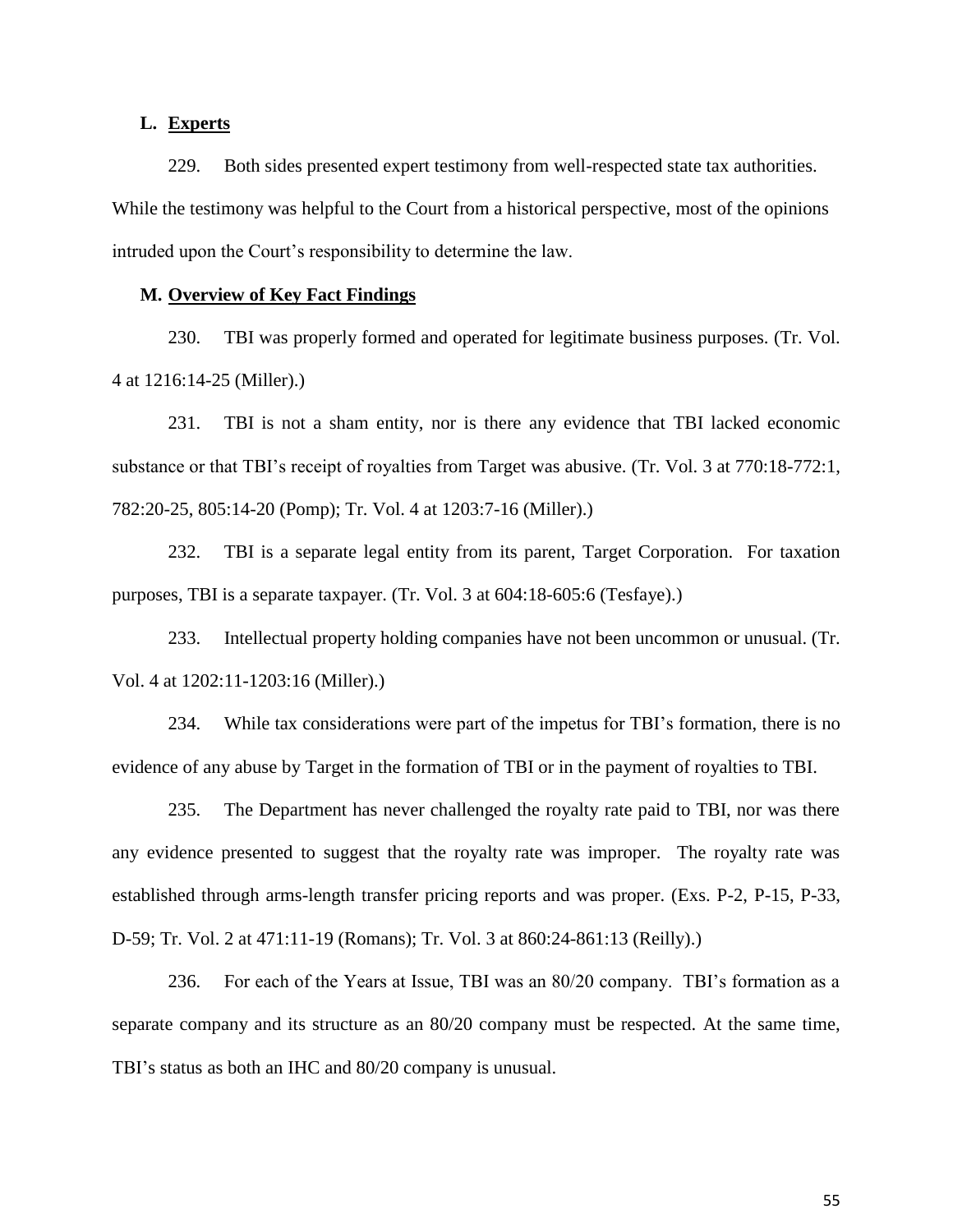### L. <u>Experts</u>

229. Both sides presented expert testimony from well-respected state tax authorities. While the testimony was helpful to the Court from a historical perspective, most of the opinions intruded upon the Court's responsibility to determine the law.

### M. <u>Overview of Key Fact Findings</u>

230. TBI was properly formed and operated for legitimate business purposes. (Tr. Vol. 4 at 1216:14-25 (Miller).)

231. TBI is not a sham entity, nor is there any evidence that TBI lacked economic substance or that TBI's receipt of royalties from Target was abusive. (Tr. Vol. 3 at 770:18-772:1, 782:20-25, 805:14-20 (Pomp); Tr. Vol. 4 at 1203:7-16 (Miller).)

232. TBI is a separate legal entity from its parent, Target Corporation. For taxation purposes, TBI is a separate taxpayer. (Tr. Vol. 3 at 604:18-605:6 (Tesfaye).)

233. Intellectual property holding companies have not been uncommon or unusual. (Tr. Vol. 4 at 1202:11-1203:16 (Miller).)

234. While tax considerations were part of the impetus for TBI's formation, there is no evidence of any abuse by Target in the formation of TBI or in the payment of royalties to TBI.

235. The Department has never challenged the royalty rate paid to TBI, nor was there any evidence presented to suggest that the royalty rate was improper. The royalty rate was established through arms-length transfer pricing reports and was proper. (Exs. P-2, P-15, P-33, D-59; Tr. Vol. 2 at 471:11-19 (Romans); Tr. Vol. 3 at 860:24-861:13 (Reilly).)

236. For each of the Years at Issue, TBI was an 80/20 company. TBI's formation as a separate company and its structure as an 80/20 company must be respected. At the same time, TBI's status as both an IHC and 80/20 company is unusual.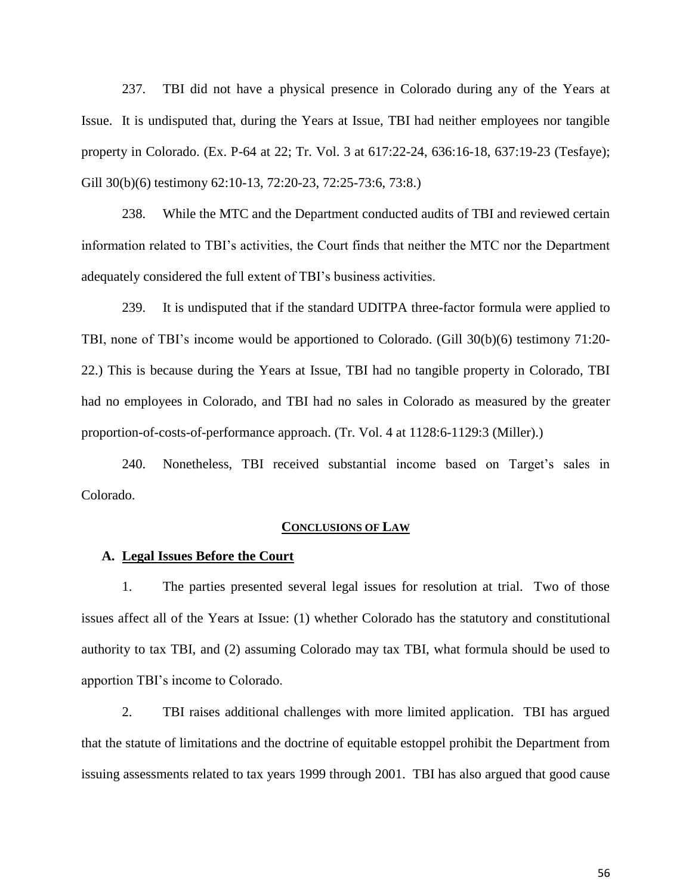237. TBI did not have a physical presence in Colorado during any of the Years at Issue. It is undisputed that, during the Years at Issue, TBI had neither employees nor tangible property in Colorado. (Ex. P-64 at 22; Tr. Vol. 3 at 617:22-24, 636:16-18, 637:19-23 (Tesfaye); Gill 30(b)(6) testimony 62:10-13, 72:20-23, 72:25-73:6, 73:8.)

238. While the MTC and the Department conducted audits of TBI and reviewed certain information related to TBI's activities, the Court finds that neither the MTC nor the Department adequately considered the full extent of TBI's business activities.

239. It is undisputed that if the standard UDITPA three-factor formula were applied to TBI, none of TBI's income would be apportioned to Colorado. (Gill 30(b)(6) testimony 71:20-22.) This is because during the Years at Issue, TBI had no tangible property in Colorado, TBI had no employees in Colorado, and TBI had no sales in Colorado as measured by the greater proportion-of-costs-of-performance approach. (Tr. Vol. 4 at 1128:6-1129:3 (Miller).)

240. Nonetheless, TBI received substantial income based on Target's sales in Colorado.

## CONCLUSIONS OF LAW

### A. Legal Issues Before the Court

1. The parties presented several legal issues for resolution at trial. Two of those issues affect all of the Years at Issue: (1) whether Colorado has the statutory and constitutional authority to tax TBI, and (2) assuming Colorado may tax TBI, what formula should be used to apportion TBI's income to Colorado.

2. TBI raises additional challenges with more limited application. TBI has argued that the statute of limitations and the doctrine of equitable estoppel prohibit the Department from issuing assessments related to tax years 1999 through 2001. TBI has also argued that good cause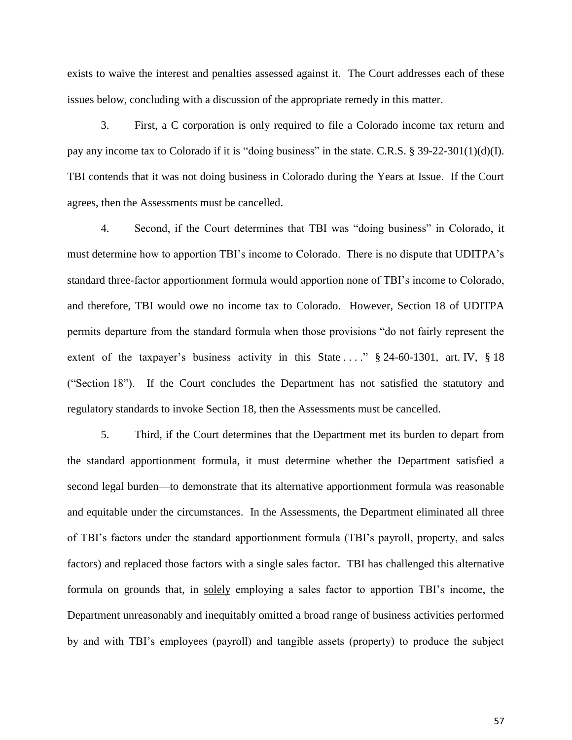exists to waive the interest and penalties assessed against it. The Court addresses each of these issues below, concluding with a discussion of the appropriate remedy in this matter.

3. First, a C corporation is only required to file a Colorado income tax return and pay any income tax to Colorado if it is "doing business" in the state. C.R.S. § 39-22-301(1)(d)(I). TBI contends that it was not doing business in Colorado during the Years at Issue. If the Court agrees, then the Assessments must be cancelled.

4. Second, if the Court determines that TBI was "doing business" in Colorado, it must determine how to apportion TBI's income to Colorado. There is no dispute that UDITPA's standard three-factor apportionment formula would apportion none of TBI's income to Colorado, and therefore, TBI would owe no income tax to Colorado. However, Section 18 of UDITPA permits departure from the standard formula when those provisions "do not fairly represent the extent of the taxpayer's business activity in this State . . . ." § 24-60-1301, art. IV, § 18 ("Section 18"). If the Court concludes the Department has not satisfied the statutory and regulatory standards to invoke Section 18, then the Assessments must be cancelled.

5. Third, if the Court determines that the Department met its burden to depart from the standard apportionment formula, it must determine whether the Department satisfied a second legal burden—to demonstrate that its alternative apportionment formula was reasonable and equitable under the circumstances. In the Assessments, the Department eliminated all three of TBI's factors under the standard apportionment formula (TBI's payroll, property, and sales factors) and replaced those factors with a single sales factor. TBI has challenged this alternative formula on grounds that, in <u>solely</u> employing a sales factor to apportion TBI's income, the Department unreasonably and inequitably omitted a broad range of business activities performed by and with TBI's employees (payroll) and tangible assets (property) to produce the subject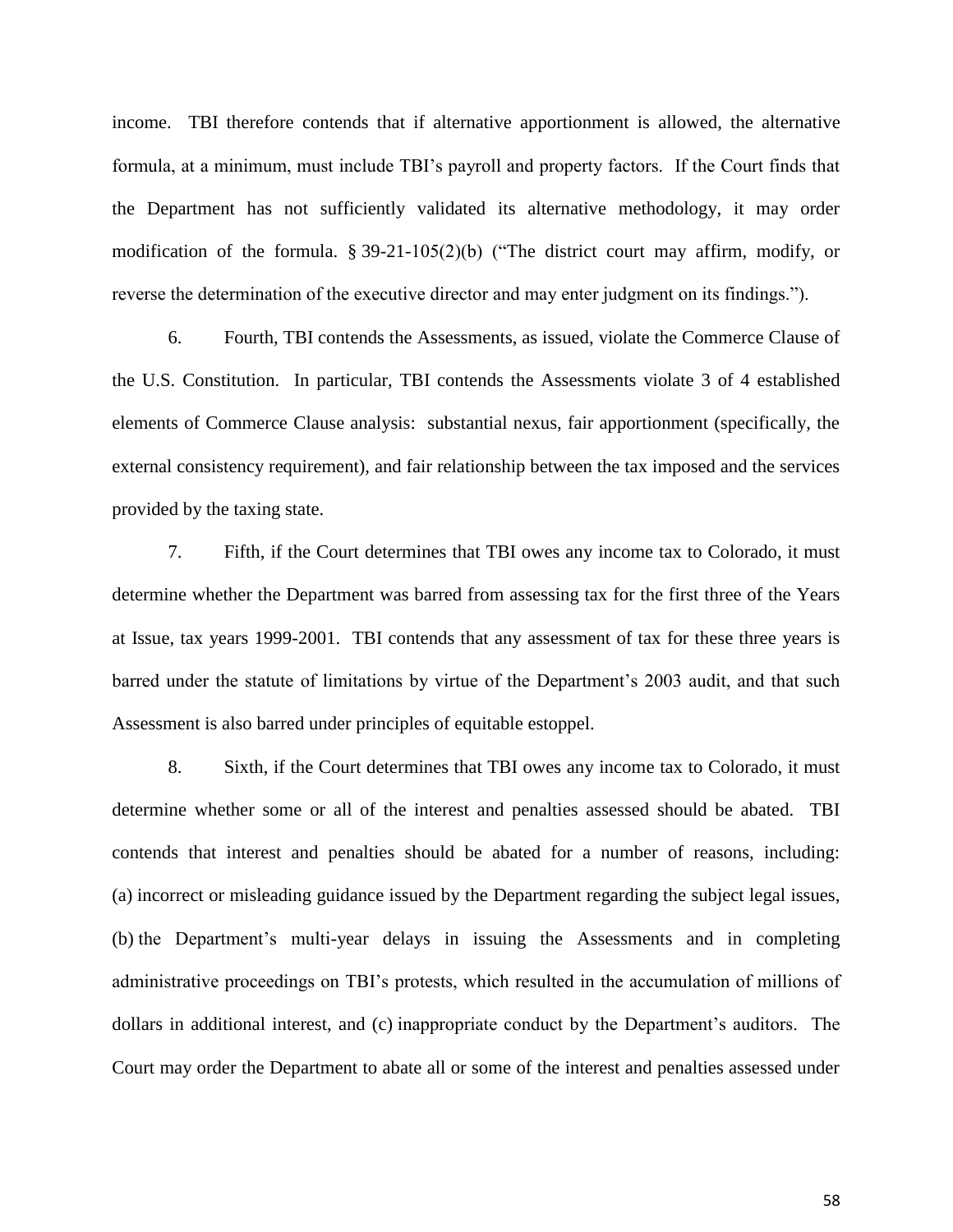income. TBI therefore contends that if alternative apportionment is allowed, the alternative formula, at a minimum, must include TBI's payroll and property factors. If the Court finds that the Department has not sufficiently validated its alternative methodology, it may order modification of the formula. § 39-21-105(2)(b) ("The district court may affirm, modify, or reverse the determination of the executive director and may enter judgment on its findings.").

6. Fourth, TBI contends the Assessments, as issued, violate the Commerce Clause of the U.S. Constitution. In particular, TBI contends the Assessments violate 3 of 4 established elements of Commerce Clause analysis: substantial nexus, fair apportionment (specifically, the external consistency requirement), and fair relationship between the tax imposed and the services provided by the taxing state.

7. Fifth, if the Court determines that TBI owes any income tax to Colorado, it must determine whether the Department was barred from assessing tax for the first three of the Years at Issue, tax years 1999-2001. TBI contends that any assessment of tax for these three years is barred under the statute of limitations by virtue of the Department's 2003 audit, and that such Assessment is also barred under principles of equitable estoppel.

8. Sixth, if the Court determines that TBI owes any income tax to Colorado, it must determine whether some or all of the interest and penalties assessed should be abated. TBI contends that interest and penalties should be abated for a number of reasons, including: (a) incorrect or misleading guidance issued by the Department regarding the subject legal issues, (b) the Department's multi-year delays in issuing the Assessments and in completing administrative proceedings on TBI's protests, which resulted in the accumulation of millions of dollars in additional interest, and (c) inappropriate conduct by the Department's auditors. The Court may order the Department to abate all or some of the interest and penalties assessed under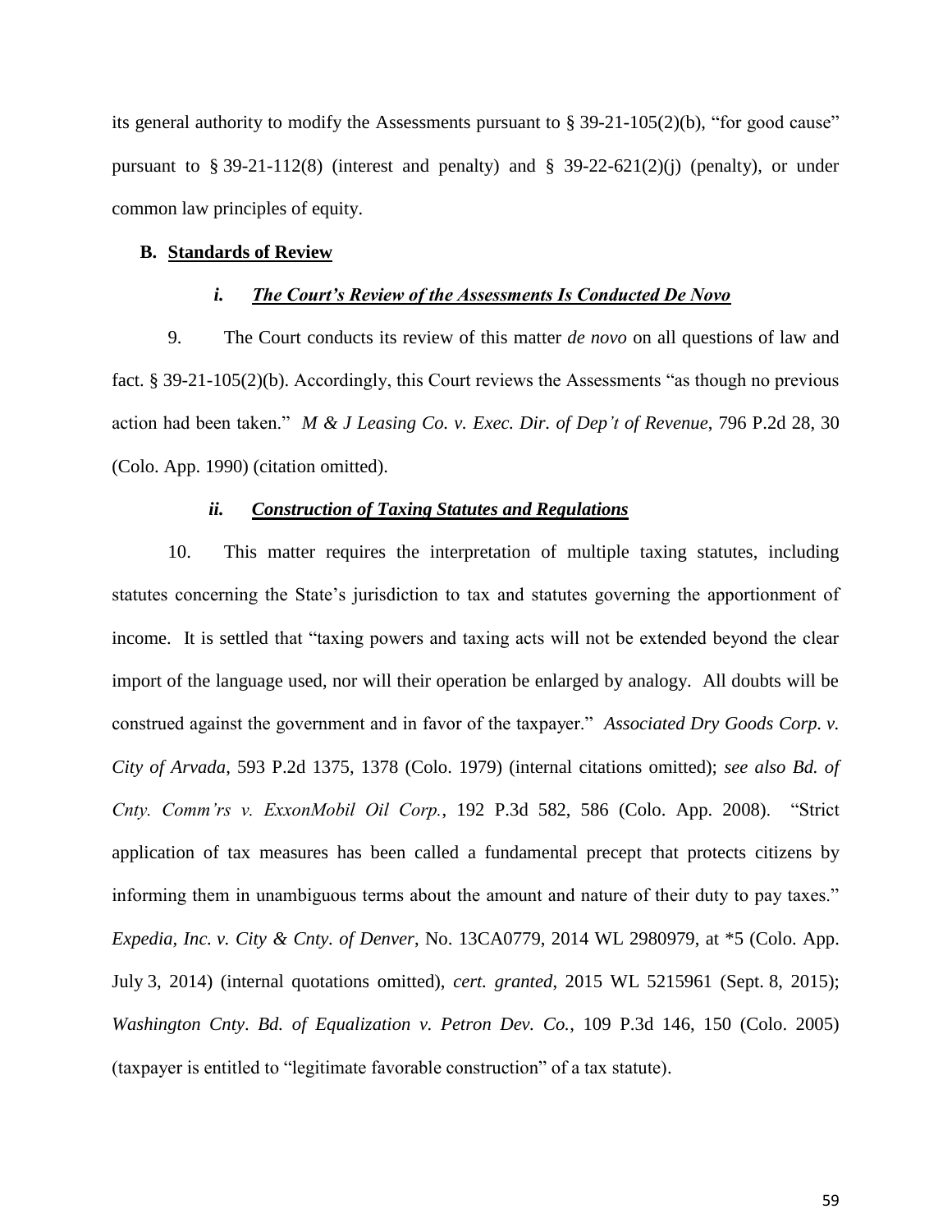its general authority to modify the Assessments pursuant to § 39-21-105(2)(b), "for good cause" pursuant to § 39-21-112(8) (interest and penalty) and § 39-22-621(2)(j) (penalty), or under common law principles of equity.

### B. <u>Standards of Review</u>

#### *i. <u>The Court's Review of the Assessments Is Conducted De Novo</u>*

9. The Court conducts its review of this matter *de novo* on all questions of law and fact. § 39-21-105(2)(b). Accordingly, this Court reviews the Assessments "as though no previous action had been taken." *M & J Leasing Co. v. Exec. Dir. of Dep't of Revenue*, 796 P.2d 28, 30 (Colo. App. 1990) (citation omitted).

#### *ii. <u>Construction of Taxing Statutes and Regulations</u>*

10. This matter requires the interpretation of multiple taxing statutes, including statutes concerning the State's jurisdiction to tax and statutes governing the apportionment of income. It is settled that "taxing powers and taxing acts will not be extended beyond the clear import of the language used, nor will their operation be enlarged by analogy. All doubts will be construed against the government and in favor of the taxpayer." *Associated Dry Goods Corp. v. City of Arvada*, 593 P.2d 1375, 1378 (Colo. 1979) (internal citations omitted); *see also Bd. of Cnty. Comm'rs v. ExxonMobil Oil Corp.*, 192 P.3d 582, 586 (Colo. App. 2008). "Strict application of tax measures has been called a fundamental precept that protects citizens by informing them in unambiguous terms about the amount and nature of their duty to pay taxes." *Expedia, Inc. v. City & Cnty. of Denver*, No. 13CA0779, 2014 WL 2980979, at *5 (Colo. App. July 3, 2014) (internal quotations omitted), *cert. granted*, 2015 WL 5215961 (Sept. 8, 2015); *Washington Cnty. Bd. of Equalization v. Petron Dev. Co.*, 109 P.3d 146, 150 (Colo. 2005) (taxpayer is entitled to "legitimate favorable construction" of a tax statute).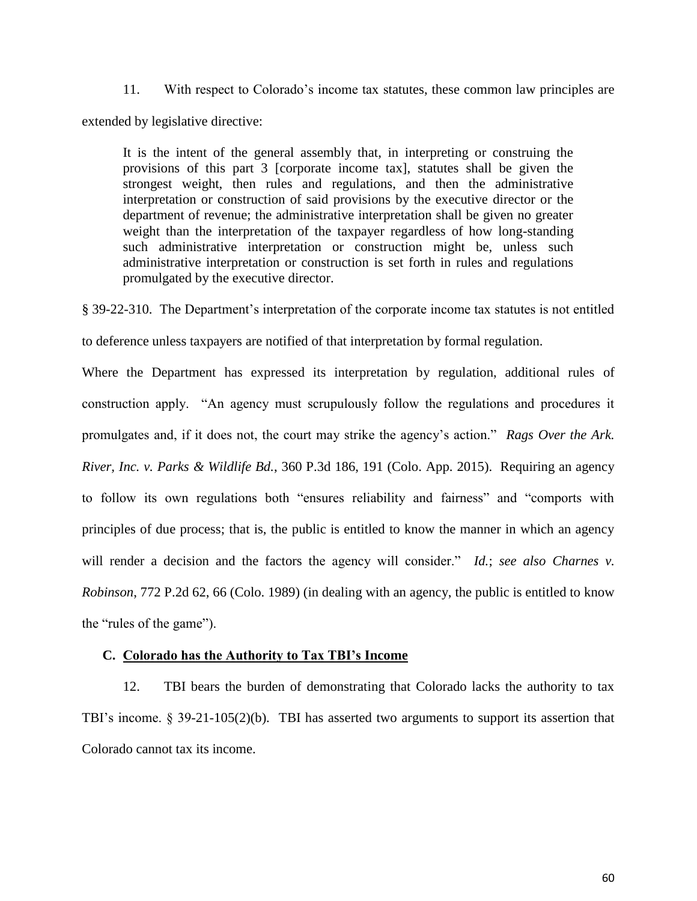11. With respect to Colorado's income tax statutes, these common law principles are extended by legislative directive:

> It is the intent of the general assembly that, in interpreting or construing the provisions of this part 3 [corporate income tax], statutes shall be given the strongest weight, then rules and regulations, and then the administrative interpretation or construction of said provisions by the executive director or the department of revenue; the administrative interpretation shall be given no greater weight than the interpretation of the taxpayer regardless of how long-standing such administrative interpretation or construction might be, unless such administrative interpretation or construction is set forth in rules and regulations promulgated by the executive director.

§ 39-22-310. The Department's interpretation of the corporate income tax statutes is not entitled to deference unless taxpayers are notified of that interpretation by formal regulation. Where the Department has expressed its interpretation by regulation, additional rules of construction apply. "An agency must scrupulously follow the regulations and procedures it promulgates and, if it does not, the court may strike the agency's action." *Rags Over the Ark. River, Inc. v. Parks & Wildlife Bd.*, 360 P.3d 186, 191 (Colo. App. 2015). Requiring an agency to follow its own regulations both "ensures reliability and fairness" and "comports with principles of due process; that is, the public is entitled to know the manner in which an agency will render a decision and the factors the agency will consider." *Id.*; *see also Charnes v. Robinson*, 772 P.2d 62, 66 (Colo. 1989) (in dealing with an agency, the public is entitled to know the "rules of the game").

### C. Colorado has the Authority to Tax TBI's Income

12. TBI bears the burden of demonstrating that Colorado lacks the authority to tax TBI's income. § 39-21-105(2)(b). TBI has asserted two arguments to support its assertion that Colorado cannot tax its income.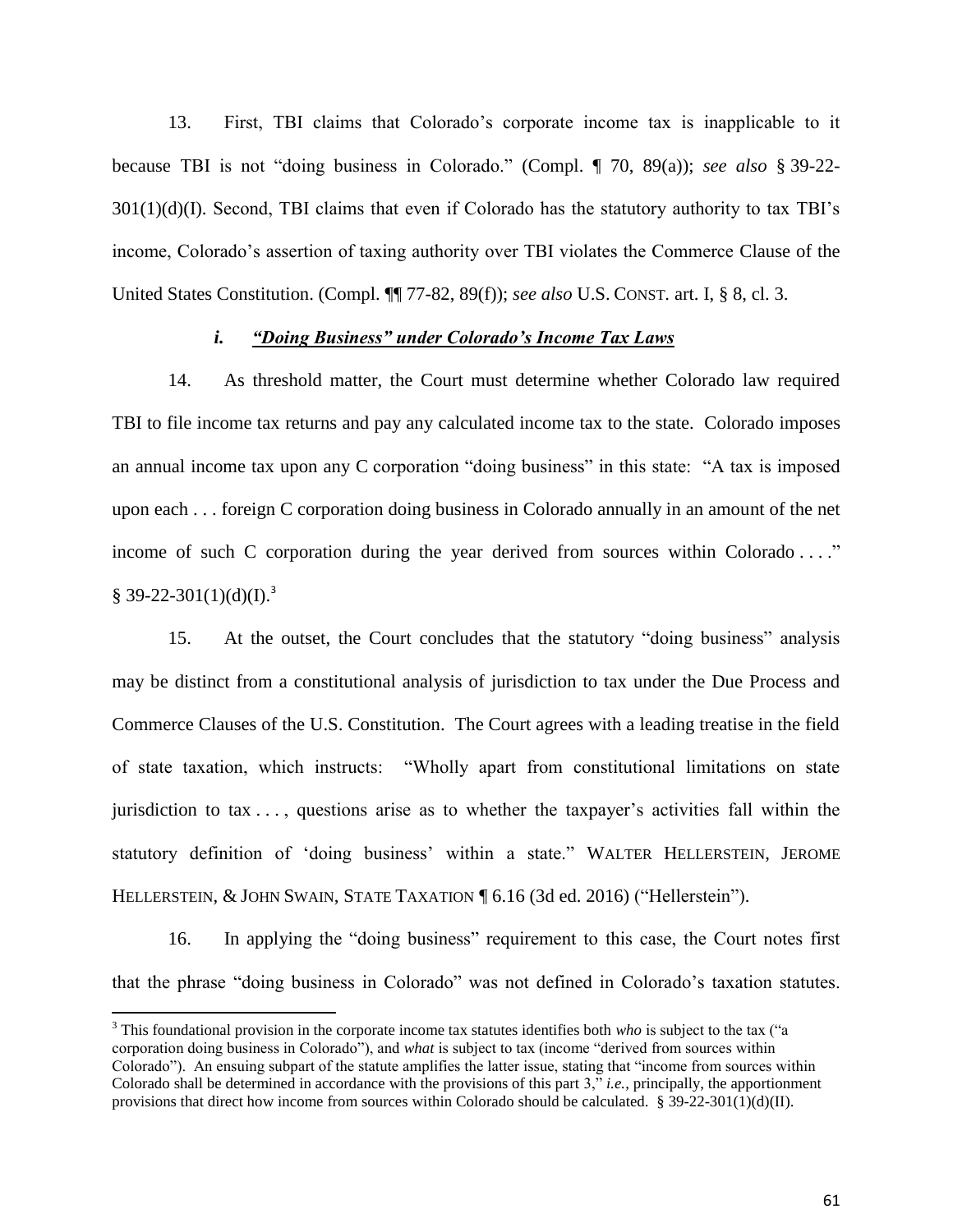13. First, TBI claims that Colorado's corporate income tax is inapplicable to it because TBI is not "doing business in Colorado." (Compl. ¶ 70, 89(a)); *see also* § 39-22-301(1)(d)(I). Second, TBI claims that even if Colorado has the statutory authority to tax TBI's income, Colorado's assertion of taxing authority over TBI violates the Commerce Clause of the United States Constitution. (Compl. ¶¶ 77-82, 89(f)); *see also* U.S. CONST. art. I, § 8, cl. 3.

### *i. <u>"Doing Business" under Colorado's Income Tax Laws</u>*

14. As threshold matter, the Court must determine whether Colorado law required TBI to file income tax returns and pay any calculated income tax to the state. Colorado imposes an annual income tax upon any C corporation "doing business" in this state: "A tax is imposed upon each . . . foreign C corporation doing business in Colorado annually in an amount of the net income of such C corporation during the year derived from sources within Colorado . . . ." § 39-22-301(1)(d)(I).[3]

15. At the outset, the Court concludes that the statutory "doing business" analysis may be distinct from a constitutional analysis of jurisdiction to tax under the Due Process and Commerce Clauses of the U.S. Constitution. The Court agrees with a leading treatise in the field of state taxation, which instructs: "Wholly apart from constitutional limitations on state jurisdiction to tax . . . , questions arise as to whether the taxpayer's activities fall within the statutory definition of 'doing business' within a state." WALTER HELLERSTEIN, JEROME HELLERSTEIN, & JOHN SWAIN, STATE TAXATION ¶ 6.16 (3d ed. 2016) ("Hellerstein").

16. In applying the "doing business" requirement to this case, the Court notes first that the phrase "doing business in Colorado" was not defined in Colorado's taxation statutes.

---

[3] This foundational provision in the corporate income tax statutes identifies both *who* is subject to the tax ("a corporation doing business in Colorado"), and *what* is subject to tax (income "derived from sources within Colorado"). An ensuing subpart of the statute amplifies the latter issue, stating that "income from sources within Colorado shall be determined in accordance with the provisions of this part 3," *i.e.*, principally, the apportionment provisions that direct how income from sources within Colorado should be calculated. § 39-22-301(1)(d)(II).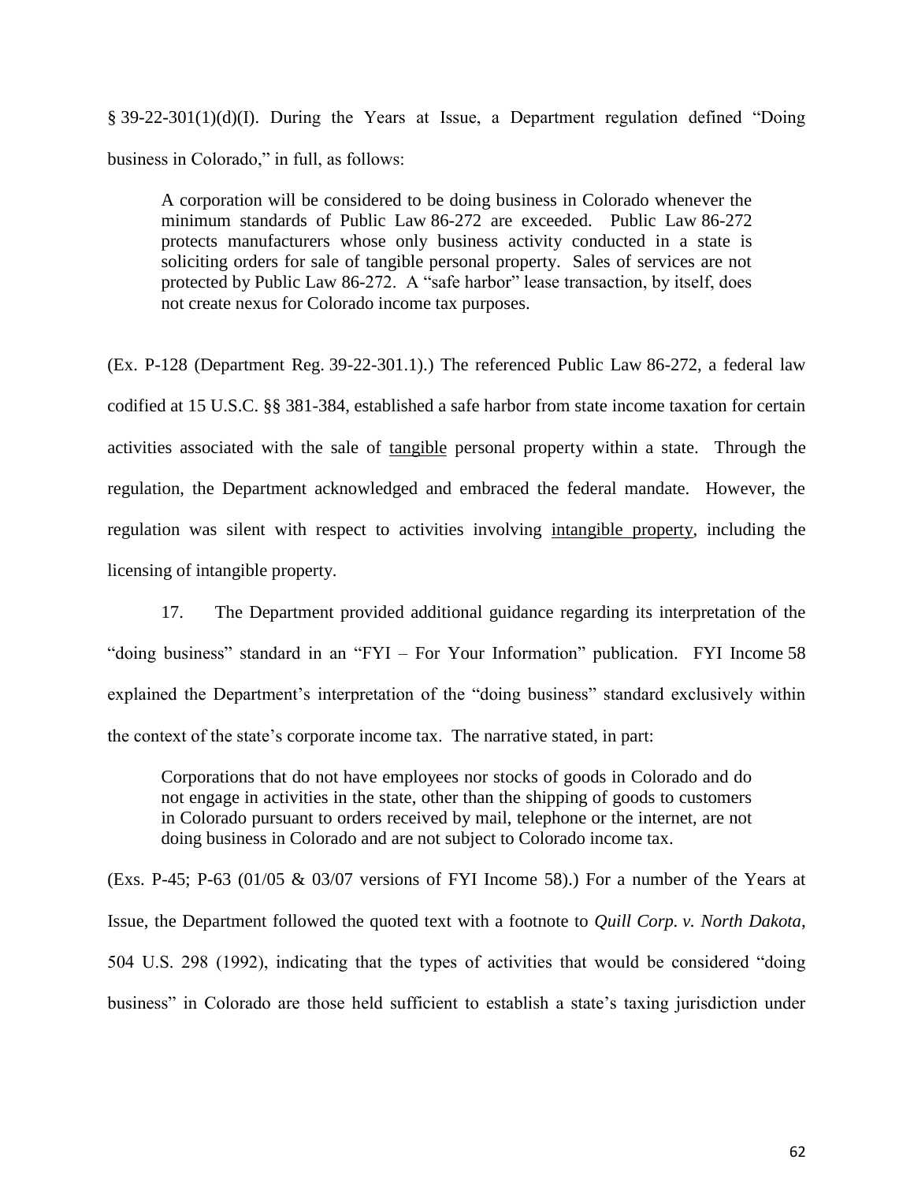§ 39-22-301(1)(d)(I). During the Years at Issue, a Department regulation defined "Doing business in Colorado," in full, as follows:

> A corporation will be considered to be doing business in Colorado whenever the minimum standards of Public Law 86-272 are exceeded. Public Law 86-272 protects manufacturers whose only business activity conducted in a state is soliciting orders for sale of tangible personal property. Sales of services are not protected by Public Law 86-272. A "safe harbor" lease transaction, by itself, does not create nexus for Colorado income tax purposes.

(Ex. P-128 (Department Reg. 39-22-301.1).) The referenced Public Law 86-272, a federal law codified at 15 U.S.C. §§ 381-384, established a safe harbor from state income taxation for certain activities associated with the sale of <u>tangible</u> personal property within a state. Through the regulation, the Department acknowledged and embraced the federal mandate. However, the regulation was silent with respect to activities involving <u>intangible property</u>, including the licensing of intangible property.

17. The Department provided additional guidance regarding its interpretation of the "doing business" standard in an "FYI – For Your Information" publication. FYI Income 58 explained the Department's interpretation of the "doing business" standard exclusively within the context of the state's corporate income tax. The narrative stated, in part:

> Corporations that do not have employees nor stocks of goods in Colorado and do not engage in activities in the state, other than the shipping of goods to customers in Colorado pursuant to orders received by mail, telephone or the internet, are not doing business in Colorado and are not subject to Colorado income tax.

(Exs. P-45; P-63 (01/05 & 03/07 versions of FYI Income 58).) For a number of the Years at Issue, the Department followed the quoted text with a footnote to *Quill Corp. v. North Dakota*, 504 U.S. 298 (1992), indicating that the types of activities that would be considered "doing business" in Colorado are those held sufficient to establish a state's taxing jurisdiction under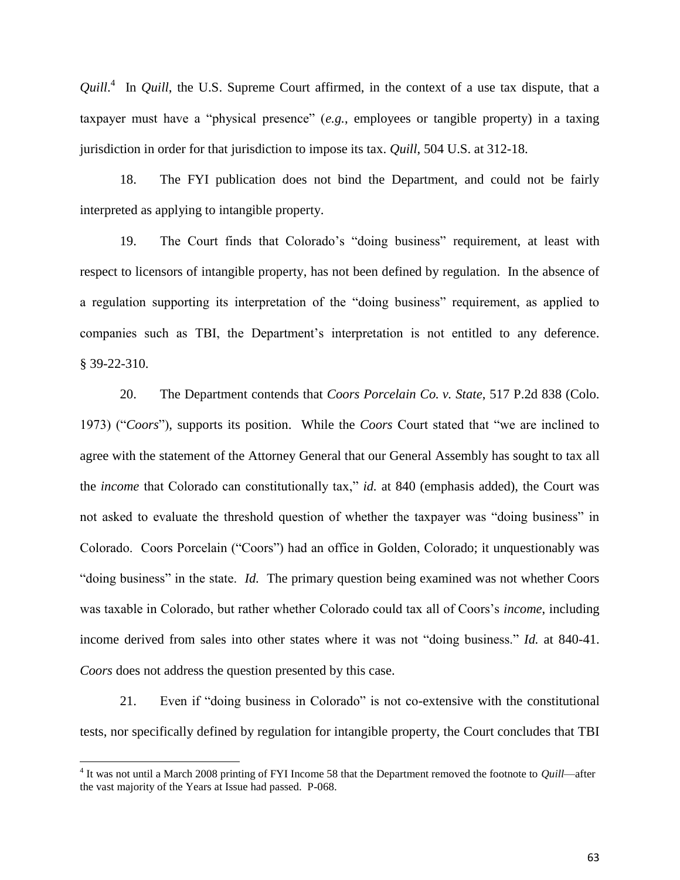*Quill*.[4] In *Quill*, the U.S. Supreme Court affirmed, in the context of a use tax dispute, that a taxpayer must have a "physical presence" (*e.g.*, employees or tangible property) in a taxing jurisdiction in order for that jurisdiction to impose its tax. *Quill*, 504 U.S. at 312-18.

18. The FYI publication does not bind the Department, and could not be fairly interpreted as applying to intangible property.

19. The Court finds that Colorado's "doing business" requirement, at least with respect to licensors of intangible property, has not been defined by regulation. In the absence of a regulation supporting its interpretation of the "doing business" requirement, as applied to companies such as TBI, the Department's interpretation is not entitled to any deference. § 39-22-310.

20. The Department contends that *Coors Porcelain Co. v. State*, 517 P.2d 838 (Colo. 1973) ("*Coors*"), supports its position. While the *Coors* Court stated that "we are inclined to agree with the statement of the Attorney General that our General Assembly has sought to tax all the *income* that Colorado can constitutionally tax," *id.* at 840 (emphasis added), the Court was not asked to evaluate the threshold question of whether the taxpayer was "doing business" in Colorado. Coors Porcelain ("Coors") had an office in Golden, Colorado; it unquestionably was "doing business" in the state. *Id.* The primary question being examined was not whether Coors was taxable in Colorado, but rather whether Colorado could tax all of Coors's *income*, including income derived from sales into other states where it was not "doing business." *Id.* at 840-41. *Coors* does not address the question presented by this case.

21. Even if "doing business in Colorado" is not co-extensive with the constitutional tests, nor specifically defined by regulation for intangible property, the Court concludes that TBI

---

[4] It was not until a March 2008 printing of FYI Income 58 that the Department removed the footnote to *Quill*—after the vast majority of the Years at Issue had passed. P-068.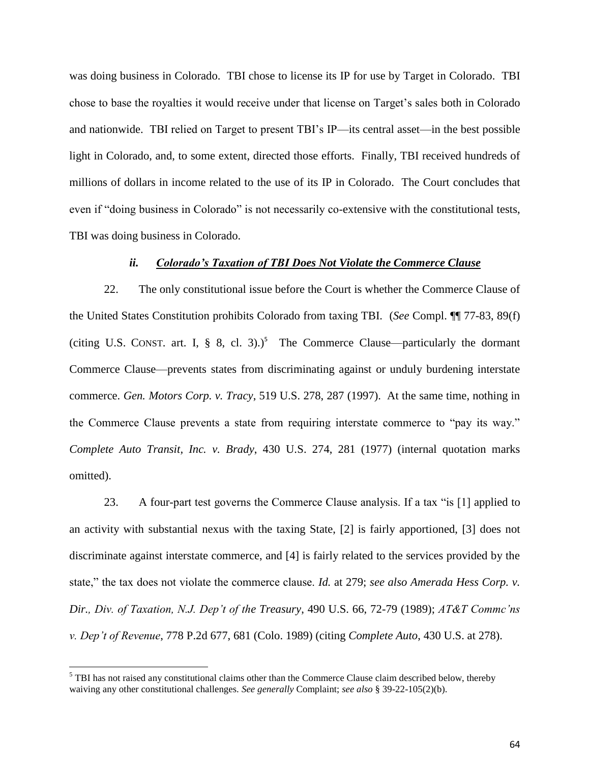was doing business in Colorado. TBI chose to license its IP for use by Target in Colorado. TBI chose to base the royalties it would receive under that license on Target's sales both in Colorado and nationwide. TBI relied on Target to present TBI's IP—its central asset—in the best possible light in Colorado, and, to some extent, directed those efforts. Finally, TBI received hundreds of millions of dollars in income related to the use of its IP in Colorado. The Court concludes that even if "doing business in Colorado" is not necessarily co-extensive with the constitutional tests, TBI was doing business in Colorado.

#### *ii. Colorado's Taxation of TBI Does Not Violate the Commerce Clause*

22. The only constitutional issue before the Court is whether the Commerce Clause of the United States Constitution prohibits Colorado from taxing TBI. (*See* Compl. ¶¶ 77-83, 89(f) (citing U.S. CONST. art. I, § 8, cl. 3).)[5] The Commerce Clause—particularly the dormant Commerce Clause—prevents states from discriminating against or unduly burdening interstate commerce. *Gen. Motors Corp. v. Tracy*, 519 U.S. 278, 287 (1997). At the same time, nothing in the Commerce Clause prevents a state from requiring interstate commerce to "pay its way." *Complete Auto Transit, Inc. v. Brady*, 430 U.S. 274, 281 (1977) (internal quotation marks omitted).

23. A four-part test governs the Commerce Clause analysis. If a tax "is [1] applied to an activity with substantial nexus with the taxing State, [2] is fairly apportioned, [3] does not discriminate against interstate commerce, and [4] is fairly related to the services provided by the state," the tax does not violate the commerce clause. *Id.* at 279; *see also Amerada Hess Corp. v. Dir., Div. of Taxation, N.J. Dep't of the Treasury*, 490 U.S. 66, 72-79 (1989); *AT&T Commc'ns v. Dep't of Revenue*, 778 P.2d 677, 681 (Colo. 1989) (citing *Complete Auto*, 430 U.S. at 278).

---

[5] TBI has not raised any constitutional claims other than the Commerce Clause claim described below, thereby waiving any other constitutional challenges. *See generally* Complaint; *see also* § 39-22-105(2)(b).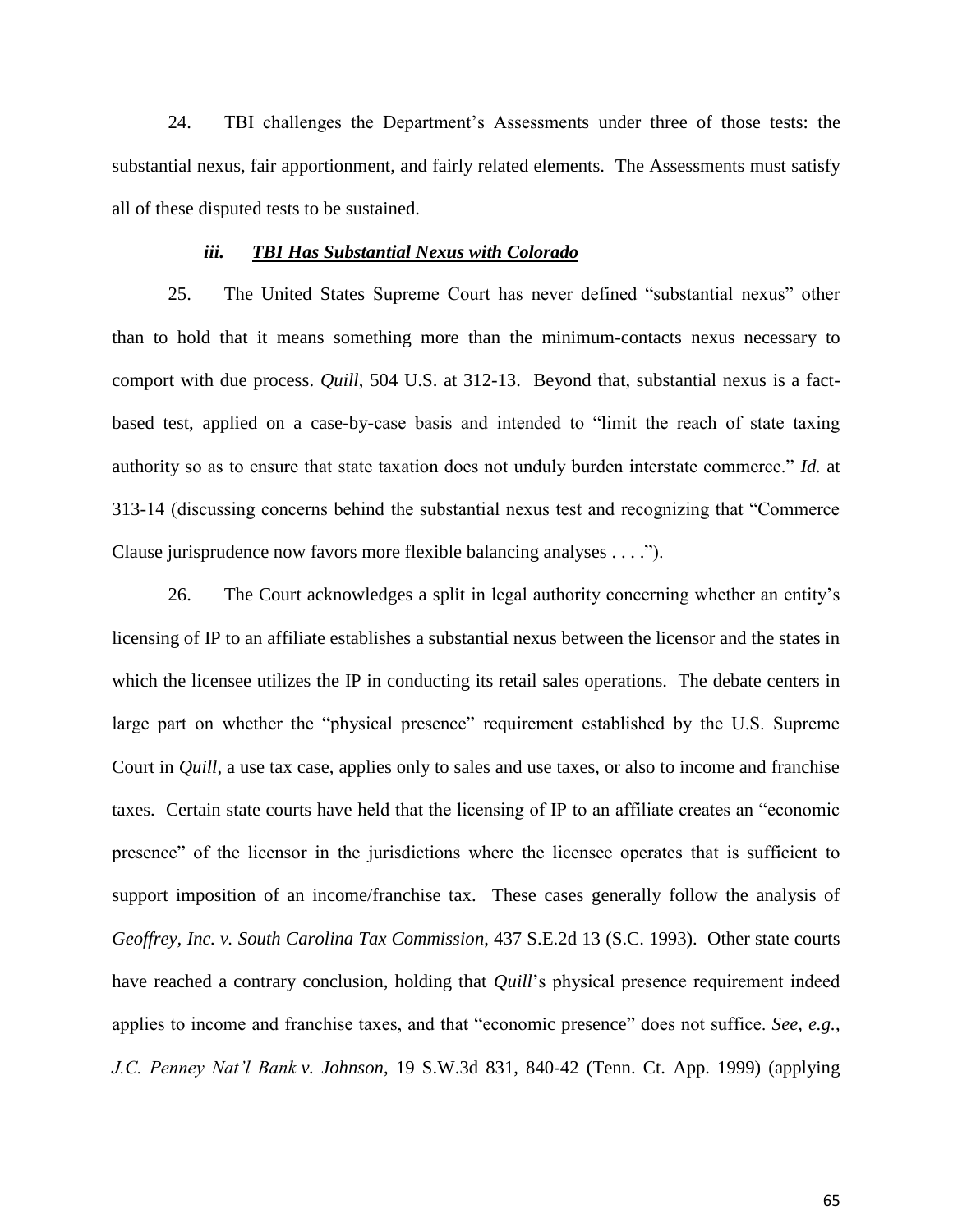24. TBI challenges the Department's Assessments under three of those tests: the substantial nexus, fair apportionment, and fairly related elements. The Assessments must satisfy all of these disputed tests to be sustained.

### ***iii. <u>TBI Has Substantial Nexus with Colorado</u>***

25. The United States Supreme Court has never defined "substantial nexus" other than to hold that it means something more than the minimum-contacts nexus necessary to comport with due process. *Quill*, 504 U.S. at 312-13. Beyond that, substantial nexus is a fact-based test, applied on a case-by-case basis and intended to "limit the reach of state taxing authority so as to ensure that state taxation does not unduly burden interstate commerce." *Id.* at 313-14 (discussing concerns behind the substantial nexus test and recognizing that "Commerce Clause jurisprudence now favors more flexible balancing analyses . . . .").

26. The Court acknowledges a split in legal authority concerning whether an entity's licensing of IP to an affiliate establishes a substantial nexus between the licensor and the states in which the licensee utilizes the IP in conducting its retail sales operations. The debate centers in large part on whether the "physical presence" requirement established by the U.S. Supreme Court in *Quill*, a use tax case, applies only to sales and use taxes, or also to income and franchise taxes. Certain state courts have held that the licensing of IP to an affiliate creates an "economic presence" of the licensor in the jurisdictions where the licensee operates that is sufficient to support imposition of an income/franchise tax. These cases generally follow the analysis of *Geoffrey, Inc. v. South Carolina Tax Commission*, 437 S.E.2d 13 (S.C. 1993). Other state courts have reached a contrary conclusion, holding that *Quill*'s physical presence requirement indeed applies to income and franchise taxes, and that "economic presence" does not suffice. *See, e.g.*, *J.C. Penney Nat'l Bank v. Johnson*, 19 S.W.3d 831, 840-42 (Tenn. Ct. App. 1999) (applying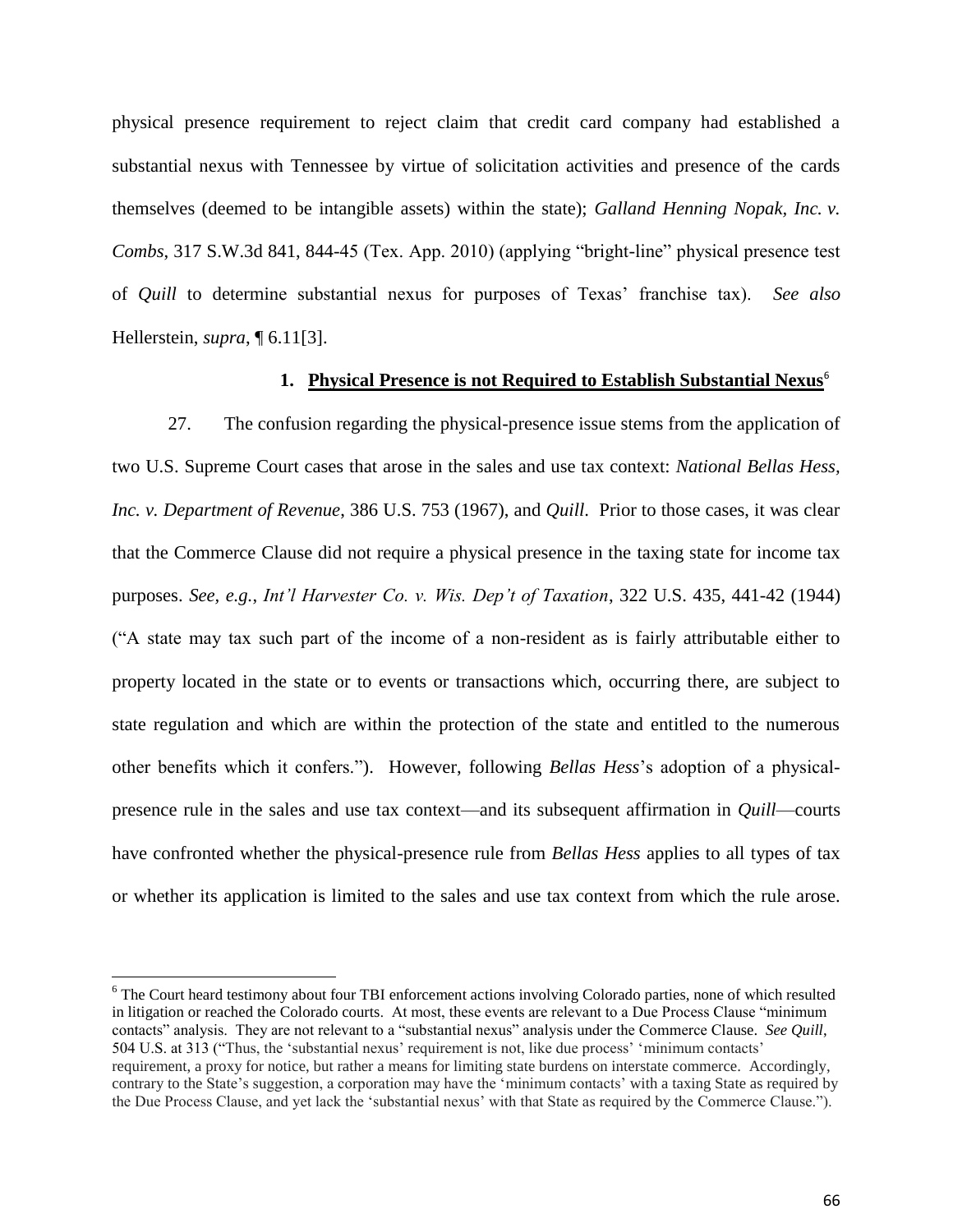physical presence requirement to reject claim that credit card company had established a substantial nexus with Tennessee by virtue of solicitation activities and presence of the cards themselves (deemed to be intangible assets) within the state); *Galland Henning Nopak, Inc. v. Combs*, 317 S.W.3d 841, 844-45 (Tex. App. 2010) (applying "bright-line" physical presence test of *Quill* to determine substantial nexus for purposes of Texas' franchise tax). *See also* Hellerstein, *supra*, ¶ 6.11[3].

### 1. <u>Physical Presence is not Required to Establish Substantial Nexus</u>[6]

27. The confusion regarding the physical-presence issue stems from the application of two U.S. Supreme Court cases that arose in the sales and use tax context: *National Bellas Hess, Inc. v. Department of Revenue*, 386 U.S. 753 (1967), and *Quill*. Prior to those cases, it was clear that the Commerce Clause did not require a physical presence in the taxing state for income tax purposes. *See, e.g.*, *Int'l Harvester Co. v. Wis. Dep't of Taxation*, 322 U.S. 435, 441-42 (1944) ("A state may tax such part of the income of a non-resident as is fairly attributable either to property located in the state or to events or transactions which, occurring there, are subject to state regulation and which are within the protection of the state and entitled to the numerous other benefits which it confers."). However, following *Bellas Hess*'s adoption of a physical-presence rule in the sales and use tax context—and its subsequent affirmation in *Quill*—courts have confronted whether the physical-presence rule from *Bellas Hess* applies to all types of tax or whether its application is limited to the sales and use tax context from which the rule arose.

---

[6] The Court heard testimony about four TBI enforcement actions involving Colorado parties, none of which resulted in litigation or reached the Colorado courts. At most, these events are relevant to a Due Process Clause "minimum contacts" analysis. They are not relevant to a "substantial nexus" analysis under the Commerce Clause. *See Quill*, 504 U.S. at 313 ("Thus, the 'substantial nexus' requirement is not, like due process' 'minimum contacts' requirement, a proxy for notice, but rather a means for limiting state burdens on interstate commerce. Accordingly, contrary to the State's suggestion, a corporation may have the 'minimum contacts' with a taxing State as required by the Due Process Clause, and yet lack the 'substantial nexus' with that State as required by the Commerce Clause.").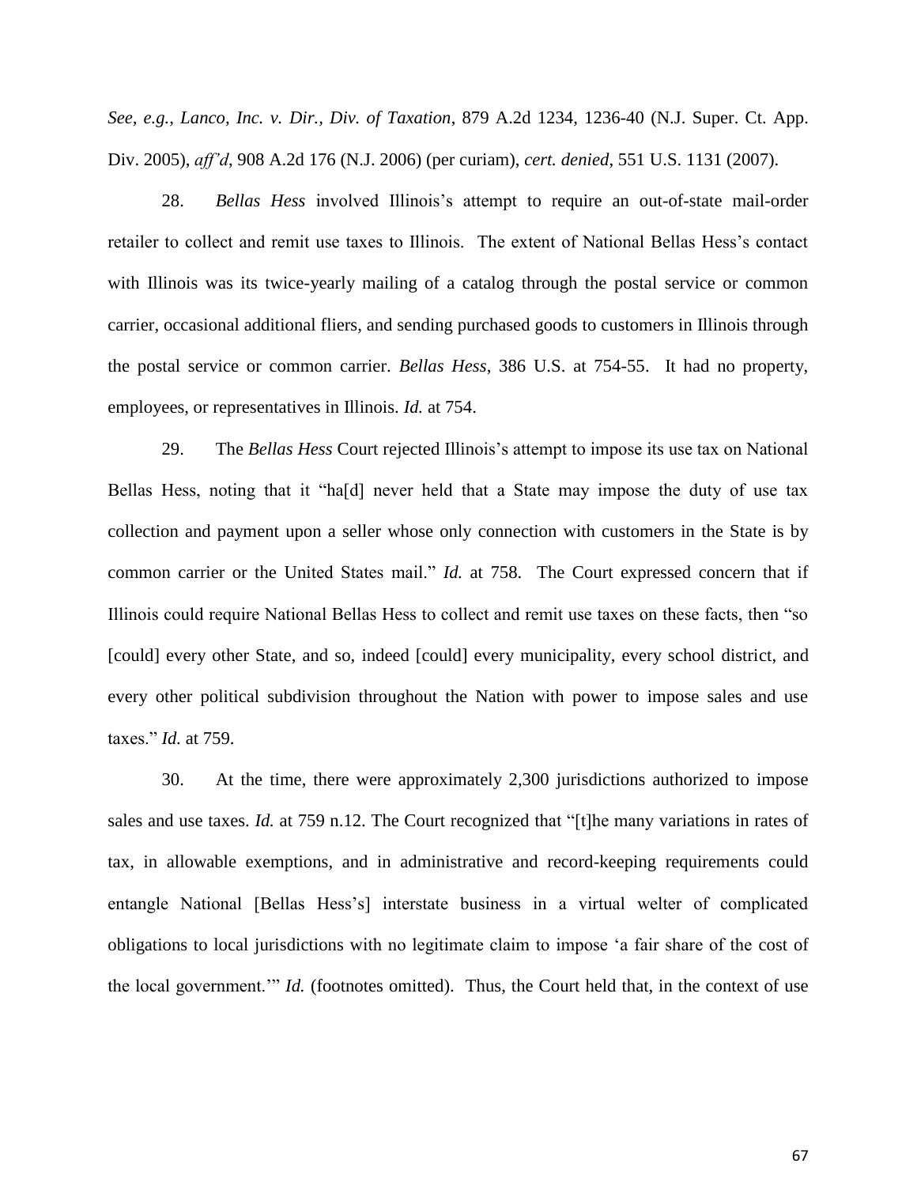*See, e.g.*, *Lanco, Inc. v. Dir., Div. of Taxation*, 879 A.2d 1234, 1236-40 (N.J. Super. Ct. App. Div. 2005), *aff'd*, 908 A.2d 176 (N.J. 2006) (per curiam), *cert. denied*, 551 U.S. 1131 (2007).

28. *Bellas Hess* involved Illinois's attempt to require an out-of-state mail-order retailer to collect and remit use taxes to Illinois. The extent of National Bellas Hess's contact with Illinois was its twice-yearly mailing of a catalog through the postal service or common carrier, occasional additional fliers, and sending purchased goods to customers in Illinois through the postal service or common carrier. *Bellas Hess*, 386 U.S. at 754-55. It had no property, employees, or representatives in Illinois. *Id.* at 754.

29. The *Bellas Hess* Court rejected Illinois's attempt to impose its use tax on National Bellas Hess, noting that it "ha[d] never held that a State may impose the duty of use tax collection and payment upon a seller whose only connection with customers in the State is by common carrier or the United States mail." *Id.* at 758. The Court expressed concern that if Illinois could require National Bellas Hess to collect and remit use taxes on these facts, then "so [could] every other State, and so, indeed [could] every municipality, every school district, and every other political subdivision throughout the Nation with power to impose sales and use taxes." *Id.* at 759.

30. At the time, there were approximately 2,300 jurisdictions authorized to impose sales and use taxes. *Id.* at 759 n.12. The Court recognized that "[t]he many variations in rates of tax, in allowable exemptions, and in administrative and record-keeping requirements could entangle National [Bellas Hess's] interstate business in a virtual welter of complicated obligations to local jurisdictions with no legitimate claim to impose 'a fair share of the cost of the local government.'" *Id.* (footnotes omitted). Thus, the Court held that, in the context of use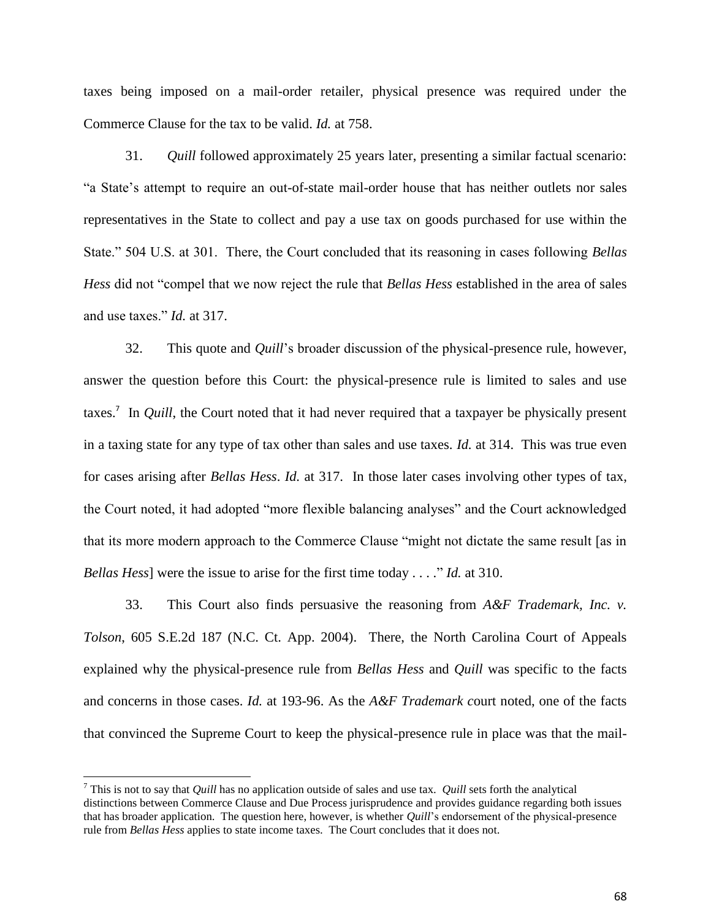taxes being imposed on a mail-order retailer, physical presence was required under the Commerce Clause for the tax to be valid. *Id.* at 758.

31. *Quill* followed approximately 25 years later, presenting a similar factual scenario: "a State's attempt to require an out-of-state mail-order house that has neither outlets nor sales representatives in the State to collect and pay a use tax on goods purchased for use within the State." 504 U.S. at 301. There, the Court concluded that its reasoning in cases following *Bellas Hess* did not "compel that we now reject the rule that *Bellas Hess* established in the area of sales and use taxes." *Id.* at 317.

32. This quote and *Quill*'s broader discussion of the physical-presence rule, however, answer the question before this Court: the physical-presence rule is limited to sales and use taxes.[7] In *Quill*, the Court noted that it had never required that a taxpayer be physically present in a taxing state for any type of tax other than sales and use taxes. *Id.* at 314. This was true even for cases arising after *Bellas Hess*. *Id.* at 317. In those later cases involving other types of tax, the Court noted, it had adopted "more flexible balancing analyses" and the Court acknowledged that its more modern approach to the Commerce Clause "might not dictate the same result [as in *Bellas Hess*] were the issue to arise for the first time today . . . ." *Id.* at 310.

33. This Court also finds persuasive the reasoning from *A&F Trademark, Inc. v. Tolson*, 605 S.E.2d 187 (N.C. Ct. App. 2004). There, the North Carolina Court of Appeals explained why the physical-presence rule from *Bellas Hess* and *Quill* was specific to the facts and concerns in those cases. *Id.* at 193-96. As the *A&F Trademark c*ourt noted, one of the facts that convinced the Supreme Court to keep the physical-presence rule in place was that the mail-

[7] This is not to say that *Quill* has no application outside of sales and use tax. *Quill* sets forth the analytical distinctions between Commerce Clause and Due Process jurisprudence and provides guidance regarding both issues that has broader application. The question here, however, is whether *Quill*'s endorsement of the physical-presence rule from *Bellas Hess* applies to state income taxes. The Court concludes that it does not.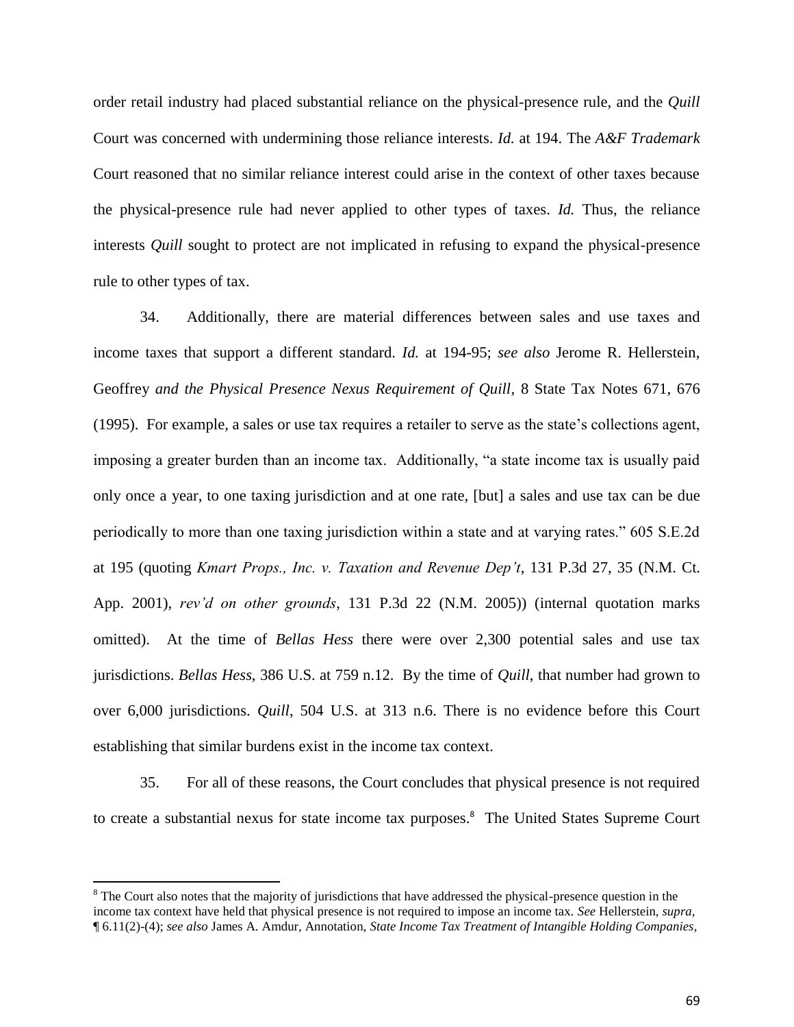order retail industry had placed substantial reliance on the physical-presence rule, and the *Quill* Court was concerned with undermining those reliance interests. *Id.* at 194. The *A&F Trademark* Court reasoned that no similar reliance interest could arise in the context of other taxes because the physical-presence rule had never applied to other types of taxes. *Id.* Thus, the reliance interests *Quill* sought to protect are not implicated in refusing to expand the physical-presence rule to other types of tax.

34. Additionally, there are material differences between sales and use taxes and income taxes that support a different standard. *Id.* at 194-95; *see also* Jerome R. Hellerstein, Geoffrey *and the Physical Presence Nexus Requirement of Quill*, 8 State Tax Notes 671, 676 (1995). For example, a sales or use tax requires a retailer to serve as the state's collections agent, imposing a greater burden than an income tax. Additionally, "a state income tax is usually paid only once a year, to one taxing jurisdiction and at one rate, [but] a sales and use tax can be due periodically to more than one taxing jurisdiction within a state and at varying rates." 605 S.E.2d at 195 (quoting *Kmart Props., Inc. v. Taxation and Revenue Dep't*, 131 P.3d 27, 35 (N.M. Ct. App. 2001), *rev'd on other grounds*, 131 P.3d 22 (N.M. 2005)) (internal quotation marks omitted). At the time of *Bellas Hess* there were over 2,300 potential sales and use tax jurisdictions. *Bellas Hess*, 386 U.S. at 759 n.12. By the time of *Quill*, that number had grown to over 6,000 jurisdictions. *Quill*, 504 U.S. at 313 n.6. There is no evidence before this Court establishing that similar burdens exist in the income tax context.

35. For all of these reasons, the Court concludes that physical presence is not required to create a substantial nexus for state income tax purposes.[8] The United States Supreme Court

---

[8] The Court also notes that the majority of jurisdictions that have addressed the physical-presence question in the income tax context have held that physical presence is not required to impose an income tax. *See* Hellerstein, *supra*, ¶ 6.11(2)-(4); *see also* James A. Amdur, Annotation, *State Income Tax Treatment of Intangible Holding Companies*,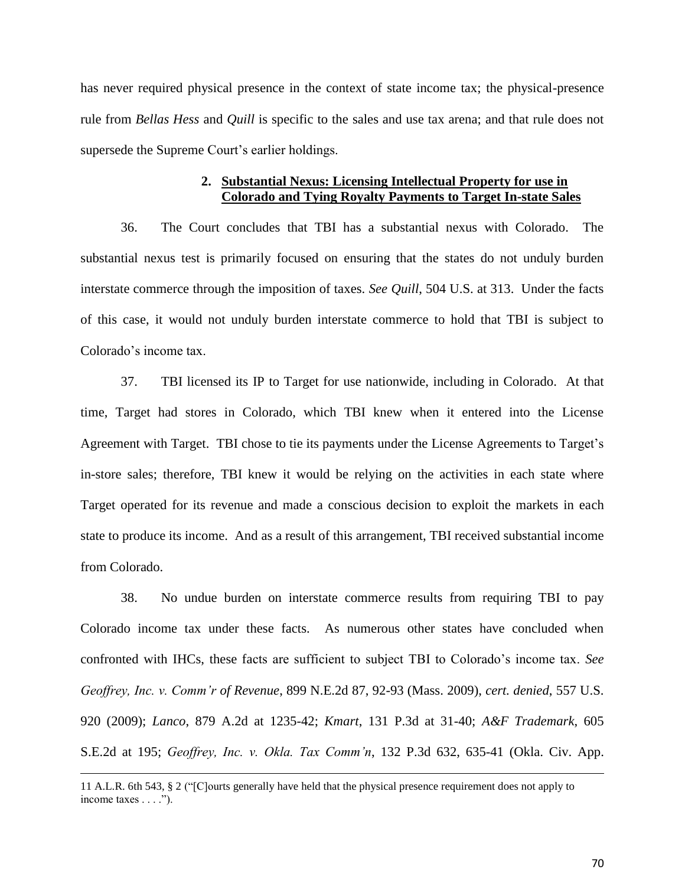has never required physical presence in the context of state income tax; the physical-presence rule from *Bellas Hess* and *Quill* is specific to the sales and use tax arena; and that rule does not supersede the Supreme Court's earlier holdings.

**2. Substantial Nexus: Licensing Intellectual Property for use in Colorado and Tying Royalty Payments to Target In-state Sales**

36. The Court concludes that TBI has a substantial nexus with Colorado. The substantial nexus test is primarily focused on ensuring that the states do not unduly burden interstate commerce through the imposition of taxes. *See Quill*, 504 U.S. at 313. Under the facts of this case, it would not unduly burden interstate commerce to hold that TBI is subject to Colorado's income tax.

37. TBI licensed its IP to Target for use nationwide, including in Colorado. At that time, Target had stores in Colorado, which TBI knew when it entered into the License Agreement with Target. TBI chose to tie its payments under the License Agreements to Target's in-store sales; therefore, TBI knew it would be relying on the activities in each state where Target operated for its revenue and made a conscious decision to exploit the markets in each state to produce its income. And as a result of this arrangement, TBI received substantial income from Colorado.

38. No undue burden on interstate commerce results from requiring TBI to pay Colorado income tax under these facts. As numerous other states have concluded when confronted with IHCs, these facts are sufficient to subject TBI to Colorado's income tax. *See Geoffrey, Inc. v. Comm'r of Revenue*, 899 N.E.2d 87, 92-93 (Mass. 2009), *cert. denied*, 557 U.S. 920 (2009); *Lanco*, 879 A.2d at 1235-42; *Kmart*, 131 P.3d at 31-40; *A&F Trademark*, 605 S.E.2d at 195; *Geoffrey, Inc. v. Okla. Tax Comm'n*, 132 P.3d 632, 635-41 (Okla. Civ. App.

---

11 A.L.R. 6th 543, § 2 ("[C]ourts generally have held that the physical presence requirement does not apply to income taxes . . . .").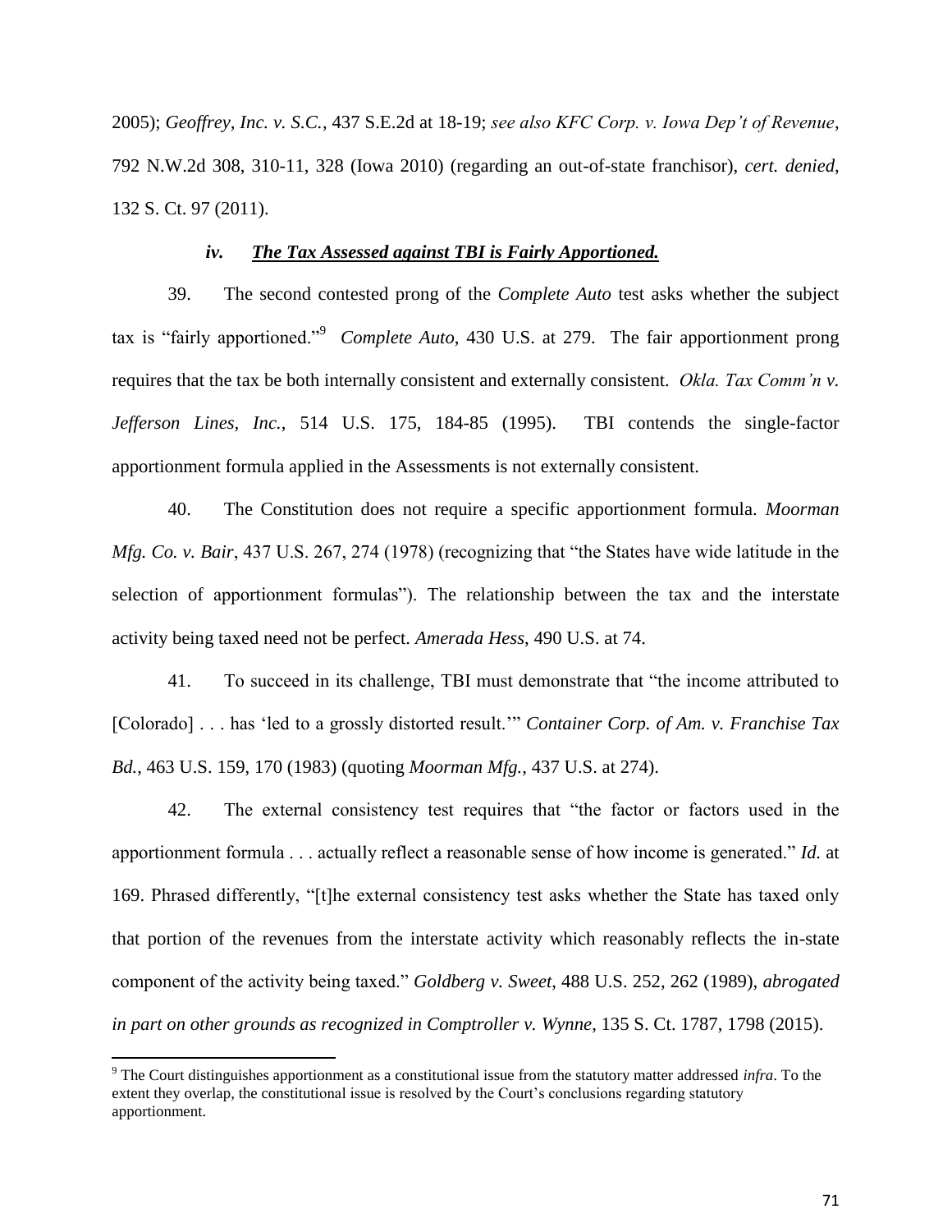2005); *Geoffrey, Inc. v. S.C.*, 437 S.E.2d at 18-19; *see also KFC Corp. v. Iowa Dep't of Revenue*, 792 N.W.2d 308, 310-11, 328 (Iowa 2010) (regarding an out-of-state franchisor), *cert. denied*, 132 S. Ct. 97 (2011).

### *iv. The Tax Assessed against TBI is Fairly Apportioned.*

39. The second contested prong of the *Complete Auto* test asks whether the subject tax is "fairly apportioned."[9] *Complete Auto*, 430 U.S. at 279. The fair apportionment prong requires that the tax be both internally consistent and externally consistent. *Okla. Tax Comm'n v. Jefferson Lines, Inc.*, 514 U.S. 175, 184-85 (1995). TBI contends the single-factor apportionment formula applied in the Assessments is not externally consistent.

40. The Constitution does not require a specific apportionment formula. *Moorman Mfg. Co. v. Bair*, 437 U.S. 267, 274 (1978) (recognizing that "the States have wide latitude in the selection of apportionment formulas"). The relationship between the tax and the interstate activity being taxed need not be perfect. *Amerada Hess*, 490 U.S. at 74.

41. To succeed in its challenge, TBI must demonstrate that "the income attributed to [Colorado] . . . has 'led to a grossly distorted result.'" *Container Corp. of Am. v. Franchise Tax Bd.*, 463 U.S. 159, 170 (1983) (quoting *Moorman Mfg.*, 437 U.S. at 274).

42. The external consistency test requires that "the factor or factors used in the apportionment formula . . . actually reflect a reasonable sense of how income is generated." *Id.* at 169. Phrased differently, "[t]he external consistency test asks whether the State has taxed only that portion of the revenues from the interstate activity which reasonably reflects the in-state component of the activity being taxed." *Goldberg v. Sweet*, 488 U.S. 252, 262 (1989), *abrogated in part on other grounds as recognized in Comptroller v. Wynne*, 135 S. Ct. 1787, 1798 (2015).

---

[9] The Court distinguishes apportionment as a constitutional issue from the statutory matter addressed *infra*. To the extent they overlap, the constitutional issue is resolved by the Court's conclusions regarding statutory apportionment.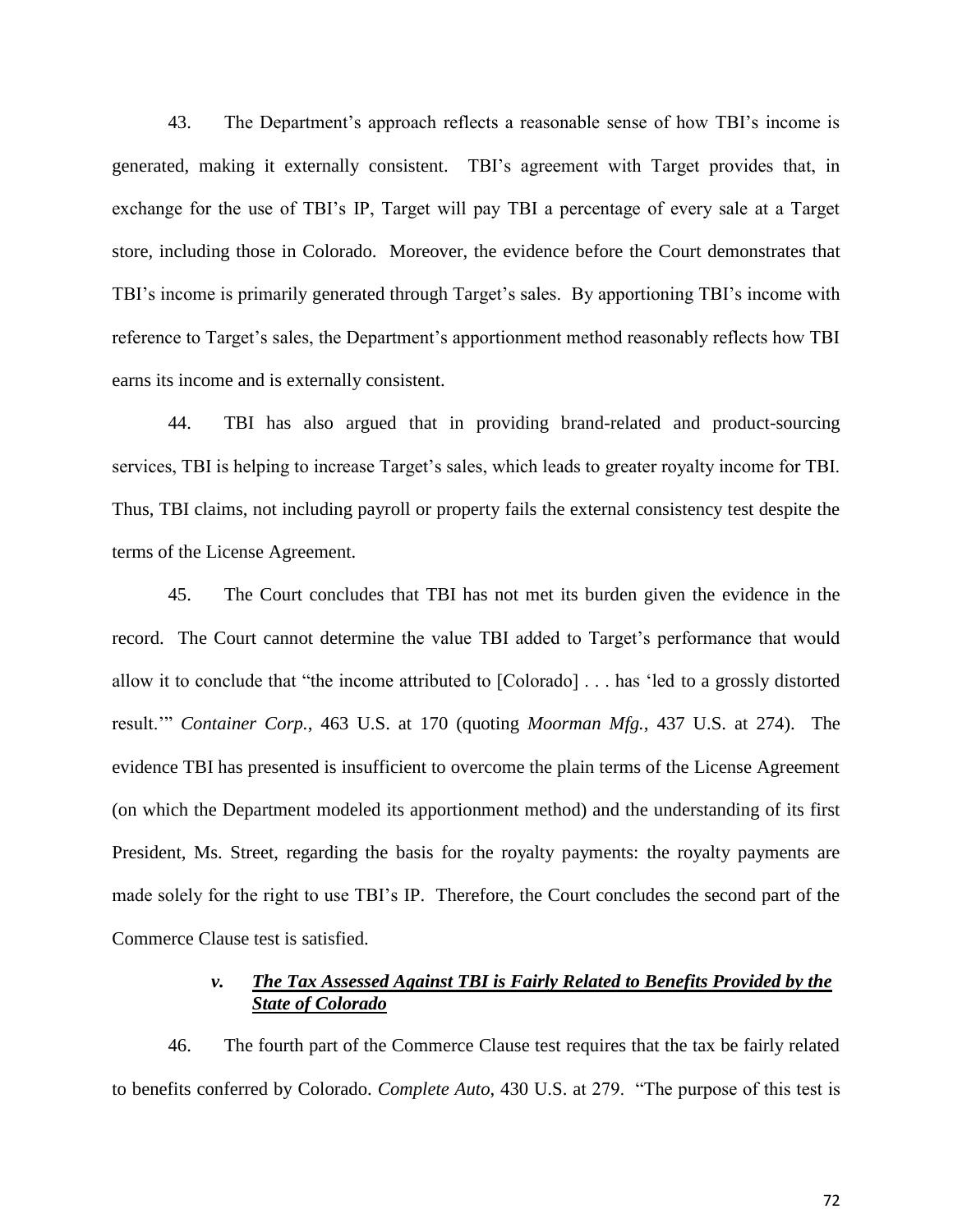43. The Department's approach reflects a reasonable sense of how TBI's income is generated, making it externally consistent. TBI's agreement with Target provides that, in exchange for the use of TBI's IP, Target will pay TBI a percentage of every sale at a Target store, including those in Colorado. Moreover, the evidence before the Court demonstrates that TBI's income is primarily generated through Target's sales. By apportioning TBI's income with reference to Target's sales, the Department's apportionment method reasonably reflects how TBI earns its income and is externally consistent.

44. TBI has also argued that in providing brand-related and product-sourcing services, TBI is helping to increase Target's sales, which leads to greater royalty income for TBI. Thus, TBI claims, not including payroll or property fails the external consistency test despite the terms of the License Agreement.

45. The Court concludes that TBI has not met its burden given the evidence in the record. The Court cannot determine the value TBI added to Target's performance that would allow it to conclude that "the income attributed to [Colorado] . . . has 'led to a grossly distorted result.'" *Container Corp.*, 463 U.S. at 170 (quoting *Moorman Mfg.*, 437 U.S. at 274). The evidence TBI has presented is insufficient to overcome the plain terms of the License Agreement (on which the Department modeled its apportionment method) and the understanding of its first President, Ms. Street, regarding the basis for the royalty payments: the royalty payments are made solely for the right to use TBI's IP. Therefore, the Court concludes the second part of the Commerce Clause test is satisfied.

### *v. <u>The Tax Assessed Against TBI is Fairly Related to Benefits Provided by the State of Colorado</u>*

46. The fourth part of the Commerce Clause test requires that the tax be fairly related to benefits conferred by Colorado. *Complete Auto*, 430 U.S. at 279. "The purpose of this test is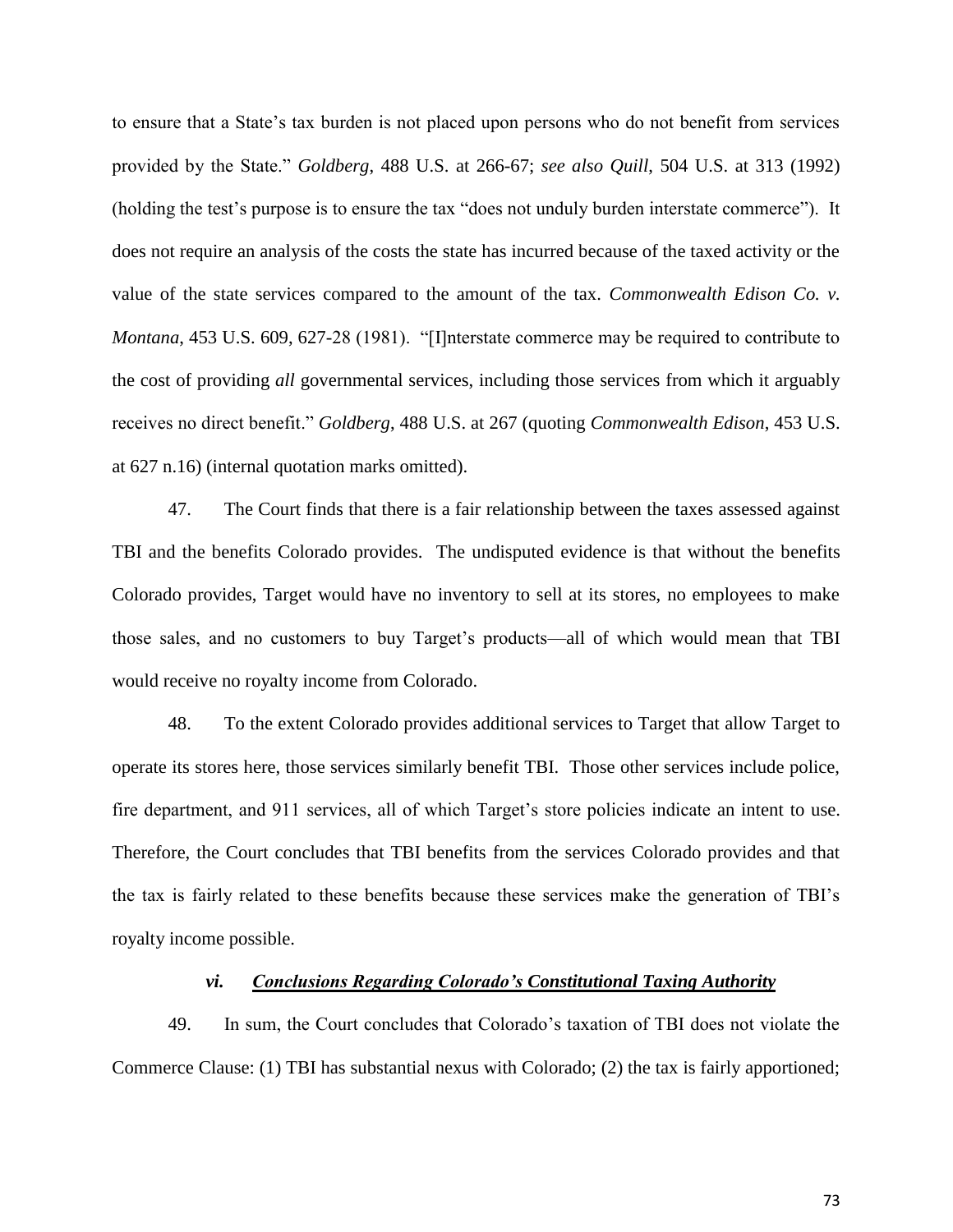to ensure that a State's tax burden is not placed upon persons who do not benefit from services provided by the State." *Goldberg*, 488 U.S. at 266-67; *see also Quill*, 504 U.S. at 313 (1992) (holding the test's purpose is to ensure the tax "does not unduly burden interstate commerce"). It does not require an analysis of the costs the state has incurred because of the taxed activity or the value of the state services compared to the amount of the tax. *Commonwealth Edison Co. v. Montana*, 453 U.S. 609, 627-28 (1981). "[I]nterstate commerce may be required to contribute to the cost of providing *all* governmental services, including those services from which it arguably receives no direct benefit." *Goldberg*, 488 U.S. at 267 (quoting *Commonwealth Edison*, 453 U.S. at 627 n.16) (internal quotation marks omitted).

47. The Court finds that there is a fair relationship between the taxes assessed against TBI and the benefits Colorado provides. The undisputed evidence is that without the benefits Colorado provides, Target would have no inventory to sell at its stores, no employees to make those sales, and no customers to buy Target's products—all of which would mean that TBI would receive no royalty income from Colorado.

48. To the extent Colorado provides additional services to Target that allow Target to operate its stores here, those services similarly benefit TBI. Those other services include police, fire department, and 911 services, all of which Target's store policies indicate an intent to use. Therefore, the Court concludes that TBI benefits from the services Colorado provides and that the tax is fairly related to these benefits because these services make the generation of TBI's royalty income possible.

### ***vi. Conclusions Regarding Colorado's Constitutional Taxing Authority***

49. In sum, the Court concludes that Colorado's taxation of TBI does not violate the Commerce Clause: (1) TBI has substantial nexus with Colorado; (2) the tax is fairly apportioned;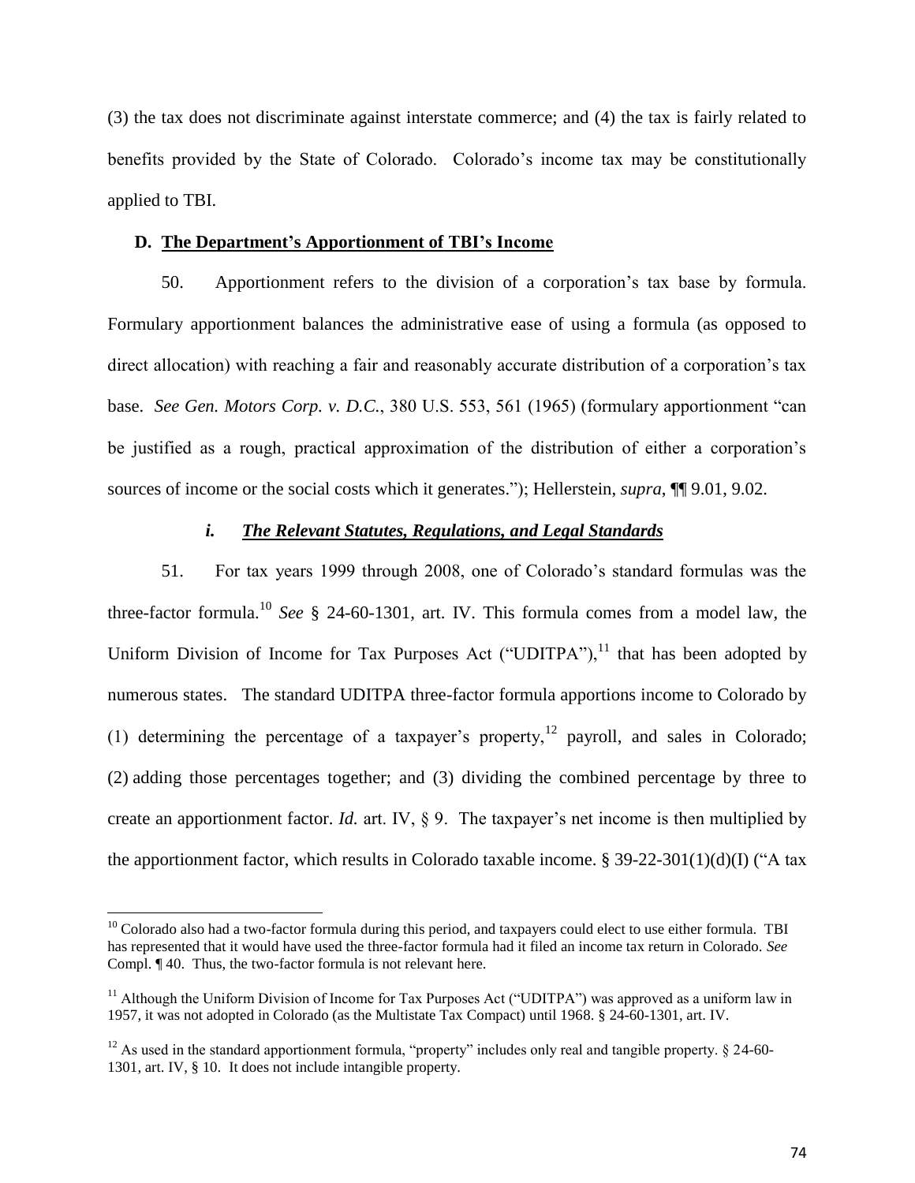(3) the tax does not discriminate against interstate commerce; and (4) the tax is fairly related to benefits provided by the State of Colorado. Colorado's income tax may be constitutionally applied to TBI.

### D. <u>The Department's Apportionment of TBI's Income</u>

50. Apportionment refers to the division of a corporation's tax base by formula. Formulary apportionment balances the administrative ease of using a formula (as opposed to direct allocation) with reaching a fair and reasonably accurate distribution of a corporation's tax base. *See Gen. Motors Corp. v. D.C.*, 380 U.S. 553, 561 (1965) (formulary apportionment "can be justified as a rough, practical approximation of the distribution of either a corporation's sources of income or the social costs which it generates."); Hellerstein, *supra*, ¶¶ 9.01, 9.02.

#### *i. <u>The Relevant Statutes, Regulations, and Legal Standards</u>*

51. For tax years 1999 through 2008, one of Colorado's standard formulas was the three-factor formula.[10] *See* § 24-60-1301, art. IV. This formula comes from a model law, the Uniform Division of Income for Tax Purposes Act ("UDITPA"),[11] that has been adopted by numerous states. The standard UDITPA three-factor formula apportions income to Colorado by (1) determining the percentage of a taxpayer's property,[12] payroll, and sales in Colorado; (2) adding those percentages together; and (3) dividing the combined percentage by three to create an apportionment factor. *Id.* art. IV, § 9. The taxpayer's net income is then multiplied by the apportionment factor, which results in Colorado taxable income. § 39-22-301(1)(d)(I) ("A tax

---

[10] Colorado also had a two-factor formula during this period, and taxpayers could elect to use either formula. TBI has represented that it would have used the three-factor formula had it filed an income tax return in Colorado. *See* Compl. ¶ 40. Thus, the two-factor formula is not relevant here.

[11] Although the Uniform Division of Income for Tax Purposes Act ("UDITPA") was approved as a uniform law in 1957, it was not adopted in Colorado (as the Multistate Tax Compact) until 1968. § 24-60-1301, art. IV.

[12] As used in the standard apportionment formula, "property" includes only real and tangible property. § 24-60-1301, art. IV, § 10. It does not include intangible property.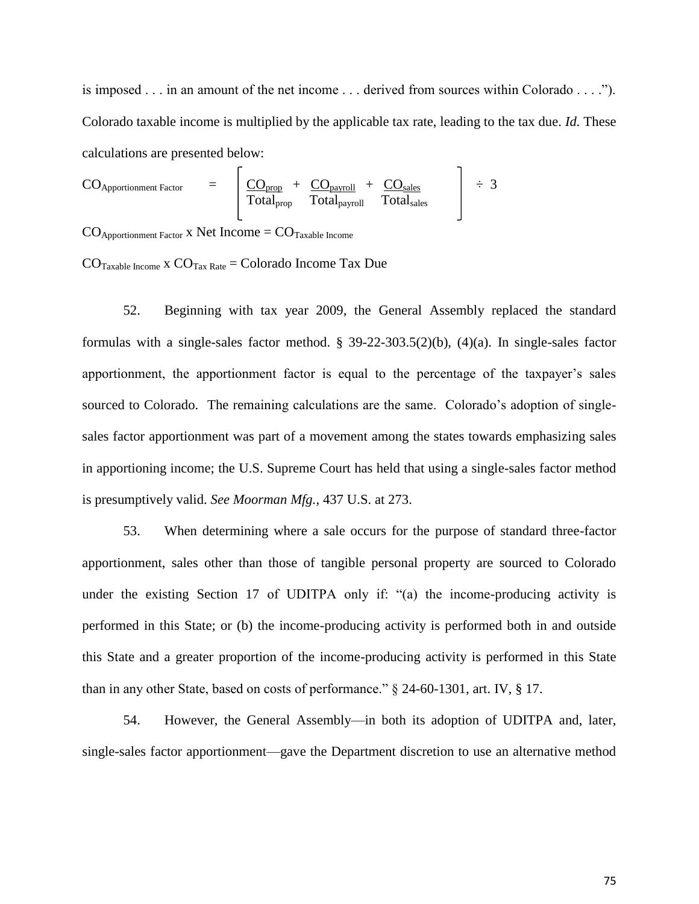is imposed . . . in an amount of the net income . . . derived from sources within Colorado . . . ."). Colorado taxable income is multiplied by the applicable tax rate, leading to the tax due. *Id.* These calculations are presented below:

$$CO_{\text{Apportionment Factor}} = \left[ \frac{CO_{\text{prop}}}{\text{Total}_{\text{prop}}} + \frac{CO_{\text{payroll}}}{\text{Total}_{\text{payroll}}} + \frac{CO_{\text{sales}}}{\text{Total}_{\text{sales}}} \right] \div 3$$

$$CO_{\text{Apportionment Factor}} \times \text{Net Income} = CO_{\text{Taxable Income}}$$

$$CO_{\text{Taxable Income}} \times CO_{\text{Tax Rate}} = \text{Colorado Income Tax Due}$$

52. Beginning with tax year 2009, the General Assembly replaced the standard formulas with a single-sales factor method. § 39-22-303.5(2)(b), (4)(a). In single-sales factor apportionment, the apportionment factor is equal to the percentage of the taxpayer's sales sourced to Colorado. The remaining calculations are the same. Colorado's adoption of single-sales factor apportionment was part of a movement among the states towards emphasizing sales in apportioning income; the U.S. Supreme Court has held that using a single-sales factor method is presumptively valid. *See Moorman Mfg.*, 437 U.S. at 273.

53. When determining where a sale occurs for the purpose of standard three-factor apportionment, sales other than those of tangible personal property are sourced to Colorado under the existing Section 17 of UDITPA only if: "(a) the income-producing activity is performed in this State; or (b) the income-producing activity is performed both in and outside this State and a greater proportion of the income-producing activity is performed in this State than in any other State, based on costs of performance." § 24-60-1301, art. IV, § 17.

54. However, the General Assembly—in both its adoption of UDITPA and, later, single-sales factor apportionment—gave the Department discretion to use an alternative method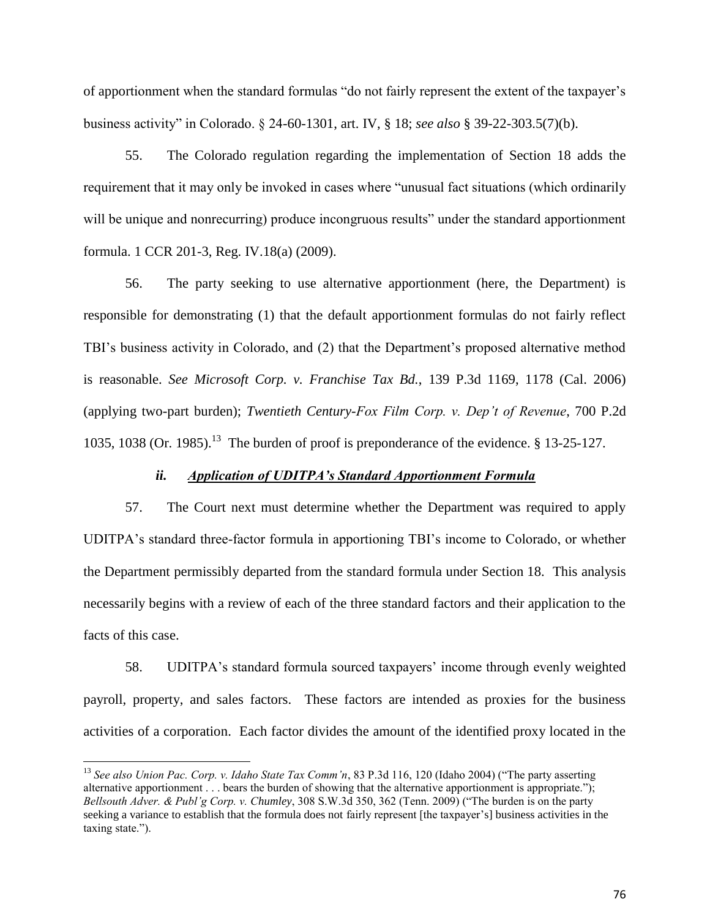of apportionment when the standard formulas "do not fairly represent the extent of the taxpayer's business activity" in Colorado. § 24-60-1301, art. IV, § 18; *see also* § 39-22-303.5(7)(b).

55. The Colorado regulation regarding the implementation of Section 18 adds the requirement that it may only be invoked in cases where "unusual fact situations (which ordinarily will be unique and nonrecurring) produce incongruous results" under the standard apportionment formula. 1 CCR 201-3, Reg. IV.18(a) (2009).

56. The party seeking to use alternative apportionment (here, the Department) is responsible for demonstrating (1) that the default apportionment formulas do not fairly reflect TBI's business activity in Colorado, and (2) that the Department's proposed alternative method is reasonable. *See Microsoft Corp. v. Franchise Tax Bd.*, 139 P.3d 1169, 1178 (Cal. 2006) (applying two-part burden); *Twentieth Century-Fox Film Corp. v. Dep't of Revenue*, 700 P.2d 1035, 1038 (Or. 1985).[13] The burden of proof is preponderance of the evidence. § 13-25-127.

### *ii. Application of UDITPA's Standard Apportionment Formula*

57. The Court next must determine whether the Department was required to apply UDITPA's standard three-factor formula in apportioning TBI's income to Colorado, or whether the Department permissibly departed from the standard formula under Section 18. This analysis necessarily begins with a review of each of the three standard factors and their application to the facts of this case.

58. UDITPA's standard formula sourced taxpayers' income through evenly weighted payroll, property, and sales factors. These factors are intended as proxies for the business activities of a corporation. Each factor divides the amount of the identified proxy located in the

---

[13] *See also Union Pac. Corp. v. Idaho State Tax Comm'n*, 83 P.3d 116, 120 (Idaho 2004) ("The party asserting alternative apportionment . . . bears the burden of showing that the alternative apportionment is appropriate."); *Bellsouth Adver. & Publ'g Corp. v. Chumley*, 308 S.W.3d 350, 362 (Tenn. 2009) ("The burden is on the party seeking a variance to establish that the formula does not fairly represent [the taxpayer's] business activities in the taxing state.").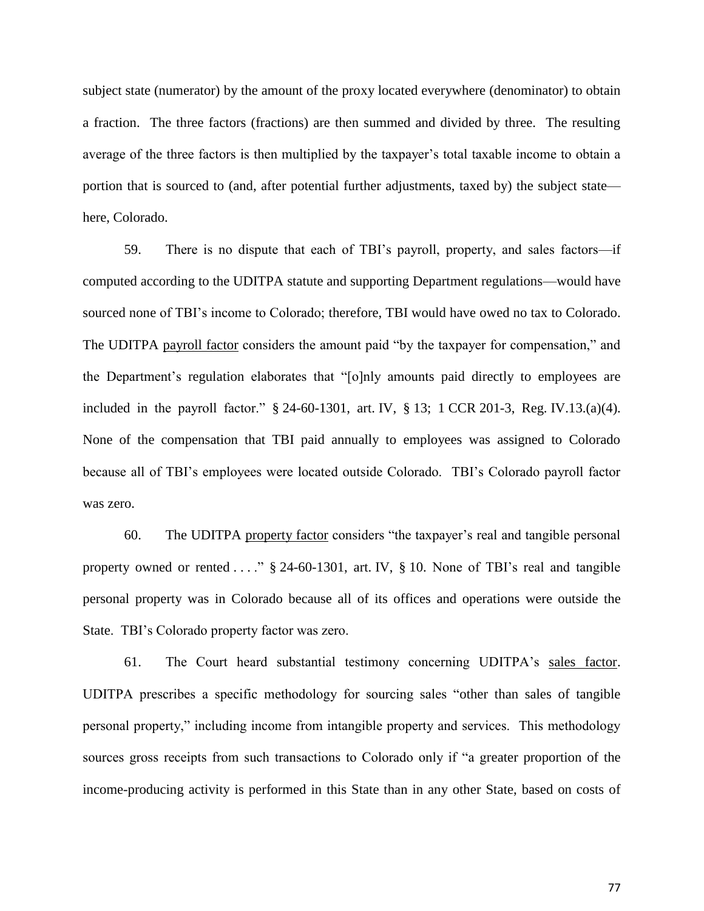subject state (numerator) by the amount of the proxy located everywhere (denominator) to obtain a fraction. The three factors (fractions) are then summed and divided by three. The resulting average of the three factors is then multiplied by the taxpayer's total taxable income to obtain a portion that is sourced to (and, after potential further adjustments, taxed by) the subject state—here, Colorado.

59. There is no dispute that each of TBI's payroll, property, and sales factors—if computed according to the UDITPA statute and supporting Department regulations—would have sourced none of TBI's income to Colorado; therefore, TBI would have owed no tax to Colorado. The UDITPA <u>payroll factor</u> considers the amount paid "by the taxpayer for compensation," and the Department's regulation elaborates that "[o]nly amounts paid directly to employees are included in the payroll factor." § 24-60-1301, art. IV, § 13; 1 CCR 201-3, Reg. IV.13.(a)(4). None of the compensation that TBI paid annually to employees was assigned to Colorado because all of TBI's employees were located outside Colorado. TBI's Colorado payroll factor was zero.

60. The UDITPA <u>property factor</u> considers "the taxpayer's real and tangible personal property owned or rented . . . ." § 24-60-1301, art. IV, § 10. None of TBI's real and tangible personal property was in Colorado because all of its offices and operations were outside the State. TBI's Colorado property factor was zero.

61. The Court heard substantial testimony concerning UDITPA's <u>sales factor</u>. UDITPA prescribes a specific methodology for sourcing sales "other than sales of tangible personal property," including income from intangible property and services. This methodology sources gross receipts from such transactions to Colorado only if "a greater proportion of the income-producing activity is performed in this State than in any other State, based on costs of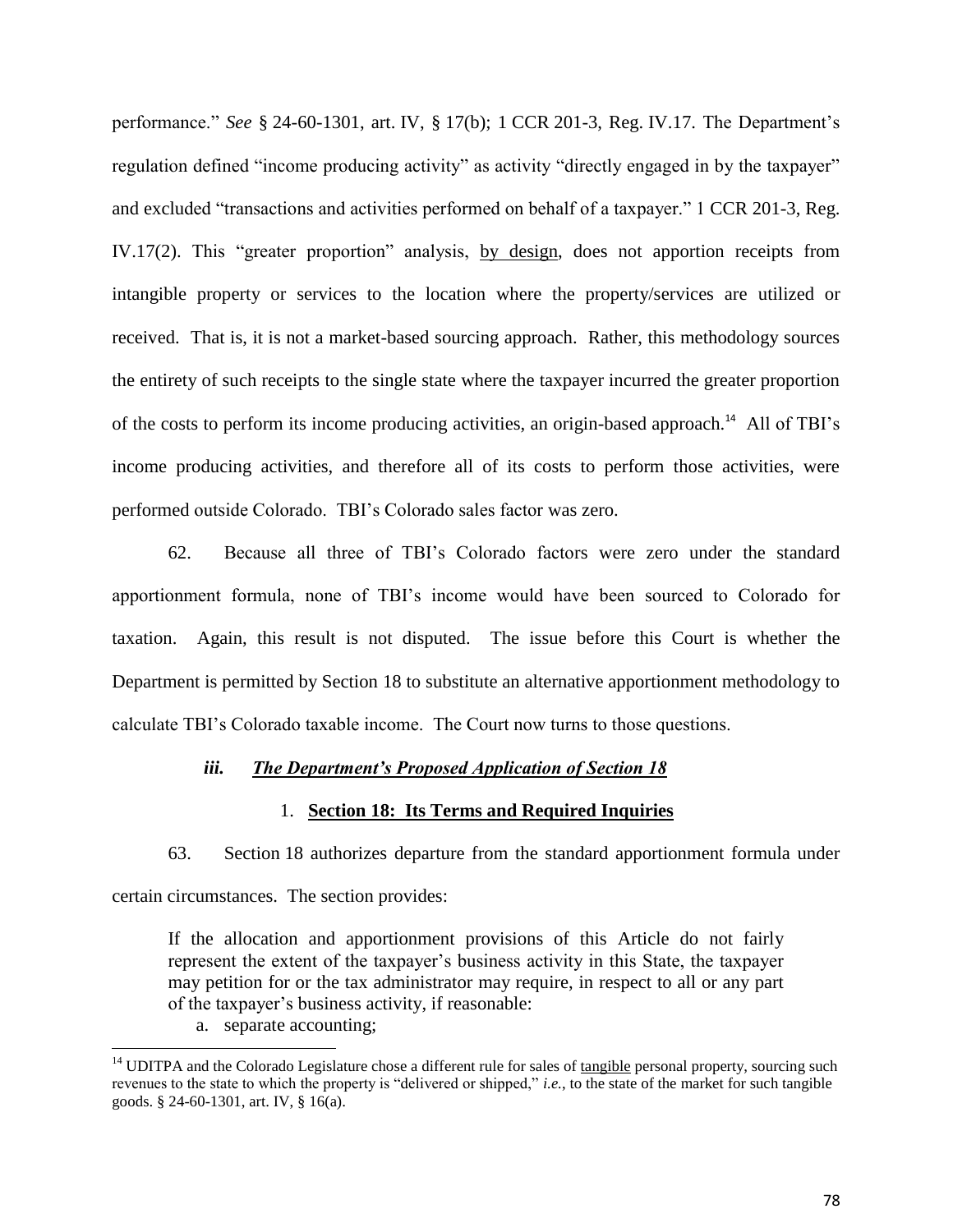performance." *See* § 24-60-1301, art. IV, § 17(b); 1 CCR 201-3, Reg. IV.17. The Department's regulation defined "income producing activity" as activity "directly engaged in by the taxpayer" and excluded "transactions and activities performed on behalf of a taxpayer." 1 CCR 201-3, Reg. IV.17(2). This "greater proportion" analysis, <u>by design</u>, does not apportion receipts from intangible property or services to the location where the property/services are utilized or received. That is, it is not a market-based sourcing approach. Rather, this methodology sources the entirety of such receipts to the single state where the taxpayer incurred the greater proportion of the costs to perform its income producing activities, an origin-based approach.[14] All of TBI's income producing activities, and therefore all of its costs to perform those activities, were performed outside Colorado. TBI's Colorado sales factor was zero.

62. Because all three of TBI's Colorado factors were zero under the standard apportionment formula, none of TBI's income would have been sourced to Colorado for taxation. Again, this result is not disputed. The issue before this Court is whether the Department is permitted by Section 18 to substitute an alternative apportionment methodology to calculate TBI's Colorado taxable income. The Court now turns to those questions.

### ***iii. <u>The Department's Proposed Application of Section 18</u>***

#### 1. **<u>Section 18: Its Terms and Required Inquiries</u>**

63. Section 18 authorizes departure from the standard apportionment formula under certain circumstances. The section provides:

> If the allocation and apportionment provisions of this Article do not fairly represent the extent of the taxpayer's business activity in this State, the taxpayer may petition for or the tax administrator may require, in respect to all or any part of the taxpayer's business activity, if reasonable:
>
> a. separate accounting;

---

[14] UDITPA and the Colorado Legislature chose a different rule for sales of <u>tangible</u> personal property, sourcing such revenues to the state to which the property is "delivered or shipped," *i.e.*, to the state of the market for such tangible goods. § 24-60-1301, art. IV, § 16(a).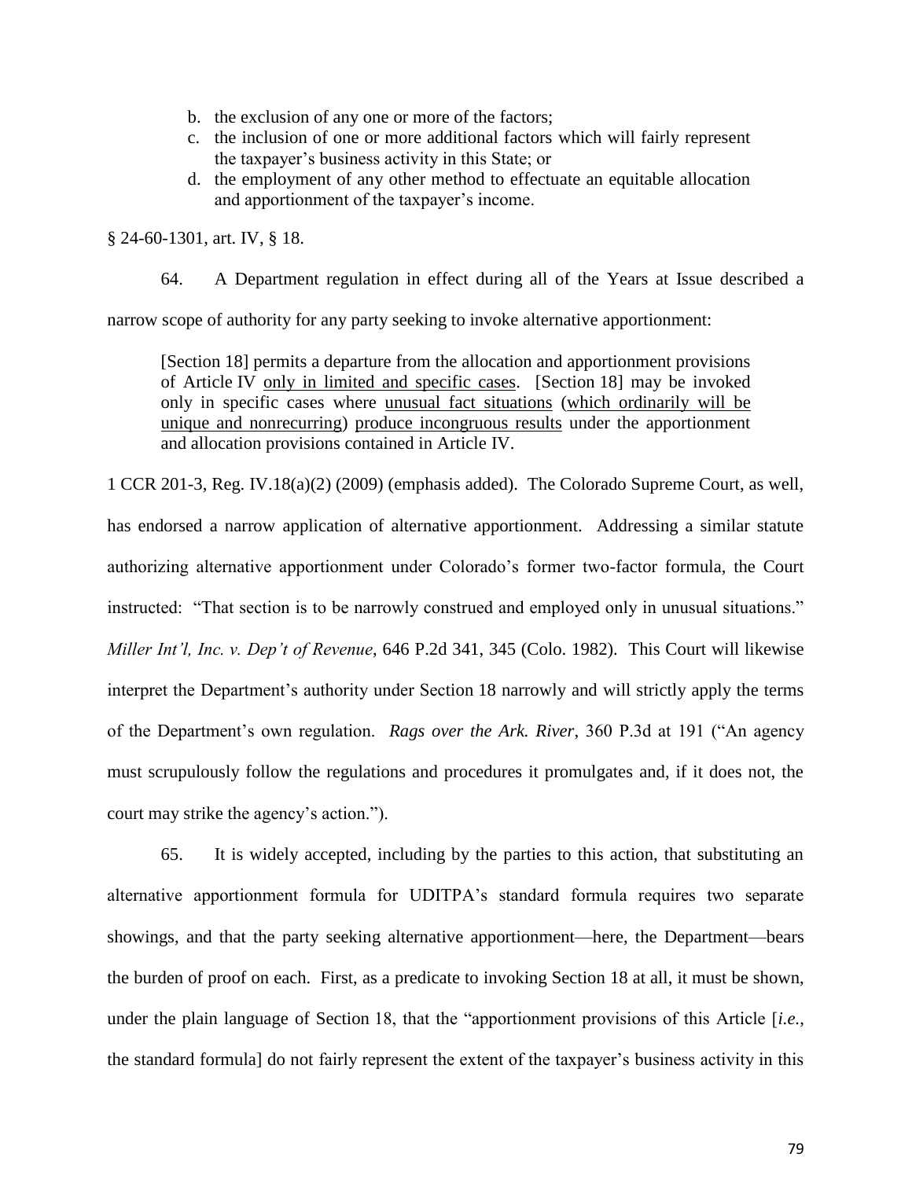b. the exclusion of any one or more of the factors;
c. the inclusion of one or more additional factors which will fairly represent the taxpayer's business activity in this State; or
d. the employment of any other method to effectuate an equitable allocation and apportionment of the taxpayer's income.

§ 24-60-1301, art. IV, § 18.

64. A Department regulation in effect during all of the Years at Issue described a narrow scope of authority for any party seeking to invoke alternative apportionment:

> [Section 18] permits a departure from the allocation and apportionment provisions of Article IV <u>only in limited and specific cases</u>. [Section 18] may be invoked only in specific cases where <u>unusual fact situations</u> (<u>which ordinarily will be unique and nonrecurring</u>) <u>produce incongruous results</u> under the apportionment and allocation provisions contained in Article IV.

1 CCR 201-3, Reg. IV.18(a)(2) (2009) (emphasis added). The Colorado Supreme Court, as well, has endorsed a narrow application of alternative apportionment. Addressing a similar statute authorizing alternative apportionment under Colorado's former two-factor formula, the Court instructed: "That section is to be narrowly construed and employed only in unusual situations." *Miller Int'l, Inc. v. Dep't of Revenue*, 646 P.2d 341, 345 (Colo. 1982). This Court will likewise interpret the Department's authority under Section 18 narrowly and will strictly apply the terms of the Department's own regulation. *Rags over the Ark. River*, 360 P.3d at 191 ("An agency must scrupulously follow the regulations and procedures it promulgates and, if it does not, the court may strike the agency's action.").

65. It is widely accepted, including by the parties to this action, that substituting an alternative apportionment formula for UDITPA's standard formula requires two separate showings, and that the party seeking alternative apportionment—here, the Department—bears the burden of proof on each. First, as a predicate to invoking Section 18 at all, it must be shown, under the plain language of Section 18, that the "apportionment provisions of this Article [*i.e.*, the standard formula] do not fairly represent the extent of the taxpayer's business activity in this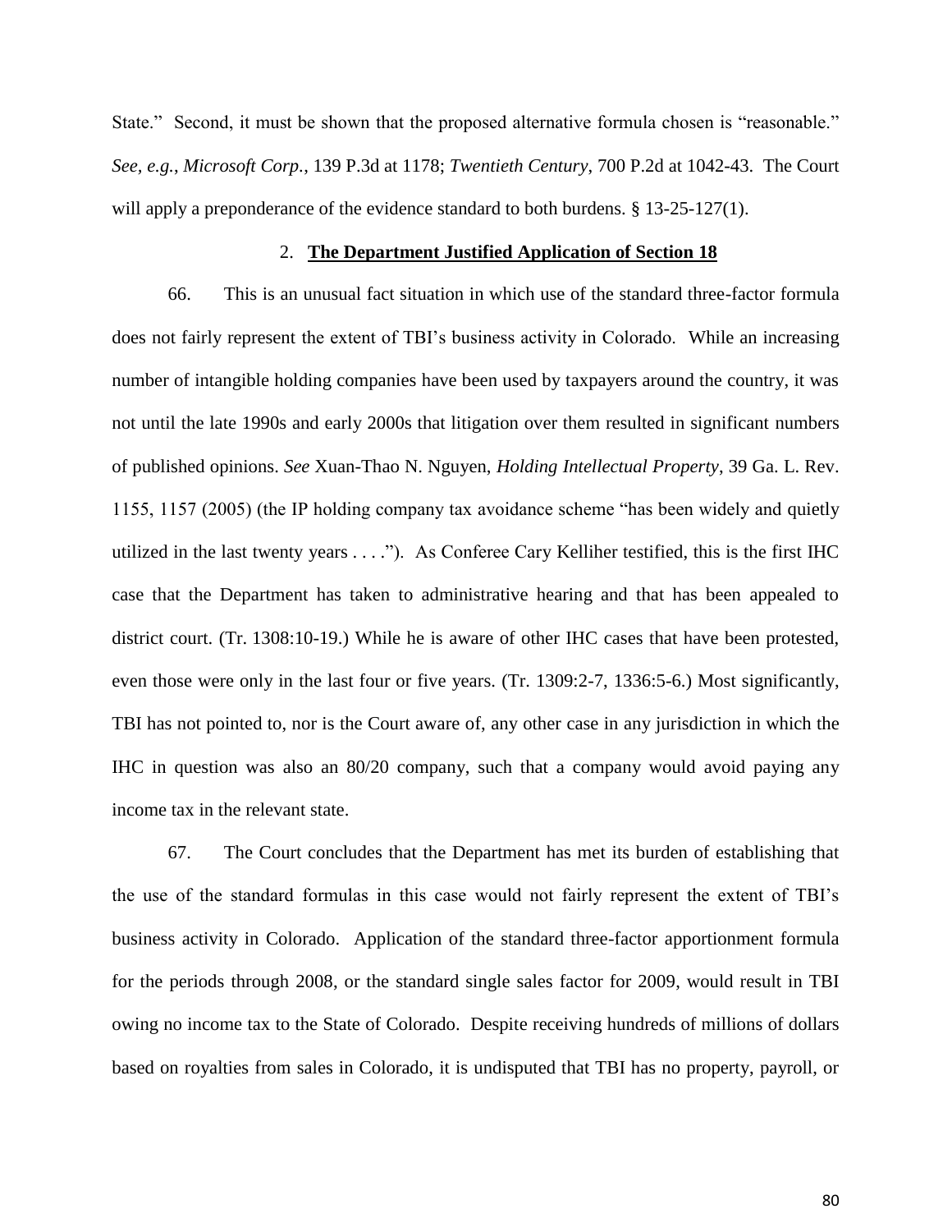State." Second, it must be shown that the proposed alternative formula chosen is "reasonable." *See, e.g.*, *Microsoft Corp.*, 139 P.3d at 1178; *Twentieth Century*, 700 P.2d at 1042-43. The Court will apply a preponderance of the evidence standard to both burdens. § 13-25-127(1).

### 2. **The Department Justified Application of Section 18**

66. This is an unusual fact situation in which use of the standard three-factor formula does not fairly represent the extent of TBI's business activity in Colorado. While an increasing number of intangible holding companies have been used by taxpayers around the country, it was not until the late 1990s and early 2000s that litigation over them resulted in significant numbers of published opinions. *See* Xuan-Thao N. Nguyen, *Holding Intellectual Property*, 39 Ga. L. Rev. 1155, 1157 (2005) (the IP holding company tax avoidance scheme "has been widely and quietly utilized in the last twenty years . . . ."). As Conferee Cary Kelliher testified, this is the first IHC case that the Department has taken to administrative hearing and that has been appealed to district court. (Tr. 1308:10-19.) While he is aware of other IHC cases that have been protested, even those were only in the last four or five years. (Tr. 1309:2-7, 1336:5-6.) Most significantly, TBI has not pointed to, nor is the Court aware of, any other case in any jurisdiction in which the IHC in question was also an 80/20 company, such that a company would avoid paying any income tax in the relevant state.

67. The Court concludes that the Department has met its burden of establishing that the use of the standard formulas in this case would not fairly represent the extent of TBI's business activity in Colorado. Application of the standard three-factor apportionment formula for the periods through 2008, or the standard single sales factor for 2009, would result in TBI owing no income tax to the State of Colorado. Despite receiving hundreds of millions of dollars based on royalties from sales in Colorado, it is undisputed that TBI has no property, payroll, or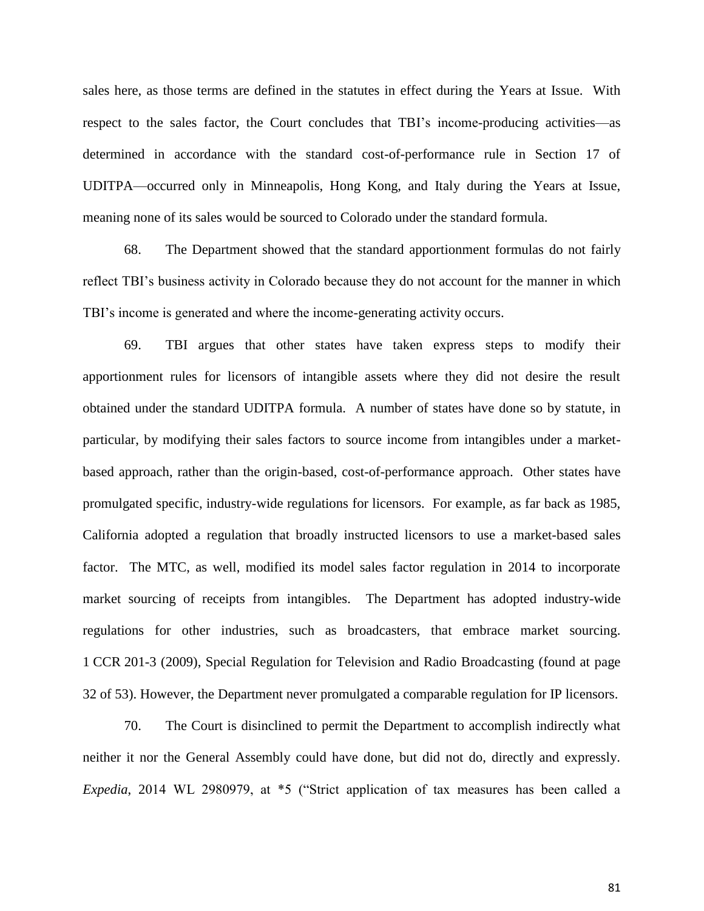sales here, as those terms are defined in the statutes in effect during the Years at Issue. With respect to the sales factor, the Court concludes that TBI's income-producing activities—as determined in accordance with the standard cost-of-performance rule in Section 17 of UDITPA—occurred only in Minneapolis, Hong Kong, and Italy during the Years at Issue, meaning none of its sales would be sourced to Colorado under the standard formula.

68. The Department showed that the standard apportionment formulas do not fairly reflect TBI's business activity in Colorado because they do not account for the manner in which TBI's income is generated and where the income-generating activity occurs.

69. TBI argues that other states have taken express steps to modify their apportionment rules for licensors of intangible assets where they did not desire the result obtained under the standard UDITPA formula. A number of states have done so by statute, in particular, by modifying their sales factors to source income from intangibles under a market-based approach, rather than the origin-based, cost-of-performance approach. Other states have promulgated specific, industry-wide regulations for licensors. For example, as far back as 1985, California adopted a regulation that broadly instructed licensors to use a market-based sales factor. The MTC, as well, modified its model sales factor regulation in 2014 to incorporate market sourcing of receipts from intangibles. The Department has adopted industry-wide regulations for other industries, such as broadcasters, that embrace market sourcing. 1 CCR 201-3 (2009), Special Regulation for Television and Radio Broadcasting (found at page 32 of 53). However, the Department never promulgated a comparable regulation for IP licensors.

70. The Court is disinclined to permit the Department to accomplish indirectly what neither it nor the General Assembly could have done, but did not do, directly and expressly. *Expedia*, 2014 WL 2980979, at *5 ("Strict application of tax measures has been called a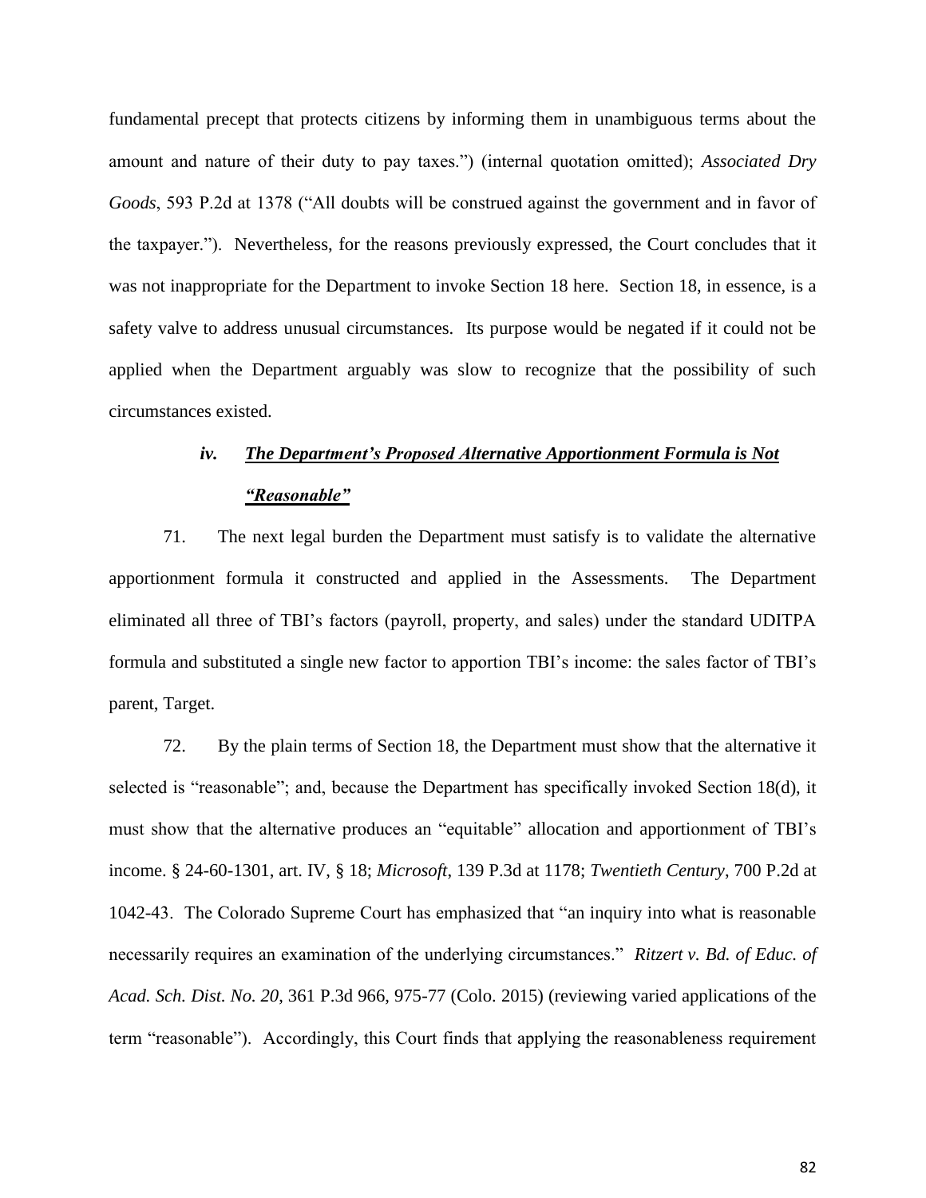fundamental precept that protects citizens by informing them in unambiguous terms about the amount and nature of their duty to pay taxes.") (internal quotation omitted); *Associated Dry Goods*, 593 P.2d at 1378 ("All doubts will be construed against the government and in favor of the taxpayer."). Nevertheless, for the reasons previously expressed, the Court concludes that it was not inappropriate for the Department to invoke Section 18 here. Section 18, in essence, is a safety valve to address unusual circumstances. Its purpose would be negated if it could not be applied when the Department arguably was slow to recognize that the possibility of such circumstances existed.

#### *iv. <u>The Department's Proposed Alternative Apportionment Formula is Not "Reasonable"</u>*

71. The next legal burden the Department must satisfy is to validate the alternative apportionment formula it constructed and applied in the Assessments. The Department eliminated all three of TBI's factors (payroll, property, and sales) under the standard UDITPA formula and substituted a single new factor to apportion TBI's income: the sales factor of TBI's parent, Target.

72. By the plain terms of Section 18, the Department must show that the alternative it selected is "reasonable"; and, because the Department has specifically invoked Section 18(d), it must show that the alternative produces an "equitable" allocation and apportionment of TBI's income. § 24-60-1301, art. IV, § 18; *Microsoft*, 139 P.3d at 1178; *Twentieth Century*, 700 P.2d at 1042-43. The Colorado Supreme Court has emphasized that "an inquiry into what is reasonable necessarily requires an examination of the underlying circumstances." *Ritzert v. Bd. of Educ. of Acad. Sch. Dist. No. 20*, 361 P.3d 966, 975-77 (Colo. 2015) (reviewing varied applications of the term "reasonable"). Accordingly, this Court finds that applying the reasonableness requirement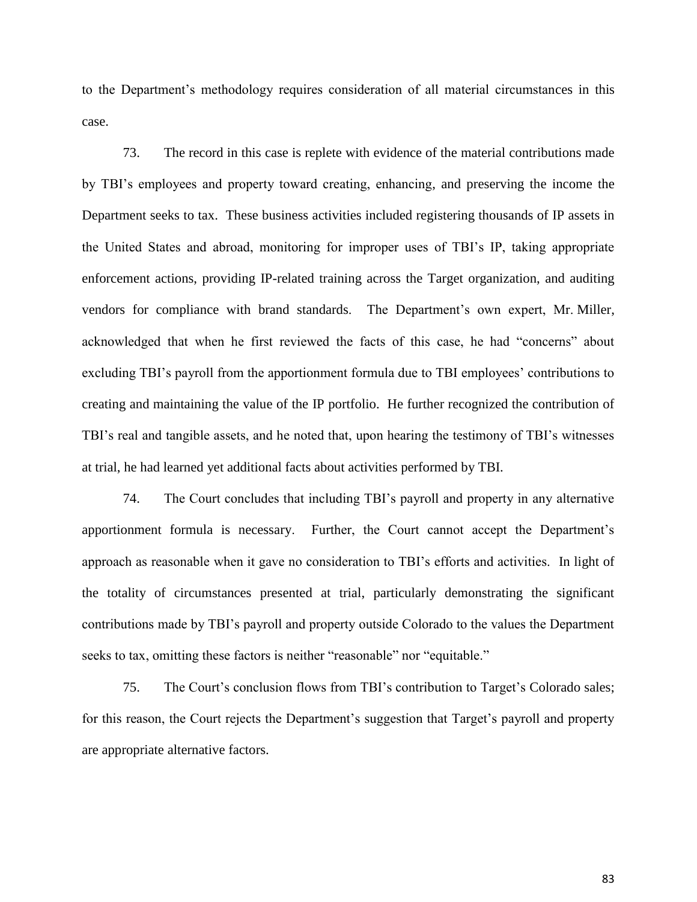to the Department's methodology requires consideration of all material circumstances in this case.

73. The record in this case is replete with evidence of the material contributions made by TBI's employees and property toward creating, enhancing, and preserving the income the Department seeks to tax. These business activities included registering thousands of IP assets in the United States and abroad, monitoring for improper uses of TBI's IP, taking appropriate enforcement actions, providing IP-related training across the Target organization, and auditing vendors for compliance with brand standards. The Department's own expert, Mr. Miller, acknowledged that when he first reviewed the facts of this case, he had "concerns" about excluding TBI's payroll from the apportionment formula due to TBI employees' contributions to creating and maintaining the value of the IP portfolio. He further recognized the contribution of TBI's real and tangible assets, and he noted that, upon hearing the testimony of TBI's witnesses at trial, he had learned yet additional facts about activities performed by TBI.

74. The Court concludes that including TBI's payroll and property in any alternative apportionment formula is necessary. Further, the Court cannot accept the Department's approach as reasonable when it gave no consideration to TBI's efforts and activities. In light of the totality of circumstances presented at trial, particularly demonstrating the significant contributions made by TBI's payroll and property outside Colorado to the values the Department seeks to tax, omitting these factors is neither "reasonable" nor "equitable."

75. The Court's conclusion flows from TBI's contribution to Target's Colorado sales; for this reason, the Court rejects the Department's suggestion that Target's payroll and property are appropriate alternative factors.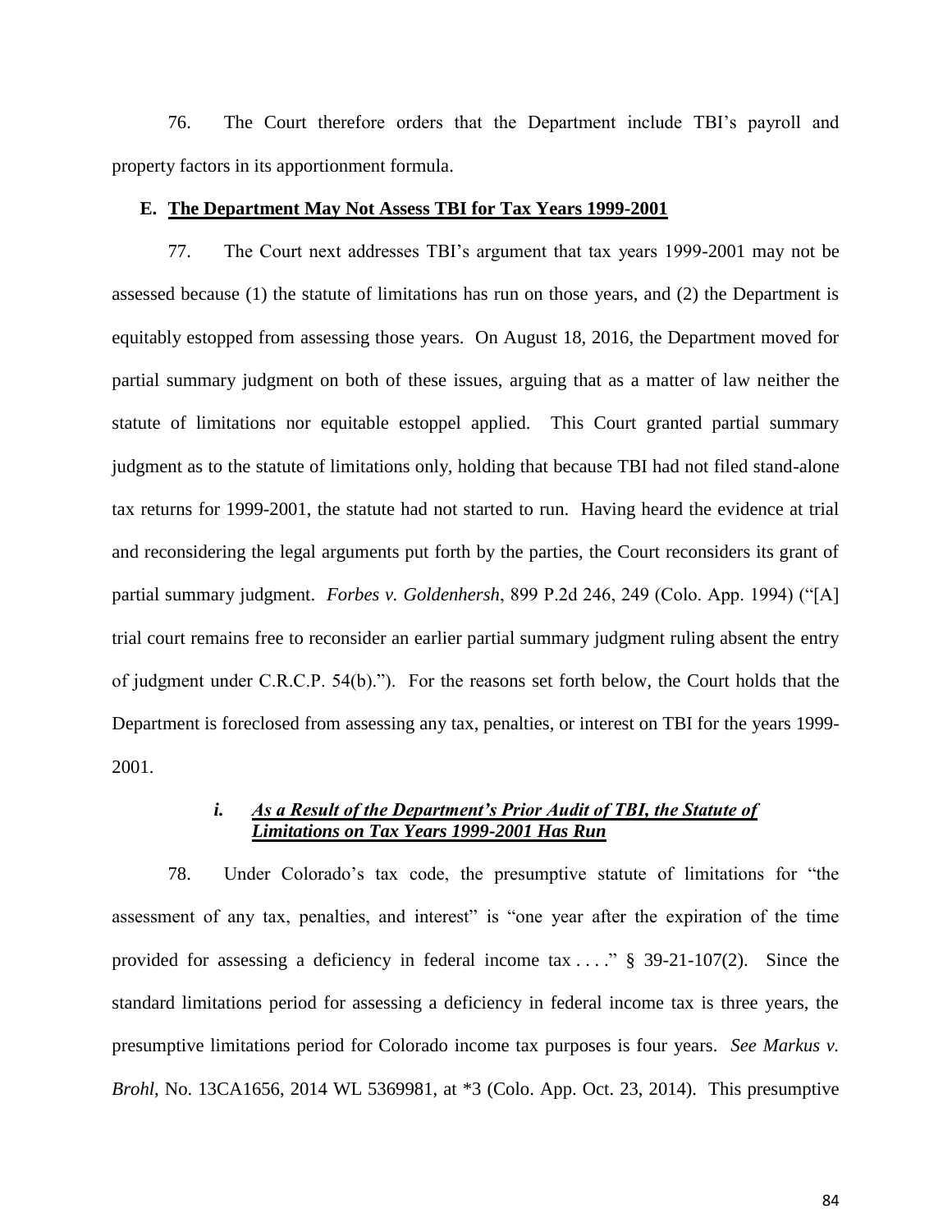76. The Court therefore orders that the Department include TBI's payroll and property factors in its apportionment formula.

### E. <u>The Department May Not Assess TBI for Tax Years 1999-2001</u>

77. The Court next addresses TBI's argument that tax years 1999-2001 may not be assessed because (1) the statute of limitations has run on those years, and (2) the Department is equitably estopped from assessing those years. On August 18, 2016, the Department moved for partial summary judgment on both of these issues, arguing that as a matter of law neither the statute of limitations nor equitable estoppel applied. This Court granted partial summary judgment as to the statute of limitations only, holding that because TBI had not filed stand-alone tax returns for 1999-2001, the statute had not started to run. Having heard the evidence at trial and reconsidering the legal arguments put forth by the parties, the Court reconsiders its grant of partial summary judgment. *Forbes v. Goldenhersh*, 899 P.2d 246, 249 (Colo. App. 1994) ("[A] trial court remains free to reconsider an earlier partial summary judgment ruling absent the entry of judgment under C.R.C.P. 54(b)."). For the reasons set forth below, the Court holds that the Department is foreclosed from assessing any tax, penalties, or interest on TBI for the years 1999-2001.

#### *i. <u>As a Result of the Department's Prior Audit of TBI, the Statute of Limitations on Tax Years 1999-2001 Has Run</u>*

78. Under Colorado's tax code, the presumptive statute of limitations for "the assessment of any tax, penalties, and interest" is "one year after the expiration of the time provided for assessing a deficiency in federal income tax . . . ." § 39-21-107(2). Since the standard limitations period for assessing a deficiency in federal income tax is three years, the presumptive limitations period for Colorado income tax purposes is four years. *See Markus v. Brohl*, No. 13CA1656, 2014 WL 5369981, at *3 (Colo. App. Oct. 23, 2014). This presumptive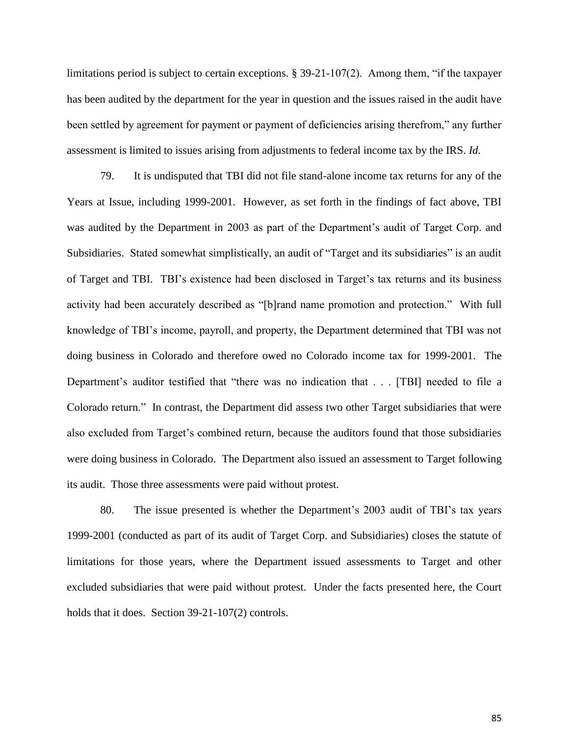limitations period is subject to certain exceptions. § 39-21-107(2). Among them, "if the taxpayer has been audited by the department for the year in question and the issues raised in the audit have been settled by agreement for payment or payment of deficiencies arising therefrom," any further assessment is limited to issues arising from adjustments to federal income tax by the IRS. *Id.*

79. It is undisputed that TBI did not file stand-alone income tax returns for any of the Years at Issue, including 1999-2001. However, as set forth in the findings of fact above, TBI was audited by the Department in 2003 as part of the Department's audit of Target Corp. and Subsidiaries. Stated somewhat simplistically, an audit of "Target and its subsidiaries" is an audit of Target and TBI. TBI's existence had been disclosed in Target's tax returns and its business activity had been accurately described as "[b]rand name promotion and protection." With full knowledge of TBI's income, payroll, and property, the Department determined that TBI was not doing business in Colorado and therefore owed no Colorado income tax for 1999-2001. The Department's auditor testified that "there was no indication that . . . [TBI] needed to file a Colorado return." In contrast, the Department did assess two other Target subsidiaries that were also excluded from Target's combined return, because the auditors found that those subsidiaries were doing business in Colorado. The Department also issued an assessment to Target following its audit. Those three assessments were paid without protest.

80. The issue presented is whether the Department's 2003 audit of TBI's tax years 1999-2001 (conducted as part of its audit of Target Corp. and Subsidiaries) closes the statute of limitations for those years, where the Department issued assessments to Target and other excluded subsidiaries that were paid without protest. Under the facts presented here, the Court holds that it does. Section 39-21-107(2) controls.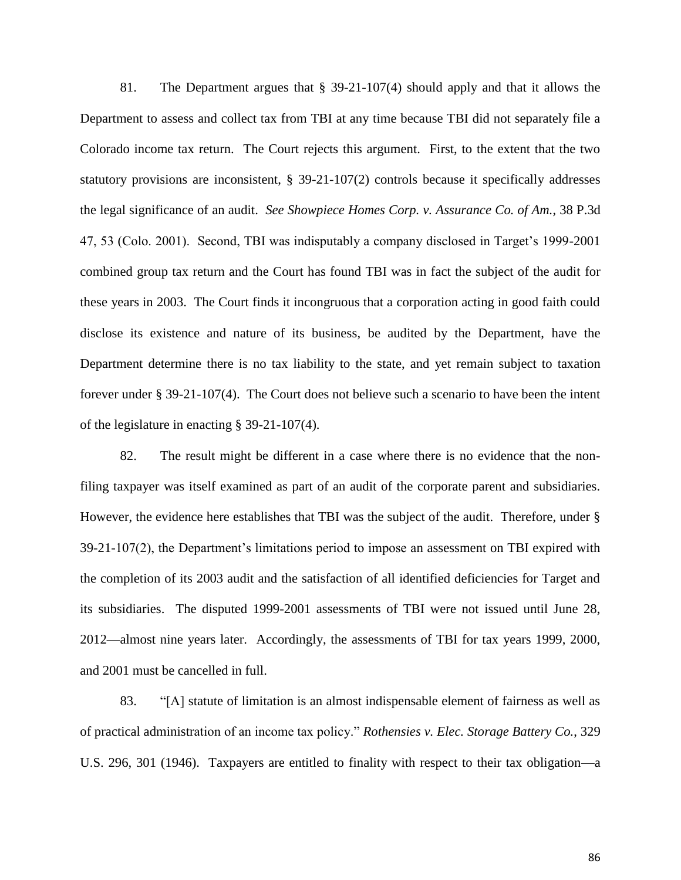81. The Department argues that § 39-21-107(4) should apply and that it allows the Department to assess and collect tax from TBI at any time because TBI did not separately file a Colorado income tax return. The Court rejects this argument. First, to the extent that the two statutory provisions are inconsistent, § 39-21-107(2) controls because it specifically addresses the legal significance of an audit. *See Showpiece Homes Corp. v. Assurance Co. of Am.*, 38 P.3d 47, 53 (Colo. 2001). Second, TBI was indisputably a company disclosed in Target's 1999-2001 combined group tax return and the Court has found TBI was in fact the subject of the audit for these years in 2003. The Court finds it incongruous that a corporation acting in good faith could disclose its existence and nature of its business, be audited by the Department, have the Department determine there is no tax liability to the state, and yet remain subject to taxation forever under § 39-21-107(4). The Court does not believe such a scenario to have been the intent of the legislature in enacting § 39-21-107(4).

82. The result might be different in a case where there is no evidence that the non-filing taxpayer was itself examined as part of an audit of the corporate parent and subsidiaries. However, the evidence here establishes that TBI was the subject of the audit. Therefore, under § 39-21-107(2), the Department's limitations period to impose an assessment on TBI expired with the completion of its 2003 audit and the satisfaction of all identified deficiencies for Target and its subsidiaries. The disputed 1999-2001 assessments of TBI were not issued until June 28, 2012—almost nine years later. Accordingly, the assessments of TBI for tax years 1999, 2000, and 2001 must be cancelled in full.

83. "[A] statute of limitation is an almost indispensable element of fairness as well as of practical administration of an income tax policy." *Rothensies v. Elec. Storage Battery Co.*, 329 U.S. 296, 301 (1946). Taxpayers are entitled to finality with respect to their tax obligation—a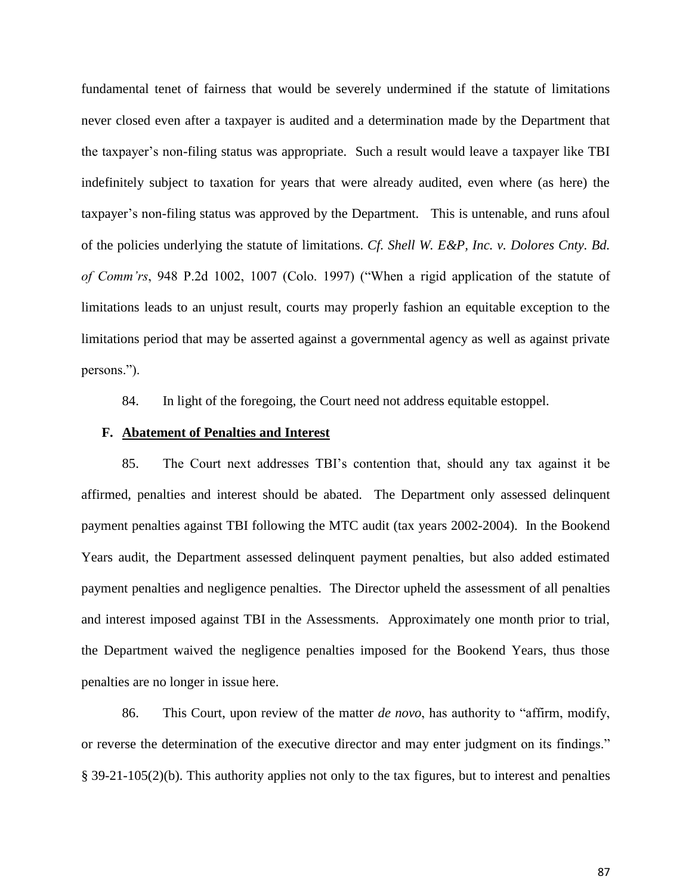fundamental tenet of fairness that would be severely undermined if the statute of limitations never closed even after a taxpayer is audited and a determination made by the Department that the taxpayer's non-filing status was appropriate. Such a result would leave a taxpayer like TBI indefinitely subject to taxation for years that were already audited, even where (as here) the taxpayer's non-filing status was approved by the Department. This is untenable, and runs afoul of the policies underlying the statute of limitations. *Cf. Shell W. E&P, Inc. v. Dolores Cnty. Bd. of Comm'rs*, 948 P.2d 1002, 1007 (Colo. 1997) ("When a rigid application of the statute of limitations leads to an unjust result, courts may properly fashion an equitable exception to the limitations period that may be asserted against a governmental agency as well as against private persons.").

84. In light of the foregoing, the Court need not address equitable estoppel.

### F. <u>Abatement of Penalties and Interest</u>

85. The Court next addresses TBI's contention that, should any tax against it be affirmed, penalties and interest should be abated. The Department only assessed delinquent payment penalties against TBI following the MTC audit (tax years 2002-2004). In the Bookend Years audit, the Department assessed delinquent payment penalties, but also added estimated payment penalties and negligence penalties. The Director upheld the assessment of all penalties and interest imposed against TBI in the Assessments. Approximately one month prior to trial, the Department waived the negligence penalties imposed for the Bookend Years, thus those penalties are no longer in issue here.

86. This Court, upon review of the matter *de novo*, has authority to "affirm, modify, or reverse the determination of the executive director and may enter judgment on its findings." § 39-21-105(2)(b). This authority applies not only to the tax figures, but to interest and penalties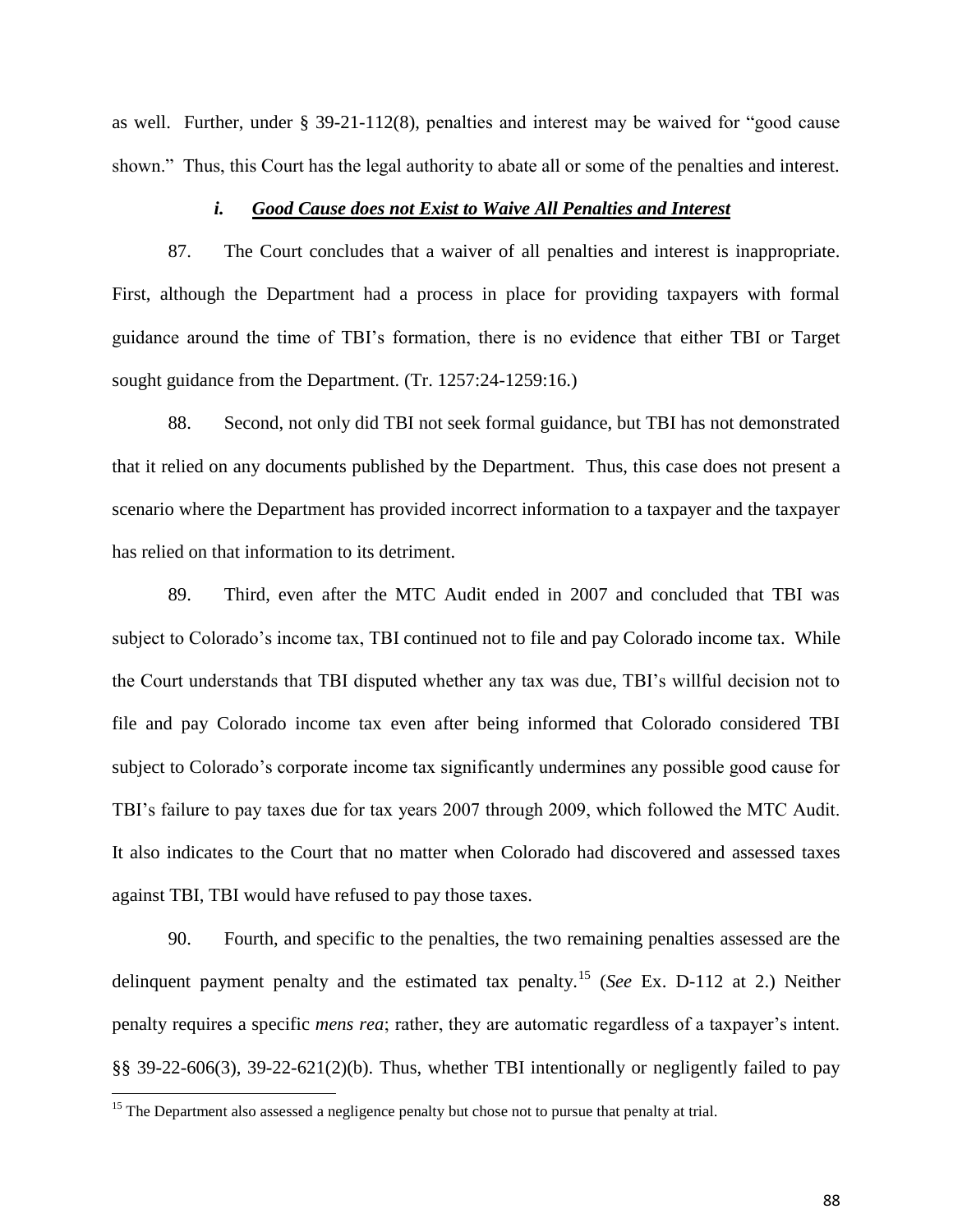as well. Further, under § 39-21-112(8), penalties and interest may be waived for "good cause shown." Thus, this Court has the legal authority to abate all or some of the penalties and interest.

### *i. Good Cause does not Exist to Waive All Penalties and Interest*

87. The Court concludes that a waiver of all penalties and interest is inappropriate. First, although the Department had a process in place for providing taxpayers with formal guidance around the time of TBI's formation, there is no evidence that either TBI or Target sought guidance from the Department. (Tr. 1257:24-1259:16.)

88. Second, not only did TBI not seek formal guidance, but TBI has not demonstrated that it relied on any documents published by the Department. Thus, this case does not present a scenario where the Department has provided incorrect information to a taxpayer and the taxpayer has relied on that information to its detriment.

89. Third, even after the MTC Audit ended in 2007 and concluded that TBI was subject to Colorado's income tax, TBI continued not to file and pay Colorado income tax. While the Court understands that TBI disputed whether any tax was due, TBI's willful decision not to file and pay Colorado income tax even after being informed that Colorado considered TBI subject to Colorado's corporate income tax significantly undermines any possible good cause for TBI's failure to pay taxes due for tax years 2007 through 2009, which followed the MTC Audit. It also indicates to the Court that no matter when Colorado had discovered and assessed taxes against TBI, TBI would have refused to pay those taxes.

90. Fourth, and specific to the penalties, the two remaining penalties assessed are the delinquent payment penalty and the estimated tax penalty.[15] (*See* Ex. D-112 at 2.) Neither penalty requires a specific *mens rea*; rather, they are automatic regardless of a taxpayer's intent. §§ 39-22-606(3), 39-22-621(2)(b). Thus, whether TBI intentionally or negligently failed to pay

[15] The Department also assessed a negligence penalty but chose not to pursue that penalty at trial.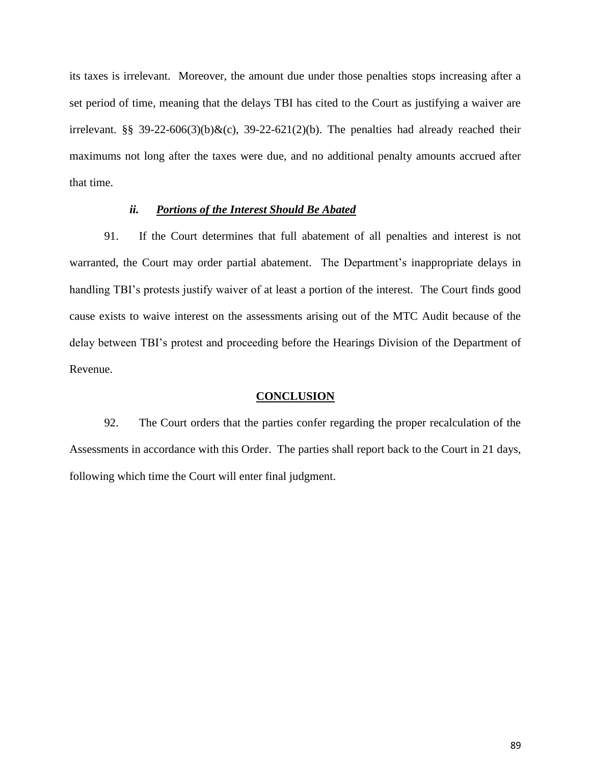its taxes is irrelevant. Moreover, the amount due under those penalties stops increasing after a set period of time, meaning that the delays TBI has cited to the Court as justifying a waiver are irrelevant. §§ 39-22-606(3)(b)&(c), 39-22-621(2)(b). The penalties had already reached their maximums not long after the taxes were due, and no additional penalty amounts accrued after that time.

***ii. <u>Portions of the Interest Should Be Abated</u>***

91. If the Court determines that full abatement of all penalties and interest is not warranted, the Court may order partial abatement. The Department's inappropriate delays in handling TBI's protests justify waiver of at least a portion of the interest. The Court finds good cause exists to waive interest on the assessments arising out of the MTC Audit because of the delay between TBI's protest and proceeding before the Hearings Division of the Department of Revenue.

## CONCLUSION

92. The Court orders that the parties confer regarding the proper recalculation of the Assessments in accordance with this Order. The parties shall report back to the Court in 21 days, following which time the Court will enter final judgment.